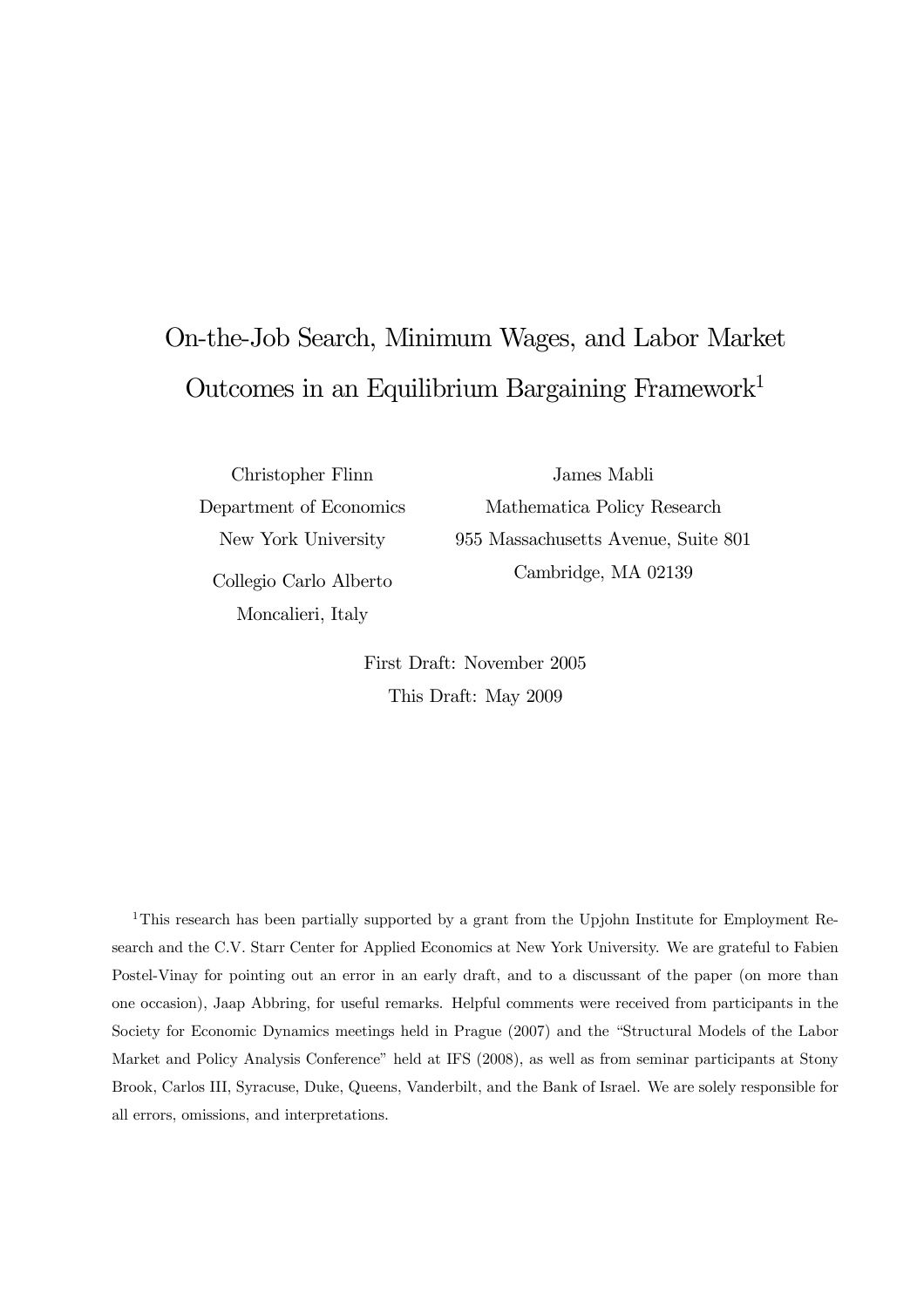# On-the-Job Search, Minimum Wages, and Labor Market Outcomes in an Equilibrium Bargaining Framework[1]

Christopher Flinn
Department of Economics
New York University
Collegio Carlo Alberto
Moncalieri, Italy

James Mabli
Mathematica Policy Research
955 Massachusetts Avenue, Suite 801
Cambridge, MA 02139

First Draft: November 2005
This Draft: May 2009

[1] This research has been partially supported by a grant from the Upjohn Institute for Employment Research and the C.V. Starr Center for Applied Economics at New York University. We are grateful to Fabien Postel-Vinay for pointing out an error in an early draft, and to a discussant of the paper (on more than one occasion), Jaap Abbring, for useful remarks. Helpful comments were received from participants in the Society for Economic Dynamics meetings held in Prague (2007) and the "Structural Models of the Labor Market and Policy Analysis Conference" held at IFS (2008), as well as from seminar participants at Stony Brook, Carlos III, Syracuse, Duke, Queens, Vanderbilt, and the Bank of Israel. We are solely responsible for all errors, omissions, and interpretations.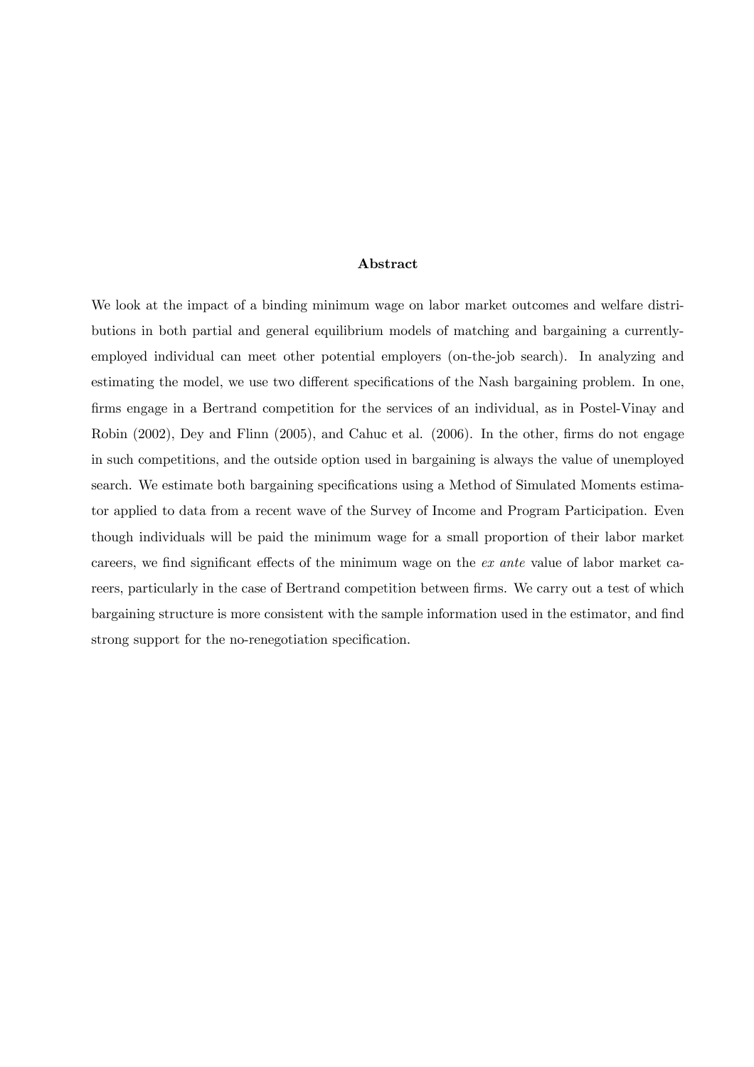### Abstract

We look at the impact of a binding minimum wage on labor market outcomes and welfare distributions in both partial and general equilibrium models of matching and bargaining a currently-employed individual can meet other potential employers (on-the-job search). In analyzing and estimating the model, we use two different specifications of the Nash bargaining problem. In one, firms engage in a Bertrand competition for the services of an individual, as in Postel-Vinay and Robin (2002), Dey and Flinn (2005), and Cahuc et al. (2006). In the other, firms do not engage in such competitions, and the outside option used in bargaining is always the value of unemployed search. We estimate both bargaining specifications using a Method of Simulated Moments estimator applied to data from a recent wave of the Survey of Income and Program Participation. Even though individuals will be paid the minimum wage for a small proportion of their labor market careers, we find significant effects of the minimum wage on the *ex ante* value of labor market careers, particularly in the case of Bertrand competition between firms. We carry out a test of which bargaining structure is more consistent with the sample information used in the estimator, and find strong support for the no-renegotiation specification.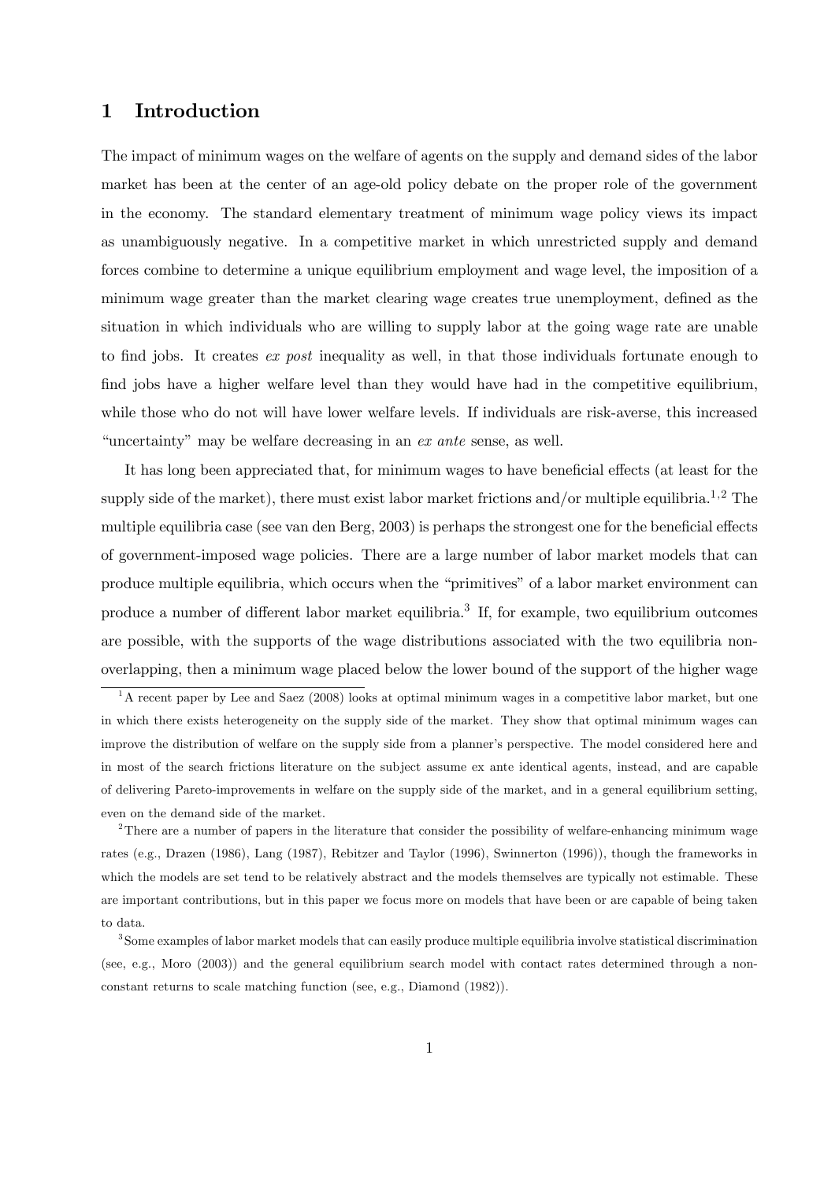# 1 Introduction

The impact of minimum wages on the welfare of agents on the supply and demand sides of the labor market has been at the center of an age-old policy debate on the proper role of the government in the economy. The standard elementary treatment of minimum wage policy views its impact as unambiguously negative. In a competitive market in which unrestricted supply and demand forces combine to determine a unique equilibrium employment and wage level, the imposition of a minimum wage greater than the market clearing wage creates true unemployment, defined as the situation in which individuals who are willing to supply labor at the going wage rate are unable to find jobs. It creates *ex post* inequality as well, in that those individuals fortunate enough to find jobs have a higher welfare level than they would have had in the competitive equilibrium, while those who do not will have lower welfare levels. If individuals are risk-averse, this increased "uncertainty" may be welfare decreasing in an *ex ante* sense, as well.

It has long been appreciated that, for minimum wages to have beneficial effects (at least for the supply side of the market), there must exist labor market frictions and/or multiple equilibria.[1,2] The multiple equilibria case (see van den Berg, 2003) is perhaps the strongest one for the beneficial effects of government-imposed wage policies. There are a large number of labor market models that can produce multiple equilibria, which occurs when the "primitives" of a labor market environment can produce a number of different labor market equilibria.[3] If, for example, two equilibrium outcomes are possible, with the supports of the wage distributions associated with the two equilibria non-overlapping, then a minimum wage placed below the lower bound of the support of the higher wage

[1] A recent paper by Lee and Saez (2008) looks at optimal minimum wages in a competitive labor market, but one in which there exists heterogeneity on the supply side of the market. They show that optimal minimum wages can improve the distribution of welfare on the supply side from a planner's perspective. The model considered here and in most of the search frictions literature on the subject assume ex ante identical agents, instead, and are capable of delivering Pareto-improvements in welfare on the supply side of the market, and in a general equilibrium setting, even on the demand side of the market.

[2] There are a number of papers in the literature that consider the possibility of welfare-enhancing minimum wage rates (e.g., Drazen (1986), Lang (1987), Rebitzer and Taylor (1996), Swinnerton (1996)), though the frameworks in which the models are set tend to be relatively abstract and the models themselves are typically not estimable. These are important contributions, but in this paper we focus more on models that have been or are capable of being taken to data.

[3] Some examples of labor market models that can easily produce multiple equilibria involve statistical discrimination (see, e.g., Moro (2003)) and the general equilibrium search model with contact rates determined through a non-constant returns to scale matching function (see, e.g., Diamond (1982)).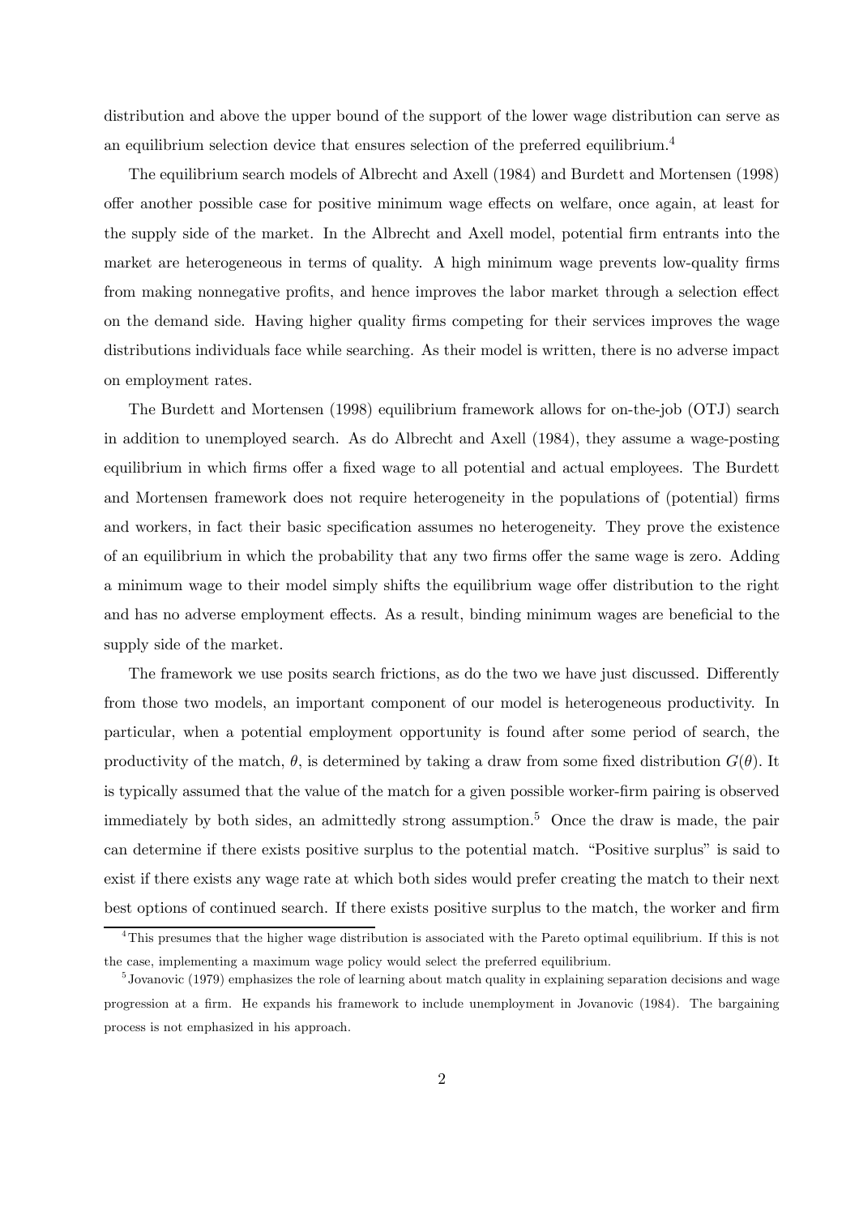distribution and above the upper bound of the support of the lower wage distribution can serve as an equilibrium selection device that ensures selection of the preferred equilibrium.[4]

The equilibrium search models of Albrecht and Axell (1984) and Burdett and Mortensen (1998) offer another possible case for positive minimum wage effects on welfare, once again, at least for the supply side of the market. In the Albrecht and Axell model, potential firm entrants into the market are heterogeneous in terms of quality. A high minimum wage prevents low-quality firms from making nonnegative profits, and hence improves the labor market through a selection effect on the demand side. Having higher quality firms competing for their services improves the wage distributions individuals face while searching. As their model is written, there is no adverse impact on employment rates.

The Burdett and Mortensen (1998) equilibrium framework allows for on-the-job (OTJ) search in addition to unemployed search. As do Albrecht and Axell (1984), they assume a wage-posting equilibrium in which firms offer a fixed wage to all potential and actual employees. The Burdett and Mortensen framework does not require heterogeneity in the populations of (potential) firms and workers, in fact their basic specification assumes no heterogeneity. They prove the existence of an equilibrium in which the probability that any two firms offer the same wage is zero. Adding a minimum wage to their model simply shifts the equilibrium wage offer distribution to the right and has no adverse employment effects. As a result, binding minimum wages are beneficial to the supply side of the market.

The framework we use posits search frictions, as do the two we have just discussed. Differently from those two models, an important component of our model is heterogeneous productivity. In particular, when a potential employment opportunity is found after some period of search, the productivity of the match, $\theta$, is determined by taking a draw from some fixed distribution $G(\theta)$. It is typically assumed that the value of the match for a given possible worker-firm pairing is observed immediately by both sides, an admittedly strong assumption.[5] Once the draw is made, the pair can determine if there exists positive surplus to the potential match. "Positive surplus" is said to exist if there exists any wage rate at which both sides would prefer creating the match to their next best options of continued search. If there exists positive surplus to the match, the worker and firm

[4] This presumes that the higher wage distribution is associated with the Pareto optimal equilibrium. If this is not the case, implementing a maximum wage policy would select the preferred equilibrium.

[5] Jovanovic (1979) emphasizes the role of learning about match quality in explaining separation decisions and wage progression at a firm. He expands his framework to include unemployment in Jovanovic (1984). The bargaining process is not emphasized in his approach.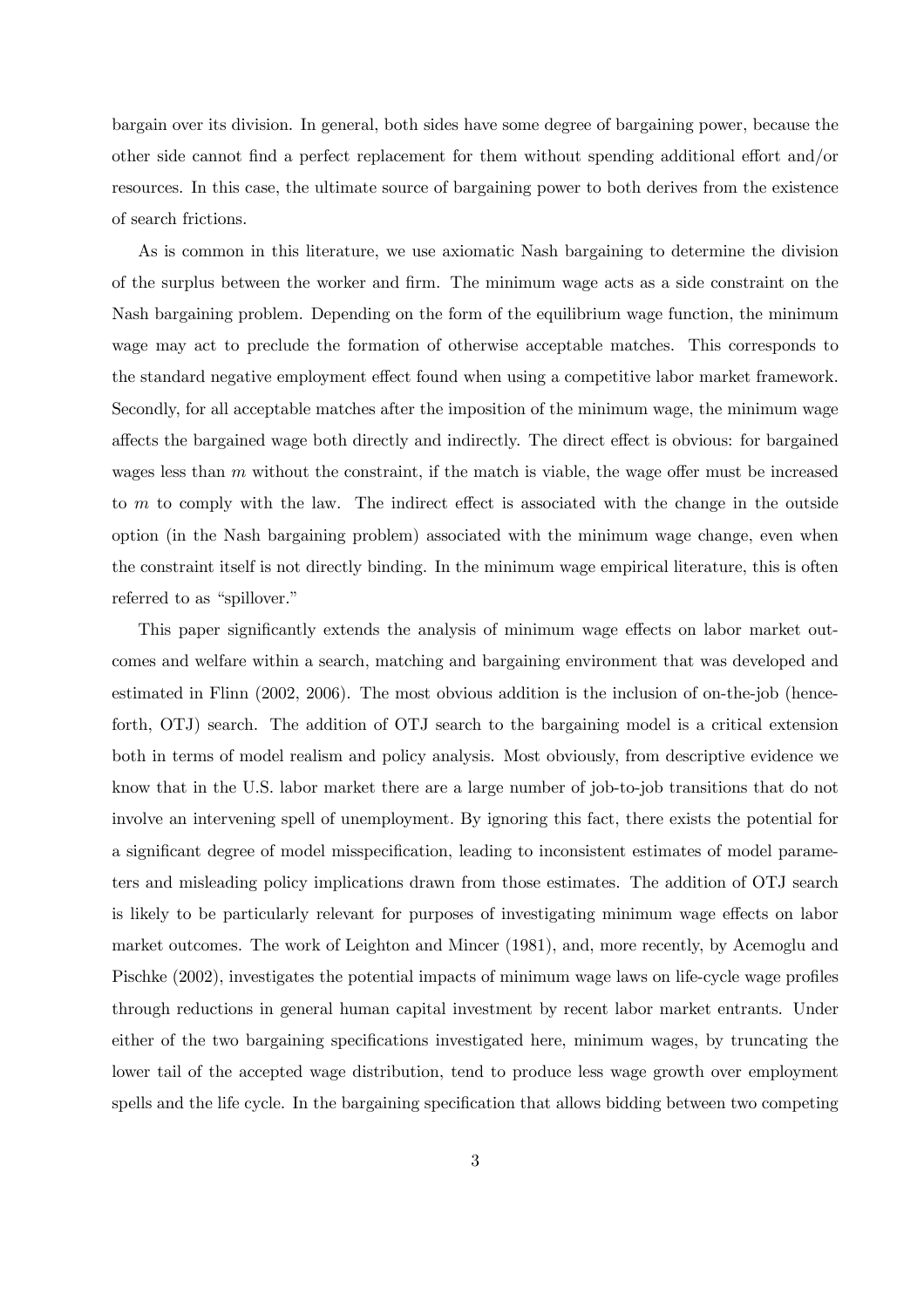bargain over its division. In general, both sides have some degree of bargaining power, because the other side cannot find a perfect replacement for them without spending additional effort and/or resources. In this case, the ultimate source of bargaining power to both derives from the existence of search frictions.

As is common in this literature, we use axiomatic Nash bargaining to determine the division of the surplus between the worker and firm. The minimum wage acts as a side constraint on the Nash bargaining problem. Depending on the form of the equilibrium wage function, the minimum wage may act to preclude the formation of otherwise acceptable matches. This corresponds to the standard negative employment effect found when using a competitive labor market framework. Secondly, for all acceptable matches after the imposition of the minimum wage, the minimum wage affects the bargained wage both directly and indirectly. The direct effect is obvious: for bargained wages less than $m$ without the constraint, if the match is viable, the wage offer must be increased to $m$ to comply with the law. The indirect effect is associated with the change in the outside option (in the Nash bargaining problem) associated with the minimum wage change, even when the constraint itself is not directly binding. In the minimum wage empirical literature, this is often referred to as "spillover."

This paper significantly extends the analysis of minimum wage effects on labor market outcomes and welfare within a search, matching and bargaining environment that was developed and estimated in Flinn (2002, 2006). The most obvious addition is the inclusion of on-the-job (henceforth, OTJ) search. The addition of OTJ search to the bargaining model is a critical extension both in terms of model realism and policy analysis. Most obviously, from descriptive evidence we know that in the U.S. labor market there are a large number of job-to-job transitions that do not involve an intervening spell of unemployment. By ignoring this fact, there exists the potential for a significant degree of model misspecification, leading to inconsistent estimates of model parameters and misleading policy implications drawn from those estimates. The addition of OTJ search is likely to be particularly relevant for purposes of investigating minimum wage effects on labor market outcomes. The work of Leighton and Mincer (1981), and, more recently, by Acemoglu and Pischke (2002), investigates the potential impacts of minimum wage laws on life-cycle wage profiles through reductions in general human capital investment by recent labor market entrants. Under either of the two bargaining specifications investigated here, minimum wages, by truncating the lower tail of the accepted wage distribution, tend to produce less wage growth over employment spells and the life cycle. In the bargaining specification that allows bidding between two competing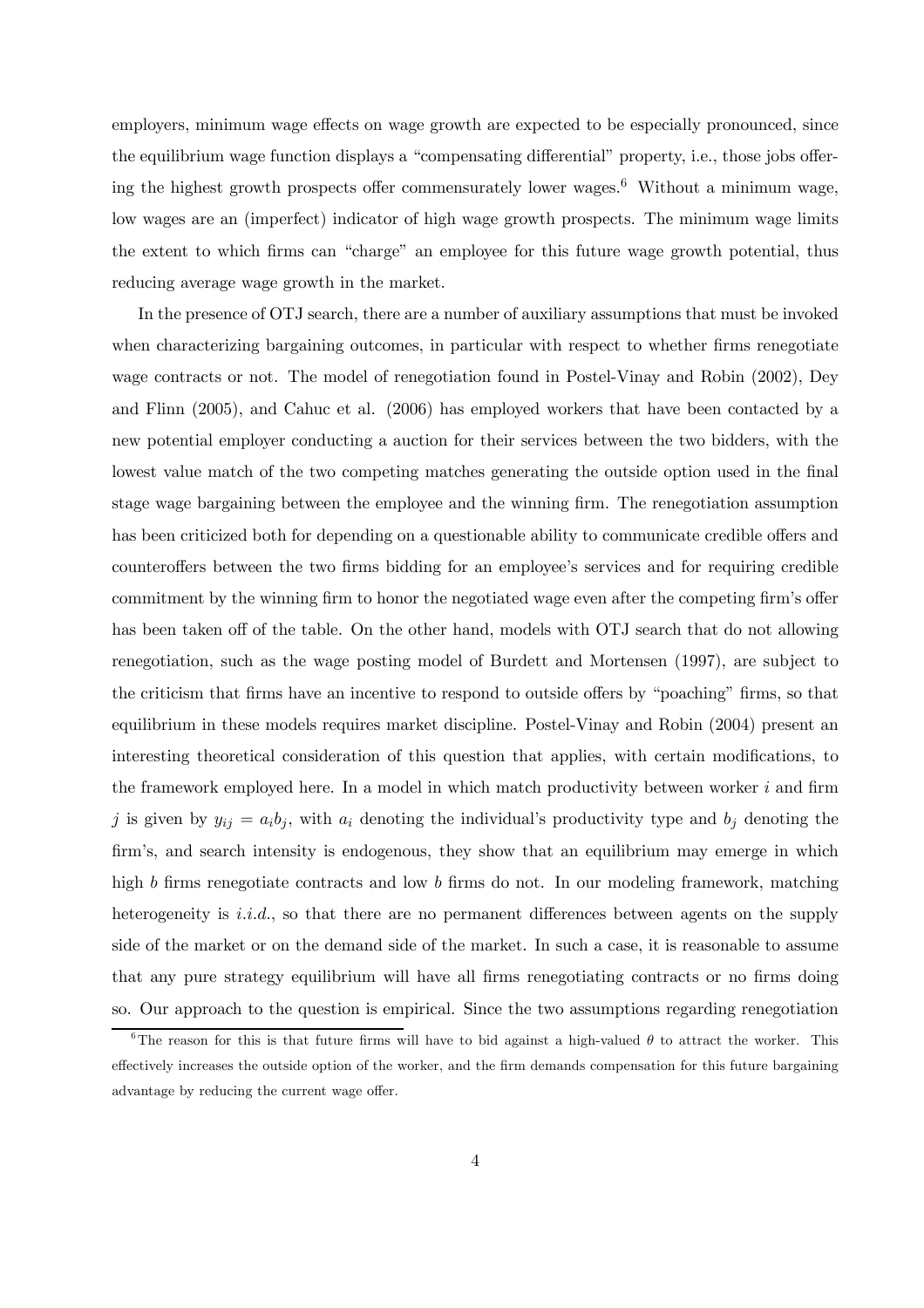employers, minimum wage effects on wage growth are expected to be especially pronounced, since the equilibrium wage function displays a "compensating differential" property, i.e., those jobs offering the highest growth prospects offer commensurately lower wages.[6] Without a minimum wage, low wages are an (imperfect) indicator of high wage growth prospects. The minimum wage limits the extent to which firms can "charge" an employee for this future wage growth potential, thus reducing average wage growth in the market.

In the presence of OTJ search, there are a number of auxiliary assumptions that must be invoked when characterizing bargaining outcomes, in particular with respect to whether firms renegotiate wage contracts or not. The model of renegotiation found in Postel-Vinay and Robin (2002), Dey and Flinn (2005), and Cahuc et al. (2006) has employed workers that have been contacted by a new potential employer conducting a auction for their services between the two bidders, with the lowest value match of the two competing matches generating the outside option used in the final stage wage bargaining between the employee and the winning firm. The renegotiation assumption has been criticized both for depending on a questionable ability to communicate credible offers and counteroffers between the two firms bidding for an employee's services and for requiring credible commitment by the winning firm to honor the negotiated wage even after the competing firm's offer has been taken off of the table. On the other hand, models with OTJ search that do not allowing renegotiation, such as the wage posting model of Burdett and Mortensen (1997), are subject to the criticism that firms have an incentive to respond to outside offers by "poaching" firms, so that equilibrium in these models requires market discipline. Postel-Vinay and Robin (2004) present an interesting theoretical consideration of this question that applies, with certain modifications, to the framework employed here. In a model in which match productivity between worker $i$ and firm $j$ is given by $y_{ij} = a_i b_j$, with $a_i$ denoting the individual's productivity type and $b_j$ denoting the firm's, and search intensity is endogenous, they show that an equilibrium may emerge in which high $b$ firms renegotiate contracts and low $b$ firms do not. In our modeling framework, matching heterogeneity is *i.i.d.*, so that there are no permanent differences between agents on the supply side of the market or on the demand side of the market. In such a case, it is reasonable to assume that any pure strategy equilibrium will have all firms renegotiating contracts or no firms doing so. Our approach to the question is empirical. Since the two assumptions regarding renegotiation

[6] The reason for this is that future firms will have to bid against a high-valued $\theta$ to attract the worker. This effectively increases the outside option of the worker, and the firm demands compensation for this future bargaining advantage by reducing the current wage offer.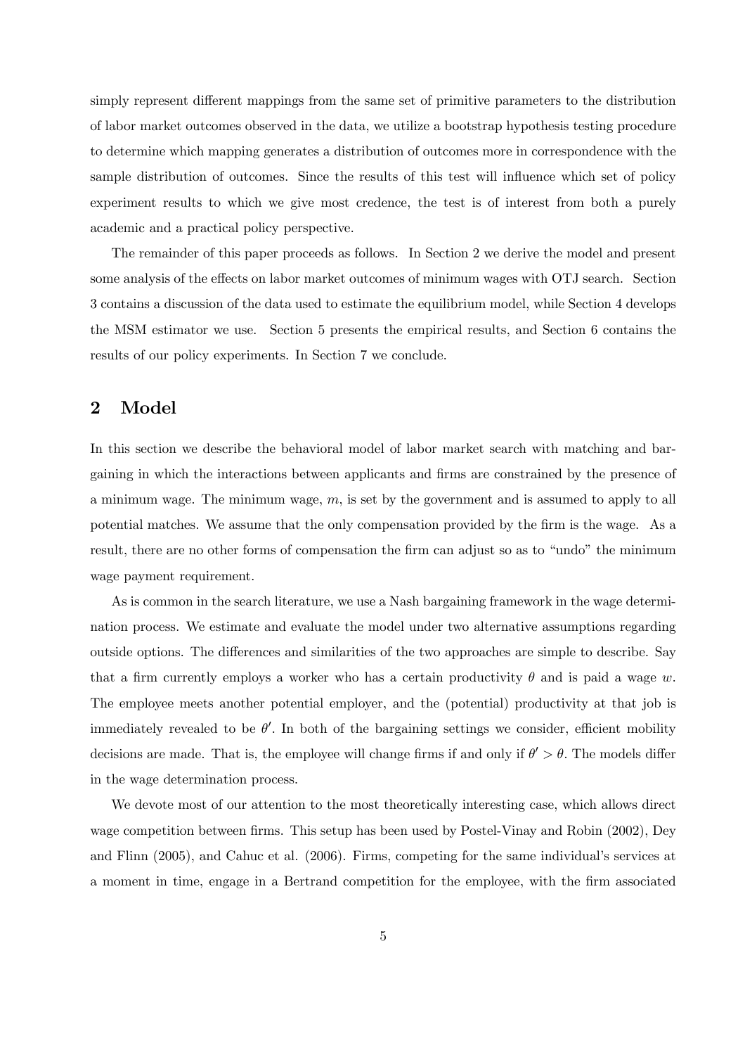simply represent different mappings from the same set of primitive parameters to the distribution of labor market outcomes observed in the data, we utilize a bootstrap hypothesis testing procedure to determine which mapping generates a distribution of outcomes more in correspondence with the sample distribution of outcomes. Since the results of this test will influence which set of policy experiment results to which we give most credence, the test is of interest from both a purely academic and a practical policy perspective.

The remainder of this paper proceeds as follows. In Section 2 we derive the model and present some analysis of the effects on labor market outcomes of minimum wages with OTJ search. Section 3 contains a discussion of the data used to estimate the equilibrium model, while Section 4 develops the MSM estimator we use. Section 5 presents the empirical results, and Section 6 contains the results of our policy experiments. In Section 7 we conclude.

## 2 Model

In this section we describe the behavioral model of labor market search with matching and bargaining in which the interactions between applicants and firms are constrained by the presence of a minimum wage. The minimum wage, $m$, is set by the government and is assumed to apply to all potential matches. We assume that the only compensation provided by the firm is the wage. As a result, there are no other forms of compensation the firm can adjust so as to "undo" the minimum wage payment requirement.

As is common in the search literature, we use a Nash bargaining framework in the wage determination process. We estimate and evaluate the model under two alternative assumptions regarding outside options. The differences and similarities of the two approaches are simple to describe. Say that a firm currently employs a worker who has a certain productivity $\theta$ and is paid a wage $w$. The employee meets another potential employer, and the (potential) productivity at that job is immediately revealed to be $\theta'$. In both of the bargaining settings we consider, efficient mobility decisions are made. That is, the employee will change firms if and only if $\theta' > \theta$. The models differ in the wage determination process.

We devote most of our attention to the most theoretically interesting case, which allows direct wage competition between firms. This setup has been used by Postel-Vinay and Robin (2002), Dey and Flinn (2005), and Cahuc et al. (2006). Firms, competing for the same individual's services at a moment in time, engage in a Bertrand competition for the employee, with the firm associated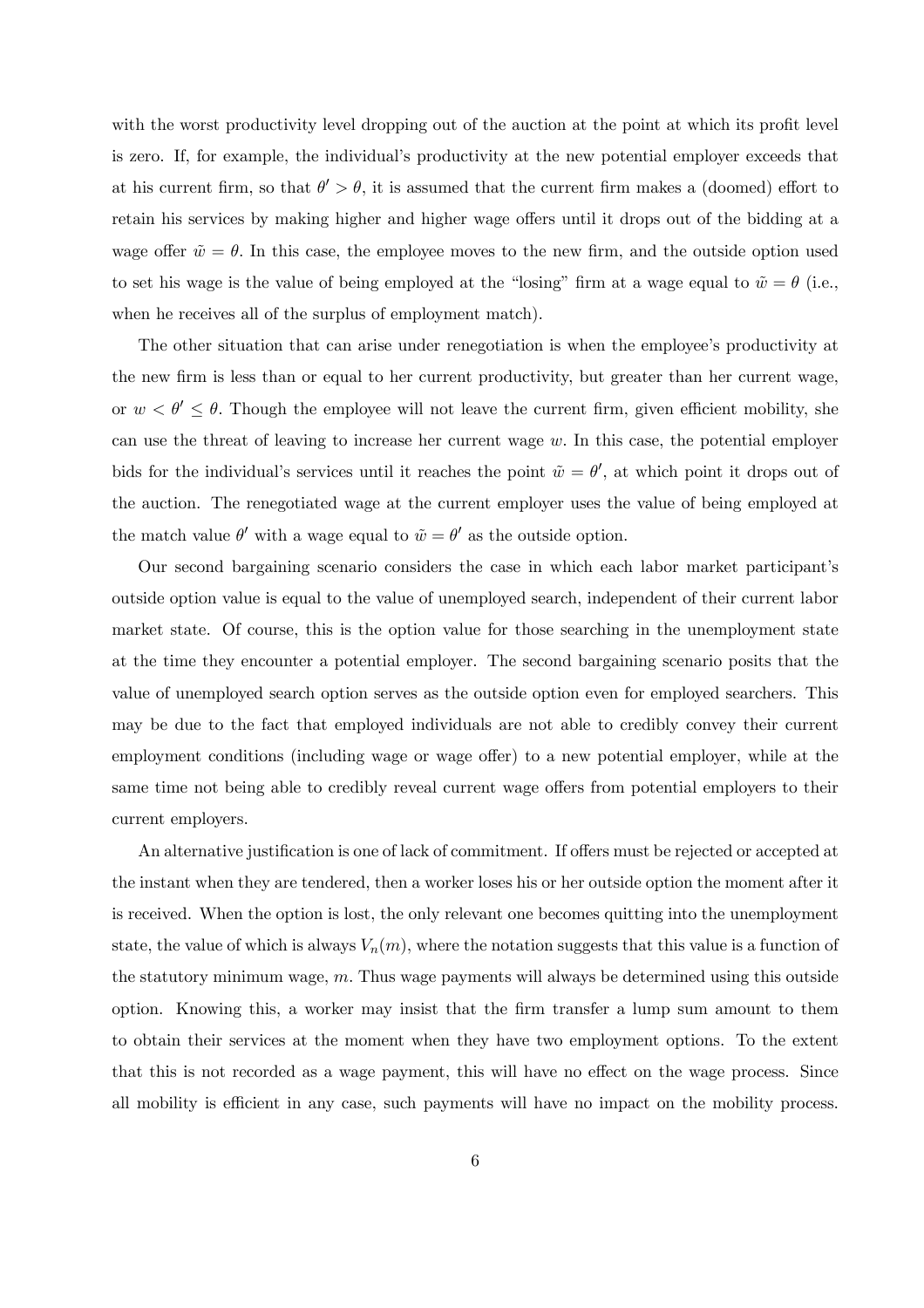with the worst productivity level dropping out of the auction at the point at which its profit level is zero. If, for example, the individual's productivity at the new potential employer exceeds that at his current firm, so that $\theta' > \theta$, it is assumed that the current firm makes a (doomed) effort to retain his services by making higher and higher wage offers until it drops out of the bidding at a wage offer $\tilde{w} = \theta$. In this case, the employee moves to the new firm, and the outside option used to set his wage is the value of being employed at the "losing" firm at a wage equal to $\tilde{w} = \theta$ (i.e., when he receives all of the surplus of employment match).

The other situation that can arise under renegotiation is when the employee's productivity at the new firm is less than or equal to her current productivity, but greater than her current wage, or $w < \theta' \leq \theta$. Though the employee will not leave the current firm, given efficient mobility, she can use the threat of leaving to increase her current wage $w$. In this case, the potential employer bids for the individual's services until it reaches the point $\tilde{w} = \theta'$, at which point it drops out of the auction. The renegotiated wage at the current employer uses the value of being employed at the match value $\theta'$ with a wage equal to $\tilde{w} = \theta'$ as the outside option.

Our second bargaining scenario considers the case in which each labor market participant's outside option value is equal to the value of unemployed search, independent of their current labor market state. Of course, this is the option value for those searching in the unemployment state at the time they encounter a potential employer. The second bargaining scenario posits that the value of unemployed search option serves as the outside option even for employed searchers. This may be due to the fact that employed individuals are not able to credibly convey their current employment conditions (including wage or wage offer) to a new potential employer, while at the same time not being able to credibly reveal current wage offers from potential employers to their current employers.

An alternative justification is one of lack of commitment. If offers must be rejected or accepted at the instant when they are tendered, then a worker loses his or her outside option the moment after it is received. When the option is lost, the only relevant one becomes quitting into the unemployment state, the value of which is always $V_n(m)$, where the notation suggests that this value is a function of the statutory minimum wage, $m$. Thus wage payments will always be determined using this outside option. Knowing this, a worker may insist that the firm transfer a lump sum amount to them to obtain their services at the moment when they have two employment options. To the extent that this is not recorded as a wage payment, this will have no effect on the wage process. Since all mobility is efficient in any case, such payments will have no impact on the mobility process.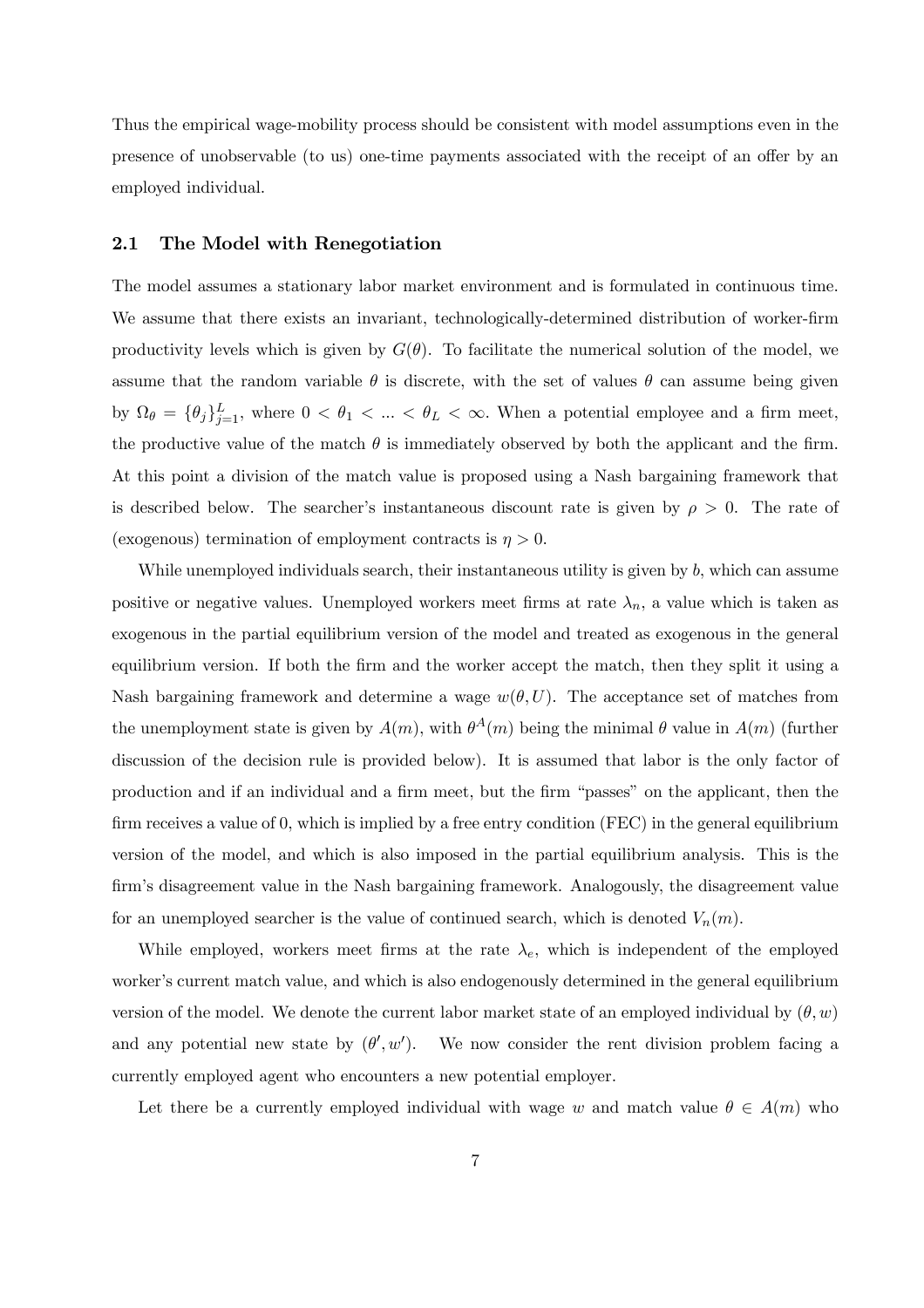Thus the empirical wage-mobility process should be consistent with model assumptions even in the presence of unobservable (to us) one-time payments associated with the receipt of an offer by an employed individual.

## 2.1 The Model with Renegotiation

The model assumes a stationary labor market environment and is formulated in continuous time. We assume that there exists an invariant, technologically-determined distribution of worker-firm productivity levels which is given by $G(\theta)$. To facilitate the numerical solution of the model, we assume that the random variable $\theta$ is discrete, with the set of values $\theta$ can assume being given by $\Omega_\theta = \{\theta_j\}_{j=1}^{L}$, where $0 < \theta_1 < ... < \theta_L < \infty$. When a potential employee and a firm meet, the productive value of the match $\theta$ is immediately observed by both the applicant and the firm. At this point a division of the match value is proposed using a Nash bargaining framework that is described below. The searcher's instantaneous discount rate is given by $\rho > 0$. The rate of (exogenous) termination of employment contracts is $\eta > 0$.

While unemployed individuals search, their instantaneous utility is given by $b$, which can assume positive or negative values. Unemployed workers meet firms at rate $\lambda_n$, a value which is taken as exogenous in the partial equilibrium version of the model and treated as exogenous in the general equilibrium version. If both the firm and the worker accept the match, then they split it using a Nash bargaining framework and determine a wage $w(\theta, U)$. The acceptance set of matches from the unemployment state is given by $A(m)$, with $\theta^A(m)$ being the minimal $\theta$ value in $A(m)$ (further discussion of the decision rule is provided below). It is assumed that labor is the only factor of production and if an individual and a firm meet, but the firm "passes" on the applicant, then the firm receives a value of 0, which is implied by a free entry condition (FEC) in the general equilibrium version of the model, and which is also imposed in the partial equilibrium analysis. This is the firm's disagreement value in the Nash bargaining framework. Analogously, the disagreement value for an unemployed searcher is the value of continued search, which is denoted $V_n(m)$.

While employed, workers meet firms at the rate $\lambda_e$, which is independent of the employed worker's current match value, and which is also endogenously determined in the general equilibrium version of the model. We denote the current labor market state of an employed individual by $(\theta, w)$ and any potential new state by $(\theta', w')$. We now consider the rent division problem facing a currently employed agent who encounters a new potential employer.

Let there be a currently employed individual with wage $w$ and match value $\theta \in A(m)$ who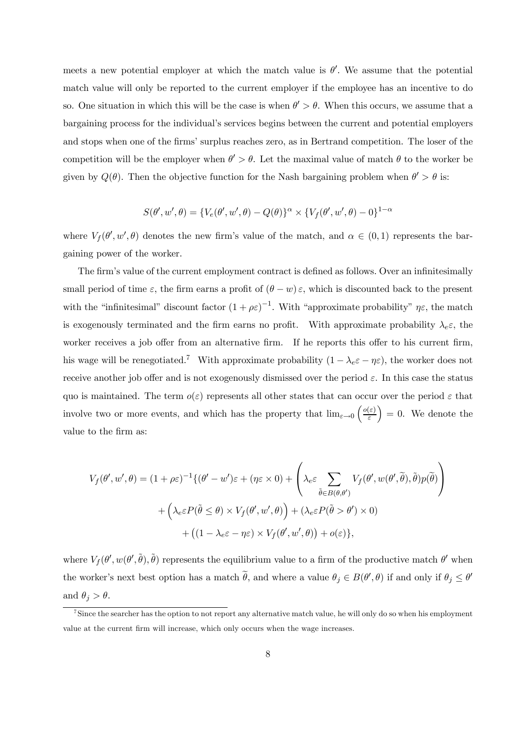meets a new potential employer at which the match value is $\theta'$. We assume that the potential match value will only be reported to the current employer if the employee has an incentive to do so. One situation in which this will be the case is when $\theta' > \theta$. When this occurs, we assume that a bargaining process for the individual's services begins between the current and potential employers and stops when one of the firms' surplus reaches zero, as in Bertrand competition. The loser of the competition will be the employer when $\theta' > \theta$. Let the maximal value of match $\theta$ to the worker be given by $Q(\theta)$. Then the objective function for the Nash bargaining problem when $\theta' > \theta$ is:

$$S(\theta', w', \theta) = \{V_e(\theta', w', \theta) - Q(\theta)\}^{\alpha} \times \{V_f(\theta', w', \theta) - 0\}^{1-\alpha}$$

where $V_f(\theta', w', \theta)$ denotes the new firm's value of the match, and $\alpha \in (0, 1)$ represents the bargaining power of the worker.

The firm's value of the current employment contract is defined as follows. Over an infinitesimally small period of time $\varepsilon$, the firm earns a profit of $(\theta - w)\varepsilon$, which is discounted back to the present with the "infinitesimal" discount factor $(1 + \rho\varepsilon)^{-1}$. With "approximate probability" $\eta\varepsilon$, the match is exogenously terminated and the firm earns no profit. With approximate probability $\lambda_e\varepsilon$, the worker receives a job offer from an alternative firm. If he reports this offer to his current firm, his wage will be renegotiated.[7] With approximate probability $(1 - \lambda_e\varepsilon - \eta\varepsilon)$, the worker does not receive another job offer and is not exogenously dismissed over the period $\varepsilon$. In this case the status quo is maintained. The term $o(\varepsilon)$ represents all other states that can occur over the period $\varepsilon$ that involve two or more events, and which has the property that $\lim_{\varepsilon \to 0} \left(\frac{o(\varepsilon)}{\varepsilon}\right) = 0$. We denote the value to the firm as:

$$\begin{aligned}
V_f(\theta', w', \theta) = (1 + \rho\varepsilon)^{-1} \{ &(\theta' - w')\varepsilon + (\eta\varepsilon \times 0) + \left( \lambda_e\varepsilon \sum_{\tilde{\theta} \in B(\theta, \theta')} V_f(\theta', w(\theta', \tilde{\theta}), \tilde{\theta}) p(\tilde{\theta}) \right) \\
&+ \left( \lambda_e\varepsilon P(\tilde{\theta} \leq \theta) \times V_f(\theta', w', \theta) \right) + (\lambda_e\varepsilon P(\tilde{\theta} > \theta') \times 0) \\
&+ \left( (1 - \lambda_e\varepsilon - \eta\varepsilon) \times V_f(\theta', w', \theta) \right) + o(\varepsilon) \},
\end{aligned}$$

where $V_f(\theta', w(\theta', \tilde{\theta}), \tilde{\theta})$ represents the equilibrium value to a firm of the productive match $\theta'$ when the worker's next best option has a match $\tilde{\theta}$, and where a value $\theta_j \in B(\theta', \theta)$ if and only if $\theta_j \leq \theta'$ and $\theta_j > \theta$.

[7] Since the searcher has the option to not report any alternative match value, he will only do so when his employment value at the current firm will increase, which only occurs when the wage increases.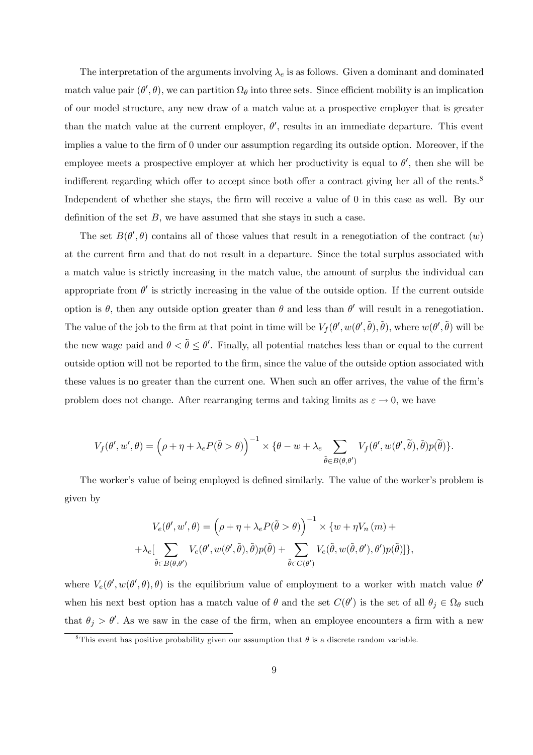The interpretation of the arguments involving $\lambda_e$ is as follows. Given a dominant and dominated match value pair $(\theta', \theta)$, we can partition $\Omega_\theta$ into three sets. Since efficient mobility is an implication of our model structure, any new draw of a match value at a prospective employer that is greater than the match value at the current employer, $\theta'$, results in an immediate departure. This event implies a value to the firm of 0 under our assumption regarding its outside option. Moreover, if the employee meets a prospective employer at which her productivity is equal to $\theta'$, then she will be indifferent regarding which offer to accept since both offer a contract giving her all of the rents.[8] Independent of whether she stays, the firm will receive a value of 0 in this case as well. By our definition of the set $B$, we have assumed that she stays in such a case.

The set $B(\theta', \theta)$ contains all of those values that result in a renegotiation of the contract $(w)$ at the current firm and that do not result in a departure. Since the total surplus associated with a match value is strictly increasing in the match value, the amount of surplus the individual can appropriate from $\theta'$ is strictly increasing in the value of the outside option. If the current outside option is $\theta$, then any outside option greater than $\theta$ and less than $\theta'$ will result in a renegotiation. The value of the job to the firm at that point in time will be $V_f(\theta', w(\theta', \tilde{\theta}), \tilde{\theta})$, where $w(\theta', \tilde{\theta})$ will be the new wage paid and $\theta < \tilde{\theta} \leq \theta'$. Finally, all potential matches less than or equal to the current outside option will not be reported to the firm, since the value of the outside option associated with these values is no greater than the current one. When such an offer arrives, the value of the firm's problem does not change. After rearranging terms and taking limits as $\varepsilon \to 0$, we have

$$V_f(\theta', w', \theta) = \left(\rho + \eta + \lambda_e P(\tilde{\theta} > \theta)\right)^{-1} \times \{\theta - w + \lambda_e \sum_{\tilde{\theta} \in B(\theta, \theta')} V_f(\theta', w(\theta', \widetilde{\theta}), \tilde{\theta}) p(\widetilde{\theta})\}.$$

The worker's value of being employed is defined similarly. The value of the worker's problem is given by

$$V_e(\theta', w', \theta) = \left(\rho + \eta + \lambda_e P(\tilde{\theta} > \theta)\right)^{-1} \times \{w + \eta V_n(m) +$$
$$+ \lambda_e [\sum_{\tilde{\theta} \in B(\theta, \theta')} V_e(\theta', w(\theta', \tilde{\theta}), \tilde{\theta}) p(\tilde{\theta}) + \sum_{\tilde{\theta} \in C(\theta')} V_e(\tilde{\theta}, w(\tilde{\theta}, \theta'), \theta') p(\tilde{\theta})]\},$$

where $V_e(\theta', w(\theta', \theta), \theta)$ is the equilibrium value of employment to a worker with match value $\theta'$ when his next best option has a match value of $\theta$ and the set $C(\theta')$ is the set of all $\theta_j \in \Omega_\theta$ such that $\theta_j > \theta'$. As we saw in the case of the firm, when an employee encounters a firm with a new

[8] This event has positive probability given our assumption that $\theta$ is a discrete random variable.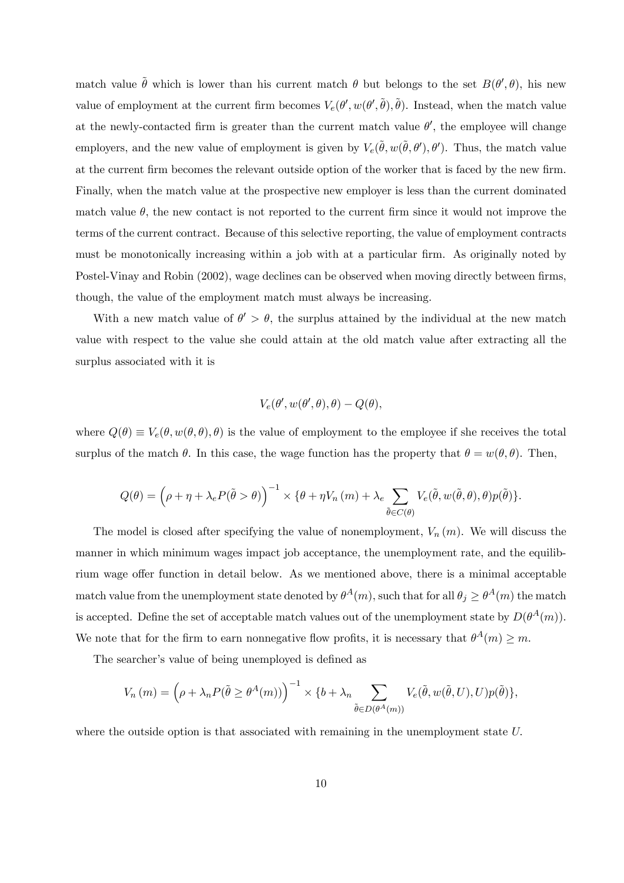match value $\tilde{\theta}$ which is lower than his current match $\theta$ but belongs to the set $B(\theta', \theta)$, his new value of employment at the current firm becomes $V_e(\theta', w(\theta', \tilde{\theta}), \tilde{\theta})$. Instead, when the match value at the newly-contacted firm is greater than the current match value $\theta'$, the employee will change employers, and the new value of employment is given by $V_e(\tilde{\theta}, w(\tilde{\theta}, \theta'), \theta')$. Thus, the match value at the current firm becomes the relevant outside option of the worker that is faced by the new firm. Finally, when the match value at the prospective new employer is less than the current dominated match value $\theta$, the new contact is not reported to the current firm since it would not improve the terms of the current contract. Because of this selective reporting, the value of employment contracts must be monotonically increasing within a job with at a particular firm. As originally noted by Postel-Vinay and Robin (2002), wage declines can be observed when moving directly between firms, though, the value of the employment match must always be increasing.

With a new match value of $\theta' > \theta$, the surplus attained by the individual at the new match value with respect to the value she could attain at the old match value after extracting all the surplus associated with it is

$$V_e(\theta', w(\theta', \theta), \theta) - Q(\theta),$$

where $Q(\theta) \equiv V_e(\theta, w(\theta, \theta), \theta)$ is the value of employment to the employee if she receives the total surplus of the match $\theta$. In this case, the wage function has the property that $\theta = w(\theta, \theta)$. Then,

$$Q(\theta) = \left(\rho + \eta + \lambda_e P(\tilde{\theta} > \theta)\right)^{-1} \times \{\theta + \eta V_n(m) + \lambda_e \sum_{\tilde{\theta} \in C(\theta)} V_e(\tilde{\theta}, w(\tilde{\theta}, \theta), \theta) p(\tilde{\theta})\}.$$

The model is closed after specifying the value of nonemployment, $V_n(m)$. We will discuss the manner in which minimum wages impact job acceptance, the unemployment rate, and the equilibrium wage offer function in detail below. As we mentioned above, there is a minimal acceptable match value from the unemployment state denoted by $\theta^A(m)$, such that for all $\theta_j \geq \theta^A(m)$ the match is accepted. Define the set of acceptable match values out of the unemployment state by $D(\theta^A(m))$. We note that for the firm to earn nonnegative flow profits, it is necessary that $\theta^A(m) \geq m$.

The searcher's value of being unemployed is defined as

$$V_n(m) = \left(\rho + \lambda_n P(\tilde{\theta} \geq \theta^A(m))\right)^{-1} \times \{b + \lambda_n \sum_{\tilde{\theta} \in D(\theta^A(m))} V_e(\tilde{\theta}, w(\tilde{\theta}, U), U) p(\tilde{\theta})\},$$

where the outside option is that associated with remaining in the unemployment state $U$.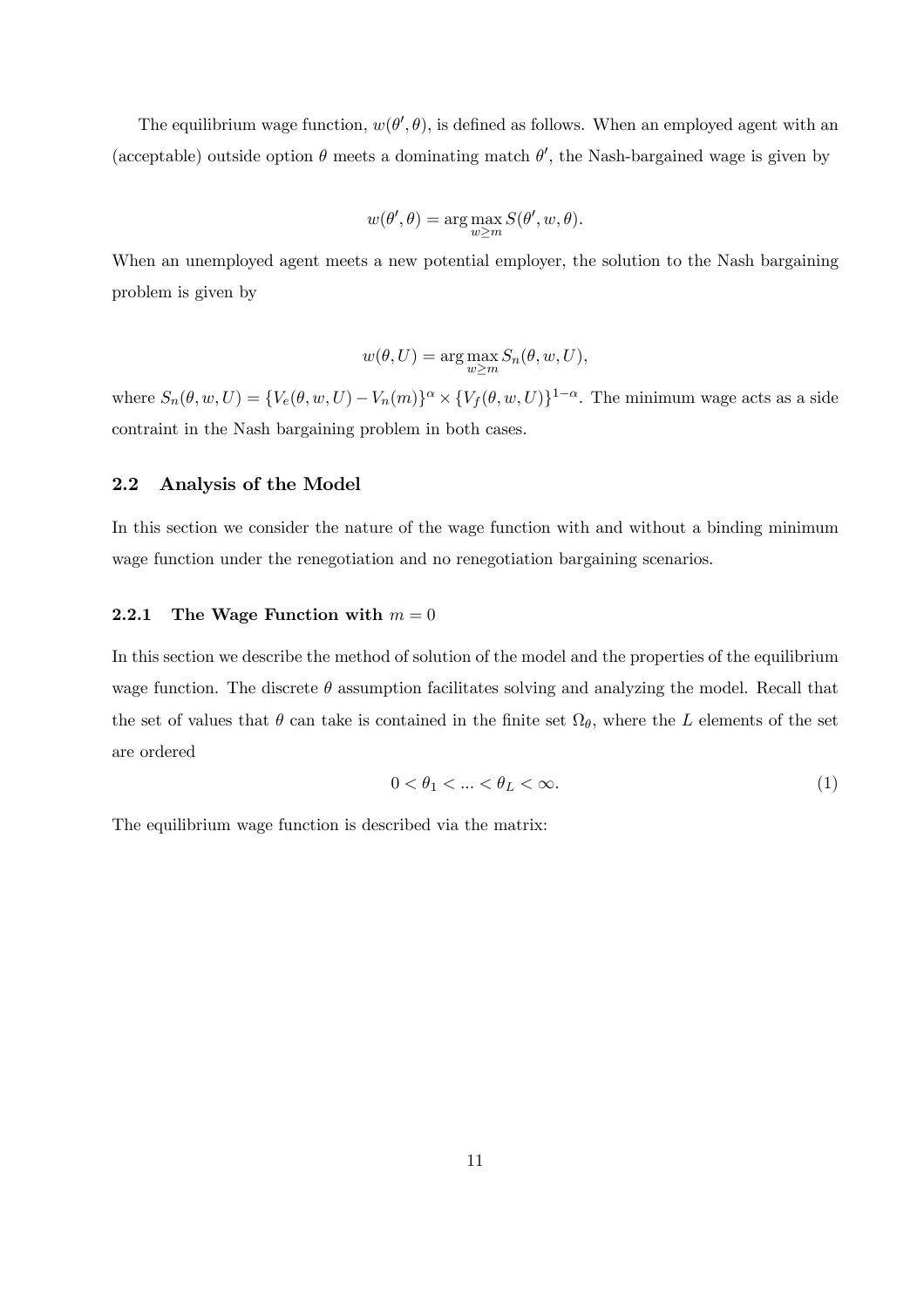The equilibrium wage function, $w(\theta', \theta)$, is defined as follows. When an employed agent with an (acceptable) outside option $\theta$ meets a dominating match $\theta'$, the Nash-bargained wage is given by

$$w(\theta', \theta) = \arg\max_{w \geq m} S(\theta', w, \theta).$$

When an unemployed agent meets a new potential employer, the solution to the Nash bargaining problem is given by

$$w(\theta, U) = \arg\max_{w \geq m} S_n(\theta, w, U),$$

where $S_n(\theta, w, U) = \{V_e(\theta, w, U) - V_n(m)\}^{\alpha} \times \{V_f(\theta, w, U)\}^{1-\alpha}$. The minimum wage acts as a side contraint in the Nash bargaining problem in both cases.

## 2.2 Analysis of the Model

In this section we consider the nature of the wage function with and without a binding minimum wage function under the renegotiation and no renegotiation bargaining scenarios.

### 2.2.1 The Wage Function with $m = 0$

In this section we describe the method of solution of the model and the properties of the equilibrium wage function. The discrete $\theta$ assumption facilitates solving and analyzing the model. Recall that the set of values that $\theta$ can take is contained in the finite set $\Omega_\theta$, where the $L$ elements of the set are ordered

$$0 < \theta_1 < ... < \theta_L < \infty. \tag{1}$$

The equilibrium wage function is described via the matrix: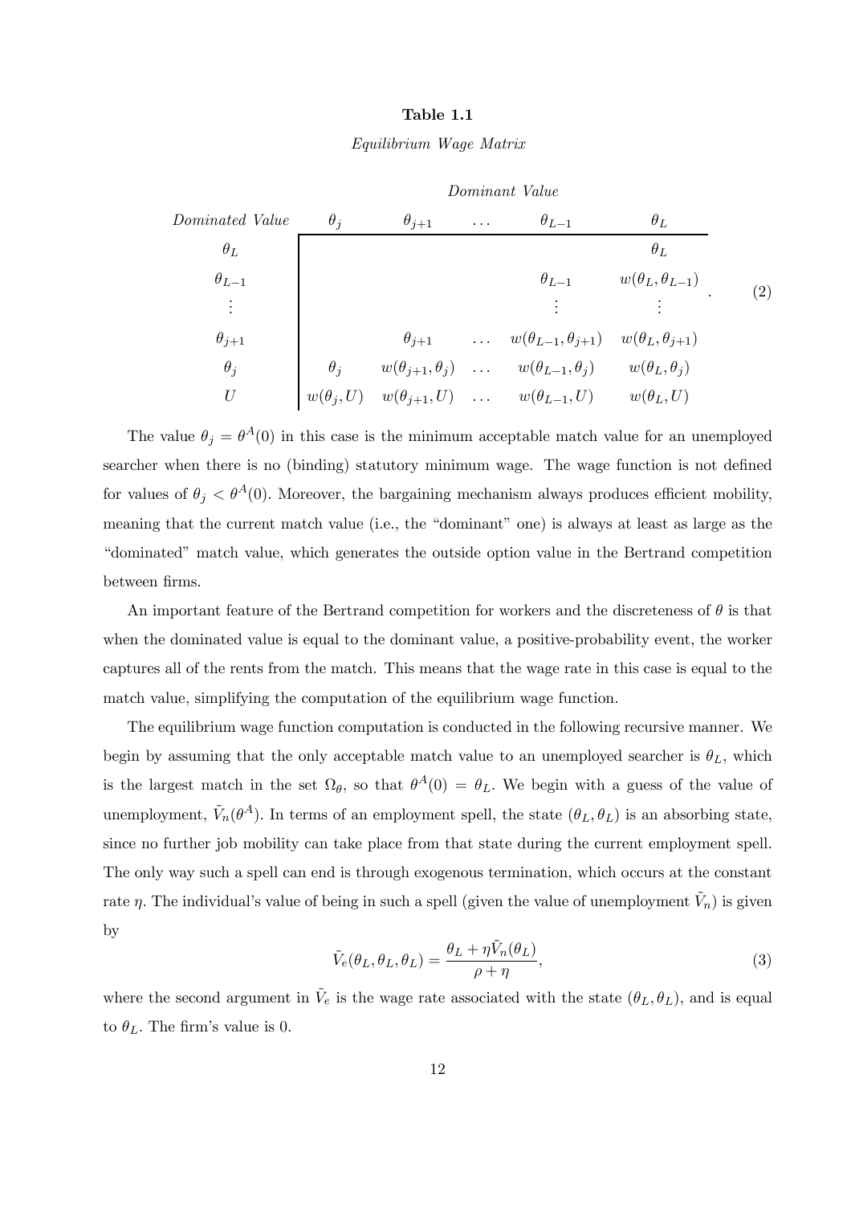**Table 1.1**

*Equilibrium Wage Matrix*

$$
\begin{array}{c|ccccc}
 & & & \textit{Dominant Value} & & \\
\textit{Dominated Value} & \theta_j & \theta_{j+1} & \ldots & \theta_{L-1} & \theta_L \\
\hline
\theta_L & & & & & \theta_L \\
\theta_{L-1} & & & & \theta_{L-1} & w(\theta_L,\theta_{L-1}) \\
\vdots & & & & \vdots & \vdots \\
\theta_{j+1} & & \theta_{j+1} & \ldots & w(\theta_{L-1},\theta_{j+1}) & w(\theta_L,\theta_{j+1}) \\
\theta_j & \theta_j & w(\theta_{j+1},\theta_j) & \ldots & w(\theta_{L-1},\theta_j) & w(\theta_L,\theta_j) \\
U & w(\theta_j,U) & w(\theta_{j+1},U) & \ldots & w(\theta_{L-1},U) & w(\theta_L,U)
\end{array}
. \quad (2)
$$

The value $\theta_j = \theta^A(0)$ in this case is the minimum acceptable match value for an unemployed searcher when there is no (binding) statutory minimum wage. The wage function is not defined for values of $\theta_j < \theta^A(0)$. Moreover, the bargaining mechanism always produces efficient mobility, meaning that the current match value (i.e., the "dominant" one) is always at least as large as the "dominated" match value, which generates the outside option value in the Bertrand competition between firms.

An important feature of the Bertrand competition for workers and the discreteness of $\theta$ is that when the dominated value is equal to the dominant value, a positive-probability event, the worker captures all of the rents from the match. This means that the wage rate in this case is equal to the match value, simplifying the computation of the equilibrium wage function.

The equilibrium wage function computation is conducted in the following recursive manner. We begin by assuming that the only acceptable match value to an unemployed searcher is $\theta_L$, which is the largest match in the set $\Omega_\theta$, so that $\theta^A(0) = \theta_L$. We begin with a guess of the value of unemployment, $\tilde{V}_n(\theta^A)$. In terms of an employment spell, the state $(\theta_L, \theta_L)$ is an absorbing state, since no further job mobility can take place from that state during the current employment spell. The only way such a spell can end is through exogenous termination, which occurs at the constant rate $\eta$. The individual's value of being in such a spell (given the value of unemployment $\tilde{V}_n$) is given by

$$
\tilde{V}_e(\theta_L, \theta_L, \theta_L) = \frac{\theta_L + \eta \tilde{V}_n(\theta_L)}{\rho + \eta}, \tag{3}
$$

where the second argument in $\tilde{V}_e$ is the wage rate associated with the state $(\theta_L, \theta_L)$, and is equal to $\theta_L$. The firm's value is 0.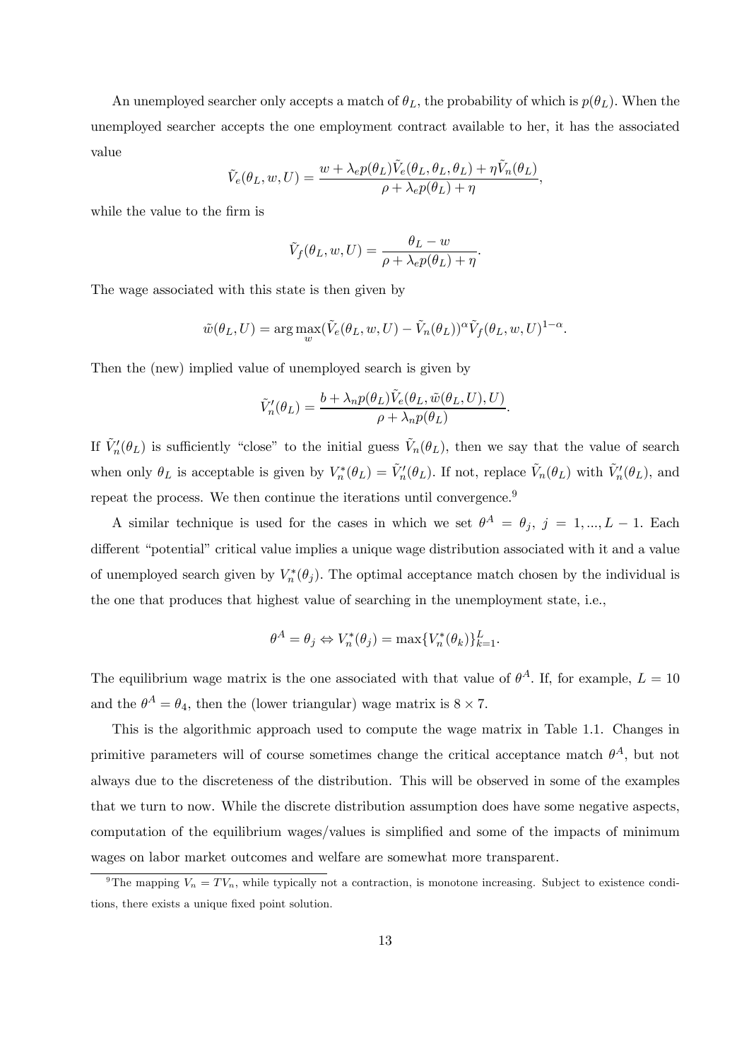An unemployed searcher only accepts a match of $\theta_L$, the probability of which is $p(\theta_L)$. When the unemployed searcher accepts the one employment contract available to her, it has the associated value

$$\tilde{V}_e(\theta_L, w, U) = \frac{w + \lambda_e p(\theta_L)\tilde{V}_e(\theta_L, \theta_L, \theta_L) + \eta \tilde{V}_n(\theta_L)}{\rho + \lambda_e p(\theta_L) + \eta},$$

while the value to the firm is

$$\tilde{V}_f(\theta_L, w, U) = \frac{\theta_L - w}{\rho + \lambda_e p(\theta_L) + \eta}.$$

The wage associated with this state is then given by

$$\tilde{w}(\theta_L, U) = \arg\max_w (\tilde{V}_e(\theta_L, w, U) - \tilde{V}_n(\theta_L))^{\alpha} \tilde{V}_f(\theta_L, w, U)^{1-\alpha}.$$

Then the (new) implied value of unemployed search is given by

$$\tilde{V}'_n(\theta_L) = \frac{b + \lambda_n p(\theta_L)\tilde{V}_e(\theta_L, \tilde{w}(\theta_L, U), U)}{\rho + \lambda_n p(\theta_L)}.$$

If $\tilde{V}'_n(\theta_L)$ is sufficiently "close" to the initial guess $\tilde{V}_n(\theta_L)$, then we say that the value of search when only $\theta_L$ is acceptable is given by $V^*_n(\theta_L) = \tilde{V}'_n(\theta_L)$. If not, replace $\tilde{V}_n(\theta_L)$ with $\tilde{V}'_n(\theta_L)$, and repeat the process. We then continue the iterations until convergence.[9]

A similar technique is used for the cases in which we set $\theta^A = \theta_j$, $j = 1, ..., L-1$. Each different "potential" critical value implies a unique wage distribution associated with it and a value of unemployed search given by $V^*_n(\theta_j)$. The optimal acceptance match chosen by the individual is the one that produces that highest value of searching in the unemployment state, i.e.,

$$\theta^A = \theta_j \Leftrightarrow V^*_n(\theta_j) = \max\{V^*_n(\theta_k)\}_{k=1}^{L}.$$

The equilibrium wage matrix is the one associated with that value of $\theta^A$. If, for example, $L = 10$ and the $\theta^A = \theta_4$, then the (lower triangular) wage matrix is $8 \times 7$.

This is the algorithmic approach used to compute the wage matrix in Table 1.1. Changes in primitive parameters will of course sometimes change the critical acceptance match $\theta^A$, but not always due to the discreteness of the distribution. This will be observed in some of the examples that we turn to now. While the discrete distribution assumption does have some negative aspects, computation of the equilibrium wages/values is simplified and some of the impacts of minimum wages on labor market outcomes and welfare are somewhat more transparent.

[9] The mapping $V_n = TV_n$, while typically not a contraction, is monotone increasing. Subject to existence conditions, there exists a unique fixed point solution.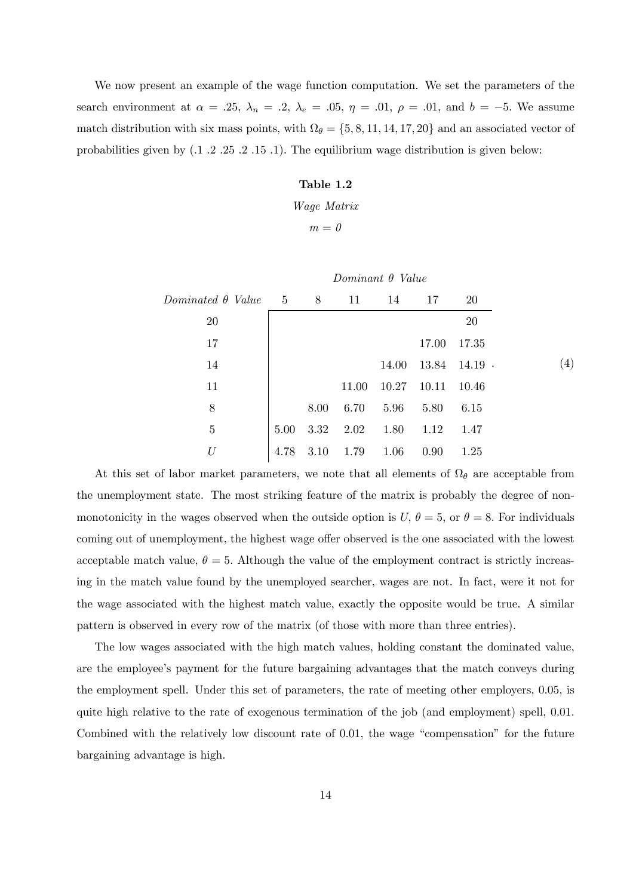We now present an example of the wage function computation. We set the parameters of the search environment at $\alpha = .25$, $\lambda_n = .2$, $\lambda_e = .05$, $\eta = .01$, $\rho = .01$, and $b = -5$. We assume match distribution with six mass points, with $\Omega_\theta = \{5, 8, 11, 14, 17, 20\}$ and an associated vector of probabilities given by (.1 .2 .25 .2 .15 .1). The equilibrium wage distribution is given below:

**Table 1.2**

*Wage Matrix*

*m = 0*

| | *Dominant θ Value* | | | | | |
|---|---|---|---|---|---|---|
| *Dominated θ Value* | 5 | 8 | 11 | 14 | 17 | 20 |
| 20 | | | | | | 20 |
| 17 | | | | | 17.00 | 17.35 |
| 14 | | | | 14.00 | 13.84 | 14.19 |
| 11 | | | 11.00 | 10.27 | 10.11 | 10.46 |
| 8 | | 8.00 | 6.70 | 5.96 | 5.80 | 6.15 |
| 5 | 5.00 | 3.32 | 2.02 | 1.80 | 1.12 | 1.47 |
| $U$ | 4.78 | 3.10 | 1.79 | 1.06 | 0.90 | 1.25 |

(4)

At this set of labor market parameters, we note that all elements of $\Omega_\theta$ are acceptable from the unemployment state. The most striking feature of the matrix is probably the degree of non-monotonicity in the wages observed when the outside option is $U$, $\theta = 5$, or $\theta = 8$. For individuals coming out of unemployment, the highest wage offer observed is the one associated with the lowest acceptable match value, $\theta = 5$. Although the value of the employment contract is strictly increasing in the match value found by the unemployed searcher, wages are not. In fact, were it not for the wage associated with the highest match value, exactly the opposite would be true. A similar pattern is observed in every row of the matrix (of those with more than three entries).

The low wages associated with the high match values, holding constant the dominated value, are the employee's payment for the future bargaining advantages that the match conveys during the employment spell. Under this set of parameters, the rate of meeting other employers, 0.05, is quite high relative to the rate of exogenous termination of the job (and employment) spell, 0.01. Combined with the relatively low discount rate of 0.01, the wage "compensation" for the future bargaining advantage is high.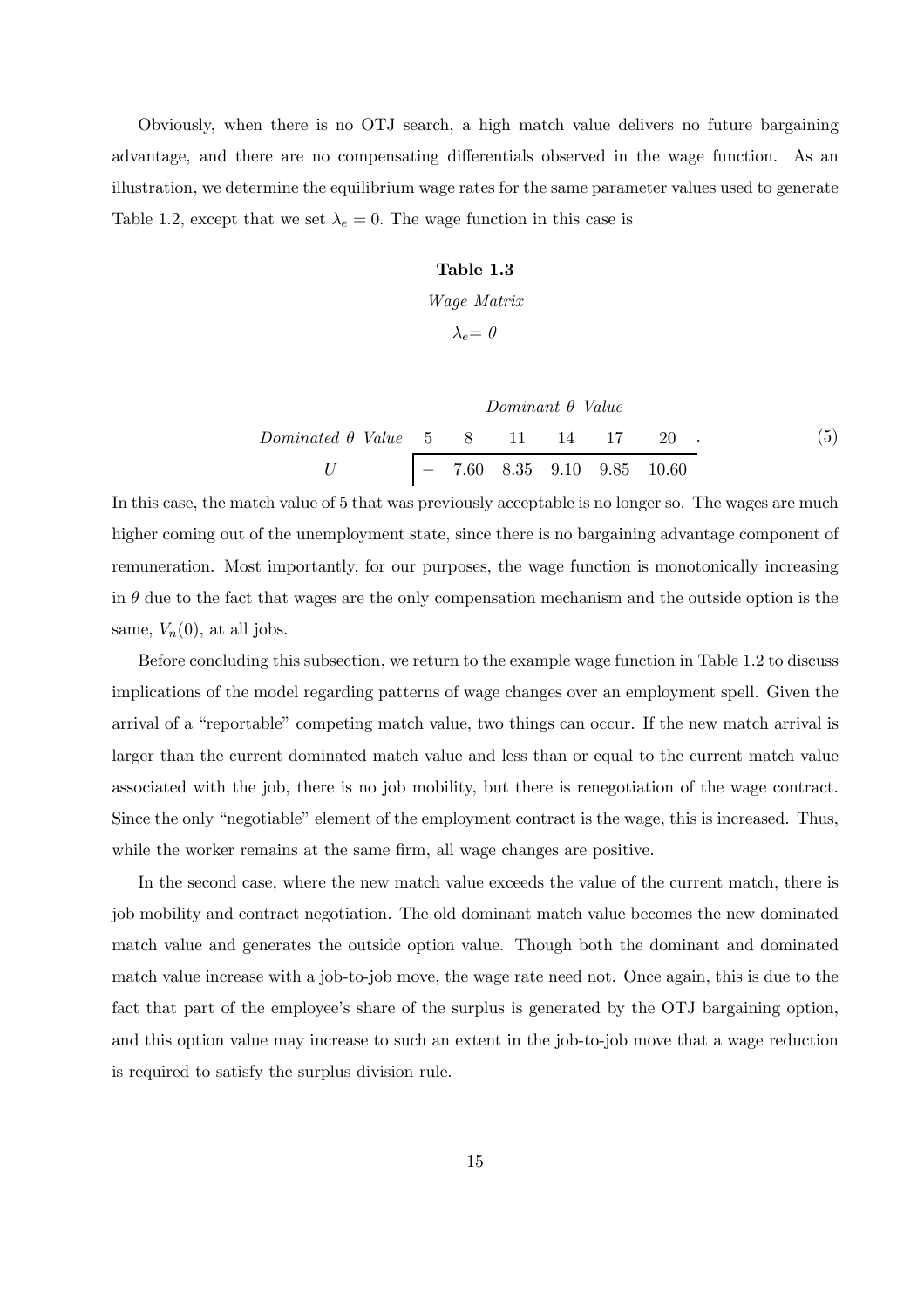Obviously, when there is no OTJ search, a high match value delivers no future bargaining advantage, and there are no compensating differentials observed in the wage function. As an illustration, we determine the equilibrium wage rates for the same parameter values used to generate Table 1.2, except that we set $\lambda_e = 0$. The wage function in this case is

**Table 1.3**

*Wage Matrix*

$\lambda_e = 0$

| | *Dominant $\theta$ Value* | | | | | |
|---|---|---|---|---|---|---|
| *Dominated $\theta$ Value* | 5 | 8 | 11 | 14 | 17 | 20 |
| $U$ | – | 7.60 | 8.35 | 9.10 | 9.85 | 10.60 |

(5)

In this case, the match value of 5 that was previously acceptable is no longer so. The wages are much higher coming out of the unemployment state, since there is no bargaining advantage component of remuneration. Most importantly, for our purposes, the wage function is monotonically increasing in $\theta$ due to the fact that wages are the only compensation mechanism and the outside option is the same, $V_n(0)$, at all jobs.

Before concluding this subsection, we return to the example wage function in Table 1.2 to discuss implications of the model regarding patterns of wage changes over an employment spell. Given the arrival of a "reportable" competing match value, two things can occur. If the new match arrival is larger than the current dominated match value and less than or equal to the current match value associated with the job, there is no job mobility, but there is renegotiation of the wage contract. Since the only "negotiable" element of the employment contract is the wage, this is increased. Thus, while the worker remains at the same firm, all wage changes are positive.

In the second case, where the new match value exceeds the value of the current match, there is job mobility and contract negotiation. The old dominant match value becomes the new dominated match value and generates the outside option value. Though both the dominant and dominated match value increase with a job-to-job move, the wage rate need not. Once again, this is due to the fact that part of the employee's share of the surplus is generated by the OTJ bargaining option, and this option value may increase to such an extent in the job-to-job move that a wage reduction is required to satisfy the surplus division rule.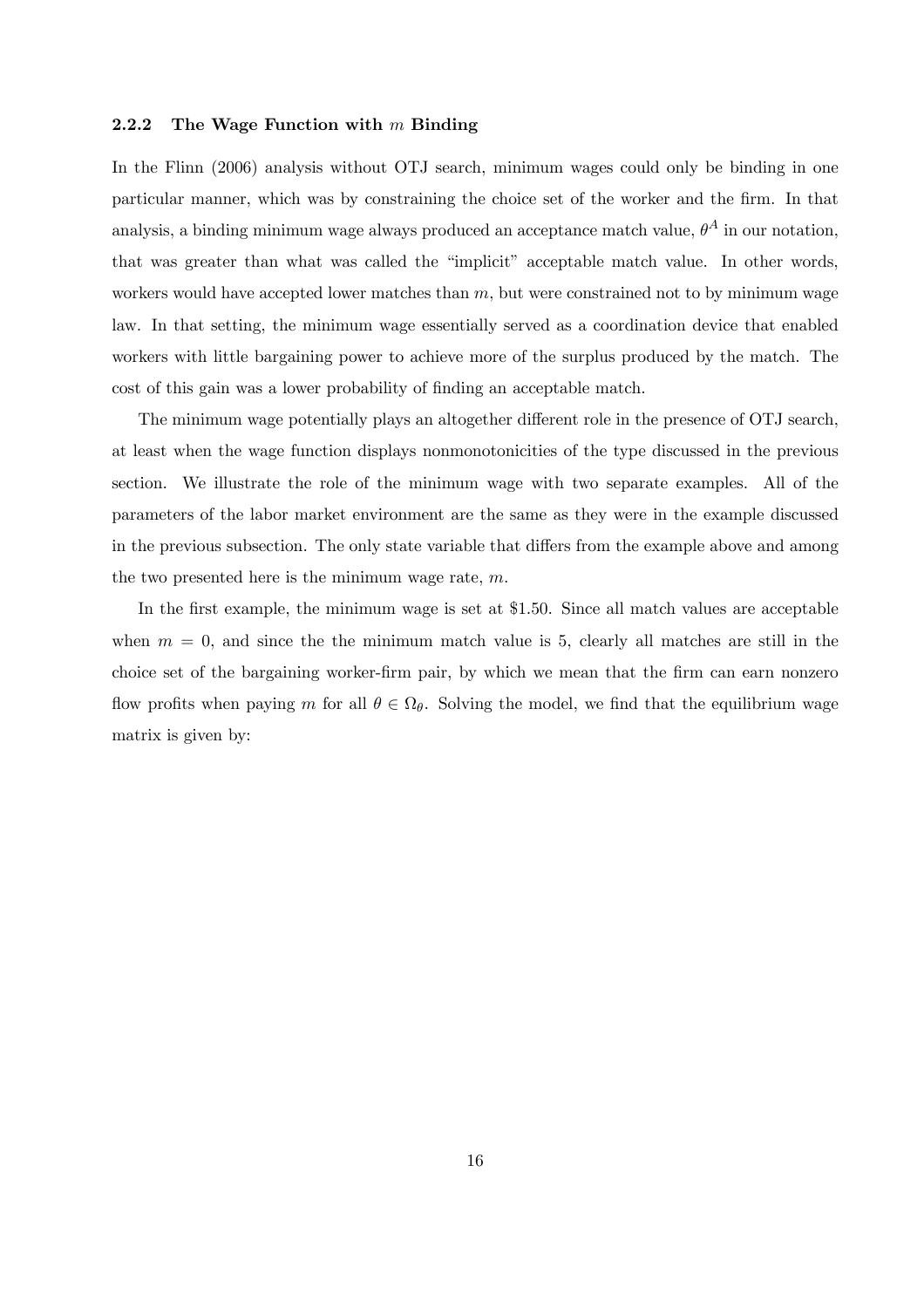#### 2.2.2 The Wage Function with $m$ Binding

In the Flinn (2006) analysis without OTJ search, minimum wages could only be binding in one particular manner, which was by constraining the choice set of the worker and the firm. In that analysis, a binding minimum wage always produced an acceptance match value, $\theta^A$ in our notation, that was greater than what was called the "implicit" acceptable match value. In other words, workers would have accepted lower matches than $m$, but were constrained not to by minimum wage law. In that setting, the minimum wage essentially served as a coordination device that enabled workers with little bargaining power to achieve more of the surplus produced by the match. The cost of this gain was a lower probability of finding an acceptable match.

The minimum wage potentially plays an altogether different role in the presence of OTJ search, at least when the wage function displays nonmonotonicities of the type discussed in the previous section. We illustrate the role of the minimum wage with two separate examples. All of the parameters of the labor market environment are the same as they were in the example discussed in the previous subsection. The only state variable that differs from the example above and among the two presented here is the minimum wage rate, $m$.

In the first example, the minimum wage is set at \$1.50. Since all match values are acceptable when $m = 0$, and since the the minimum match value is 5, clearly all matches are still in the choice set of the bargaining worker-firm pair, by which we mean that the firm can earn nonzero flow profits when paying $m$ for all $\theta \in \Omega_\theta$. Solving the model, we find that the equilibrium wage matrix is given by: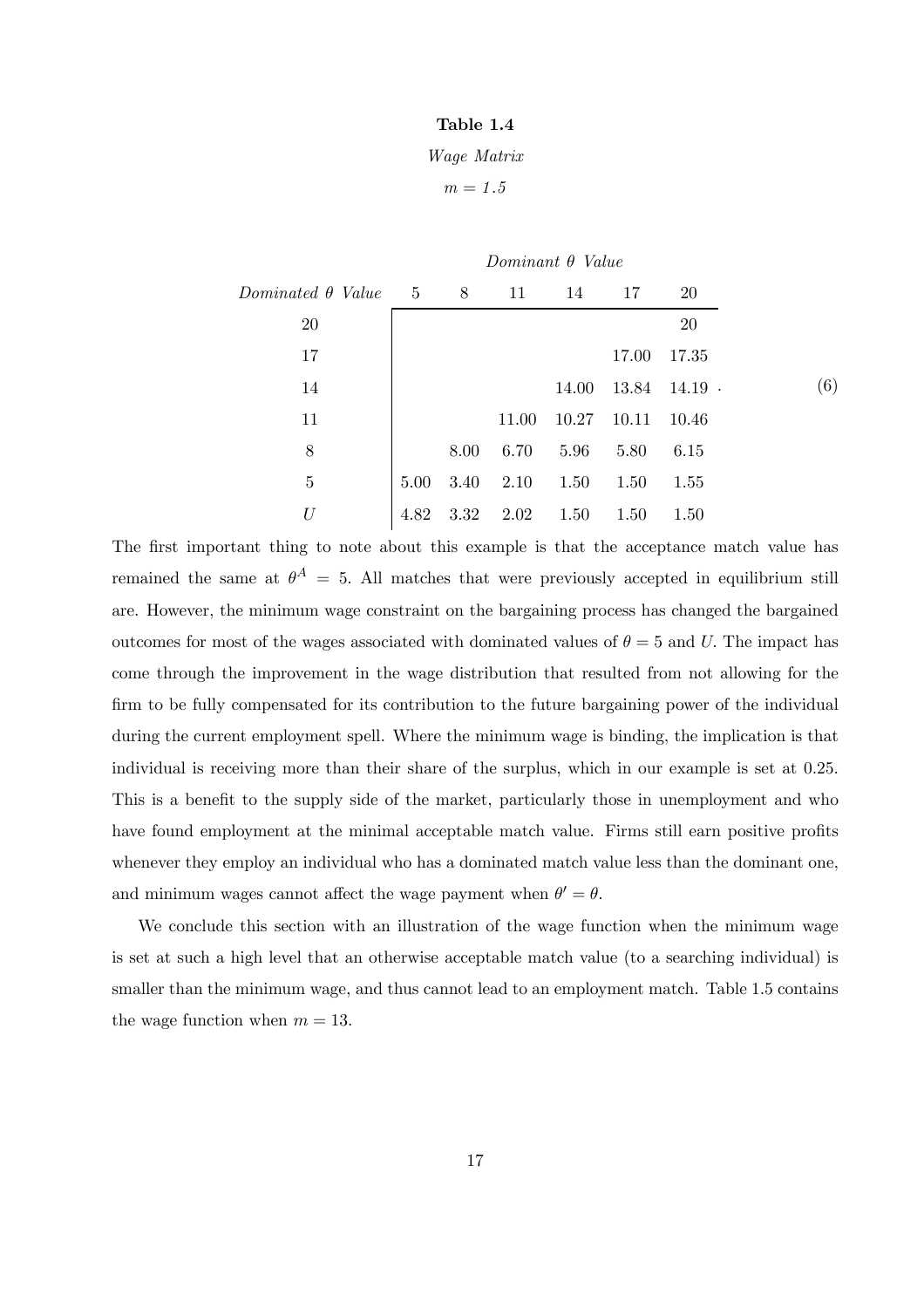**Table 1.4**

*Wage Matrix*

*m = 1.5*

| *Dominated θ Value* | *Dominant θ Value* 5 | 8 | 11 | 14 | 17 | 20 |
|---|---|---|---|---|---|---|
| 20 | | | | | | 20 |
| 17 | | | | | 17.00 | 17.35 |
| 14 | | | | 14.00 | 13.84 | 14.19 . |
| 11 | | | 11.00 | 10.27 | 10.11 | 10.46 |
| 8 | | 8.00 | 6.70 | 5.96 | 5.80 | 6.15 |
| 5 | 5.00 | 3.40 | 2.10 | 1.50 | 1.50 | 1.55 |
| $U$ | 4.82 | 3.32 | 2.02 | 1.50 | 1.50 | 1.50 |

(6)

The first important thing to note about this example is that the acceptance match value has remained the same at $\theta^A = 5$. All matches that were previously accepted in equilibrium still are. However, the minimum wage constraint on the bargaining process has changed the bargained outcomes for most of the wages associated with dominated values of $\theta = 5$ and $U$. The impact has come through the improvement in the wage distribution that resulted from not allowing for the firm to be fully compensated for its contribution to the future bargaining power of the individual during the current employment spell. Where the minimum wage is binding, the implication is that individual is receiving more than their share of the surplus, which in our example is set at 0.25. This is a benefit to the supply side of the market, particularly those in unemployment and who have found employment at the minimal acceptable match value. Firms still earn positive profits whenever they employ an individual who has a dominated match value less than the dominant one, and minimum wages cannot affect the wage payment when $\theta' = \theta$.

We conclude this section with an illustration of the wage function when the minimum wage is set at such a high level that an otherwise acceptable match value (to a searching individual) is smaller than the minimum wage, and thus cannot lead to an employment match. Table 1.5 contains the wage function when $m = 13$.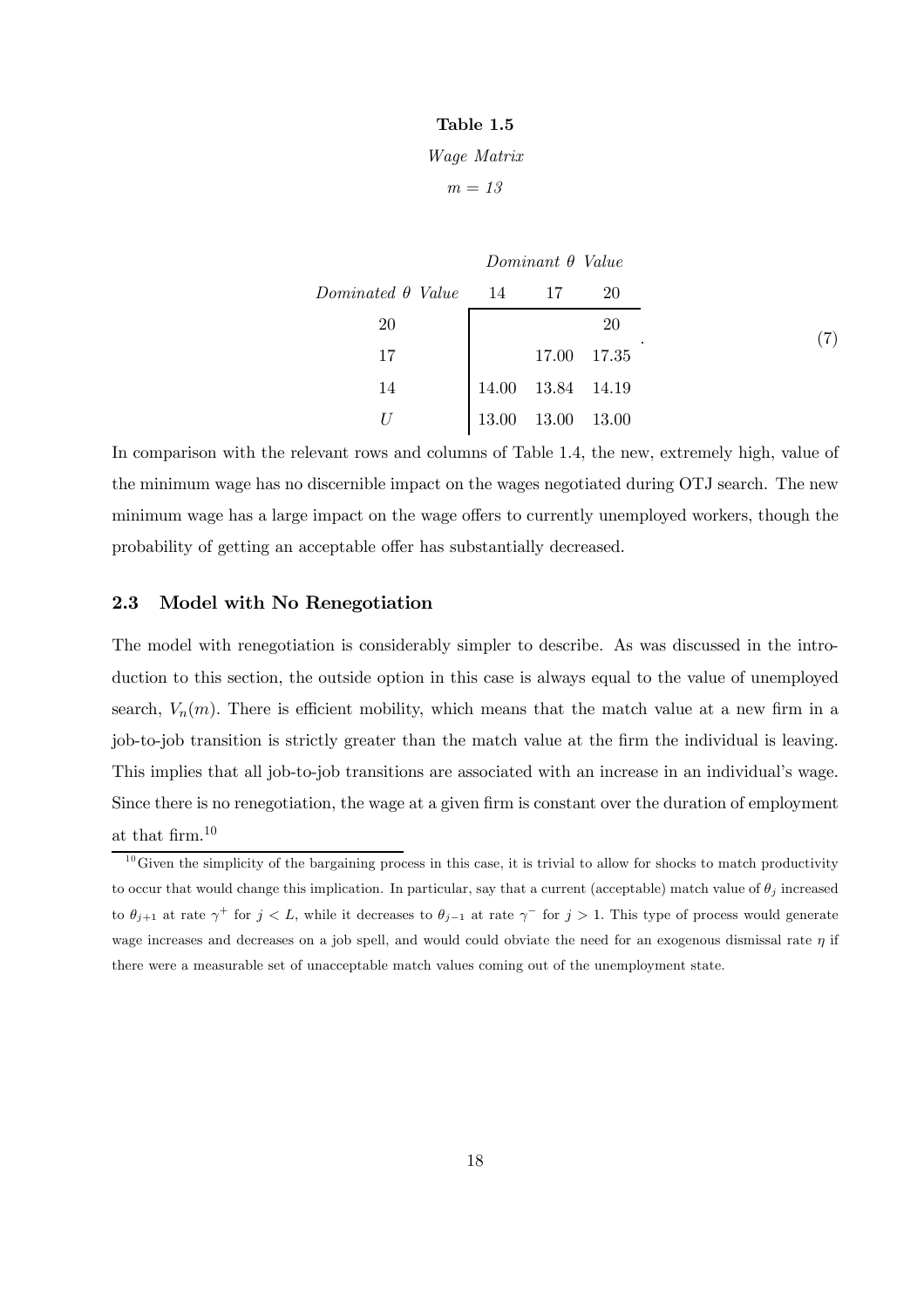**Table 1.5**

*Wage Matrix*

*m = 13*

| | *Dominant θ Value* | | |
|---|---|---|---|
| *Dominated θ Value* | 14 | 17 | 20 |
| 20 | | | 20 |
| 17 | | 17.00 | 17.35 |
| 14 | 14.00 | 13.84 | 14.19 |
| $U$ | 13.00 | 13.00 | 13.00 |

(7)

In comparison with the relevant rows and columns of Table 1.4, the new, extremely high, value of the minimum wage has no discernible impact on the wages negotiated during OTJ search. The new minimum wage has a large impact on the wage offers to currently unemployed workers, though the probability of getting an acceptable offer has substantially decreased.

## 2.3 Model with No Renegotiation

The model with renegotiation is considerably simpler to describe. As was discussed in the introduction to this section, the outside option in this case is always equal to the value of unemployed search, $V_n(m)$. There is efficient mobility, which means that the match value at a new firm in a job-to-job transition is strictly greater than the match value at the firm the individual is leaving. This implies that all job-to-job transitions are associated with an increase in an individual's wage. Since there is no renegotiation, the wage at a given firm is constant over the duration of employment at that firm.[10]

[10] Given the simplicity of the bargaining process in this case, it is trivial to allow for shocks to match productivity to occur that would change this implication. In particular, say that a current (acceptable) match value of $\theta_j$ increased to $\theta_{j+1}$ at rate $\gamma^+$ for $j < L$, while it decreases to $\theta_{j-1}$ at rate $\gamma^-$ for $j > 1$. This type of process would generate wage increases and decreases on a job spell, and would could obviate the need for an exogenous dismissal rate $\eta$ if there were a measurable set of unacceptable match values coming out of the unemployment state.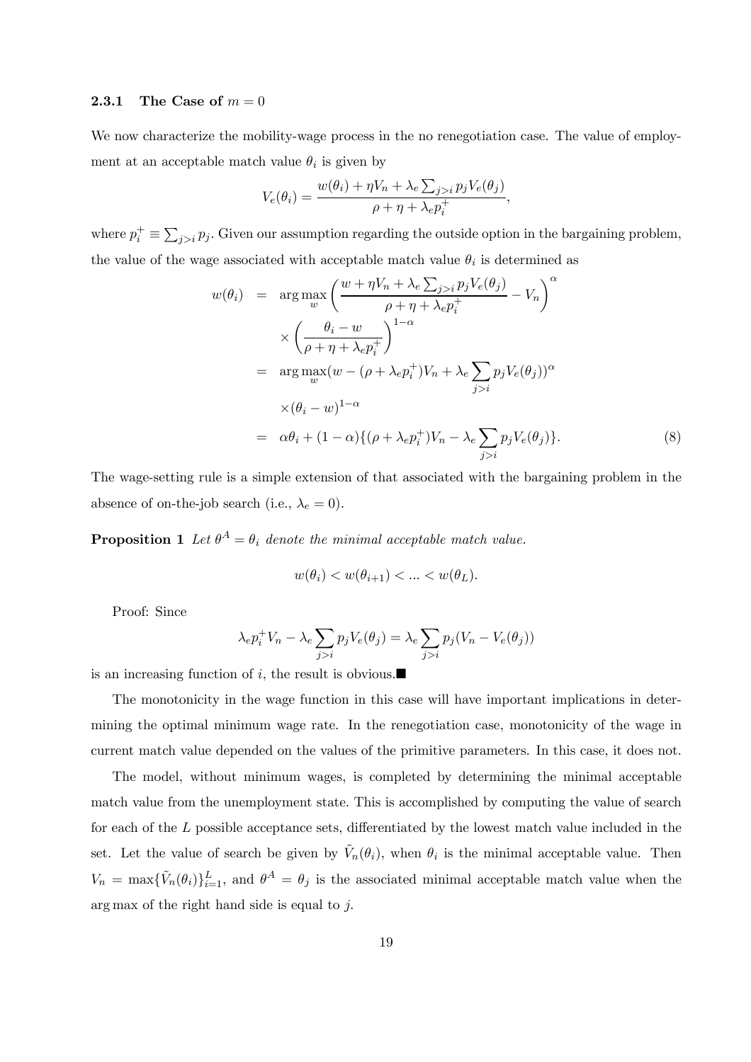### 2.3.1 The Case of $m = 0$

We now characterize the mobility-wage process in the no renegotiation case. The value of employment at an acceptable match value $\theta_i$ is given by

$$V_e(\theta_i) = \frac{w(\theta_i) + \eta V_n + \lambda_e \sum_{j>i} p_j V_e(\theta_j)}{\rho + \eta + \lambda_e p_i^+},$$

where $p_i^+ \equiv \sum_{j>i} p_j$. Given our assumption regarding the outside option in the bargaining problem, the value of the wage associated with acceptable match value $\theta_i$ is determined as

$$\begin{aligned}
w(\theta_i) &= \arg\max_w \left( \frac{w + \eta V_n + \lambda_e \sum_{j>i} p_j V_e(\theta_j)}{\rho + \eta + \lambda_e p_i^+} - V_n \right)^\alpha \\
&\quad \times \left( \frac{\theta_i - w}{\rho + \eta + \lambda_e p_i^+} \right)^{1-\alpha} \\
&= \arg\max_w (w - (\rho + \lambda_e p_i^+) V_n + \lambda_e \sum_{j>i} p_j V_e(\theta_j))^\alpha \\
&\quad \times (\theta_i - w)^{1-\alpha} \\
&= \alpha \theta_i + (1-\alpha) \{ (\rho + \lambda_e p_i^+) V_n - \lambda_e \sum_{j>i} p_j V_e(\theta_j) \}. \qquad (8)
\end{aligned}$$

The wage-setting rule is a simple extension of that associated with the bargaining problem in the absence of on-the-job search (i.e., $\lambda_e = 0$).

**Proposition 1** *Let $\theta^A = \theta_i$ denote the minimal acceptable match value.*

$$w(\theta_i) < w(\theta_{i+1}) < \ldots < w(\theta_L).$$

Proof: Since

$$\lambda_e p_i^+ V_n - \lambda_e \sum_{j>i} p_j V_e(\theta_j) = \lambda_e \sum_{j>i} p_j (V_n - V_e(\theta_j))$$

is an increasing function of $i$, the result is obvious.■

The monotonicity in the wage function in this case will have important implications in determining the optimal minimum wage rate. In the renegotiation case, monotonicity of the wage in current match value depended on the values of the primitive parameters. In this case, it does not.

The model, without minimum wages, is completed by determining the minimal acceptable match value from the unemployment state. This is accomplished by computing the value of search for each of the $L$ possible acceptance sets, differentiated by the lowest match value included in the set. Let the value of search be given by $\tilde{V}_n(\theta_i)$, when $\theta_i$ is the minimal acceptable value. Then $V_n = \max\{\tilde{V}_n(\theta_i)\}_{i=1}^L$, and $\theta^A = \theta_j$ is the associated minimal acceptable match value when the arg max of the right hand side is equal to $j$.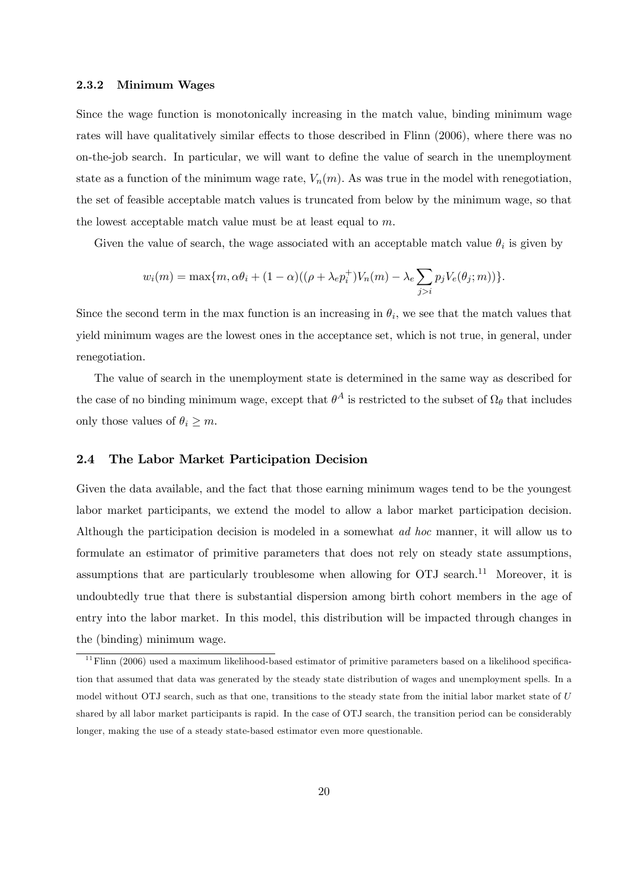### 2.3.2 Minimum Wages

Since the wage function is monotonically increasing in the match value, binding minimum wage rates will have qualitatively similar effects to those described in Flinn (2006), where there was no on-the-job search. In particular, we will want to define the value of search in the unemployment state as a function of the minimum wage rate, $V_n(m)$. As was true in the model with renegotiation, the set of feasible acceptable match values is truncated from below by the minimum wage, so that the lowest acceptable match value must be at least equal to $m$.

Given the value of search, the wage associated with an acceptable match value $\theta_i$ is given by

$$w_i(m) = \max\{m, \alpha\theta_i + (1-\alpha)((\rho + \lambda_e p_i^+)V_n(m) - \lambda_e \sum_{j>i} p_j V_e(\theta_j; m))\}.$$

Since the second term in the max function is an increasing in $\theta_i$, we see that the match values that yield minimum wages are the lowest ones in the acceptance set, which is not true, in general, under renegotiation.

The value of search in the unemployment state is determined in the same way as described for the case of no binding minimum wage, except that $\theta^A$ is restricted to the subset of $\Omega_\theta$ that includes only those values of $\theta_i \geq m$.

## 2.4 The Labor Market Participation Decision

Given the data available, and the fact that those earning minimum wages tend to be the youngest labor market participants, we extend the model to allow a labor market participation decision. Although the participation decision is modeled in a somewhat *ad hoc* manner, it will allow us to formulate an estimator of primitive parameters that does not rely on steady state assumptions, assumptions that are particularly troublesome when allowing for OTJ search.[11] Moreover, it is undoubtedly true that there is substantial dispersion among birth cohort members in the age of entry into the labor market. In this model, this distribution will be impacted through changes in the (binding) minimum wage.

[11] Flinn (2006) used a maximum likelihood-based estimator of primitive parameters based on a likelihood specification that assumed that data was generated by the steady state distribution of wages and unemployment spells. In a model without OTJ search, such as that one, transitions to the steady state from the initial labor market state of $U$ shared by all labor market participants is rapid. In the case of OTJ search, the transition period can be considerably longer, making the use of a steady state-based estimator even more questionable.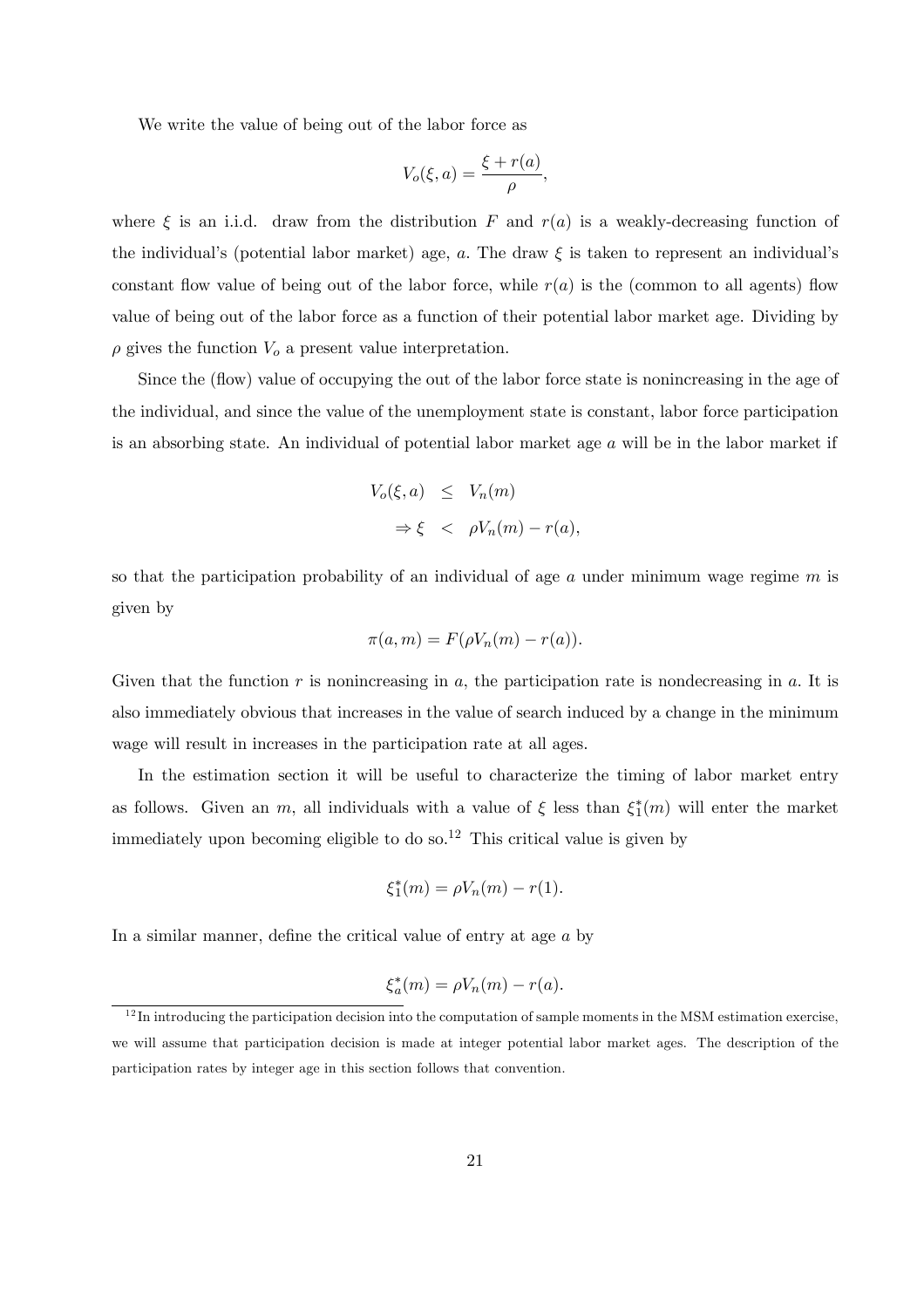We write the value of being out of the labor force as

$$V_o(\xi, a) = \frac{\xi + r(a)}{\rho},$$

where $\xi$ is an i.i.d. draw from the distribution $F$ and $r(a)$ is a weakly-decreasing function of the individual's (potential labor market) age, $a$. The draw $\xi$ is taken to represent an individual's constant flow value of being out of the labor force, while $r(a)$ is the (common to all agents) flow value of being out of the labor force as a function of their potential labor market age. Dividing by $\rho$ gives the function $V_o$ a present value interpretation.

Since the (flow) value of occupying the out of the labor force state is nonincreasing in the age of the individual, and since the value of the unemployment state is constant, labor force participation is an absorbing state. An individual of potential labor market age $a$ will be in the labor market if

$$\begin{aligned} V_o(\xi, a) &\leq V_n(m) \\ \Rightarrow \xi &< \rho V_n(m) - r(a), \end{aligned}$$

so that the participation probability of an individual of age $a$ under minimum wage regime $m$ is given by

$$\pi(a, m) = F(\rho V_n(m) - r(a)).$$

Given that the function $r$ is nonincreasing in $a$, the participation rate is nondecreasing in $a$. It is also immediately obvious that increases in the value of search induced by a change in the minimum wage will result in increases in the participation rate at all ages.

In the estimation section it will be useful to characterize the timing of labor market entry as follows. Given an $m$, all individuals with a value of $\xi$ less than $\xi_1^*(m)$ will enter the market immediately upon becoming eligible to do so.[12] This critical value is given by

$$\xi_1^*(m) = \rho V_n(m) - r(1).$$

In a similar manner, define the critical value of entry at age $a$ by

$$\xi_a^*(m) = \rho V_n(m) - r(a).$$

[12] In introducing the participation decision into the computation of sample moments in the MSM estimation exercise, we will assume that participation decision is made at integer potential labor market ages. The description of the participation rates by integer age in this section follows that convention.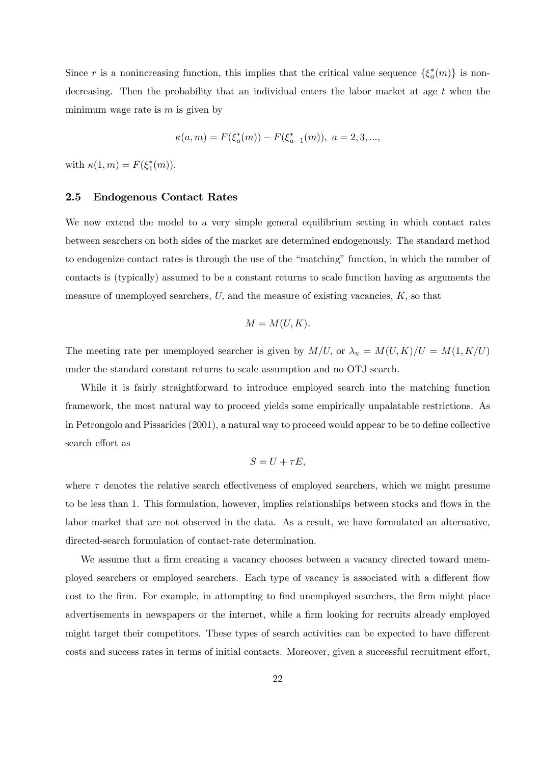Since $r$ is a nonincreasing function, this implies that the critical value sequence $\{\xi_a^*(m)\}$ is nondecreasing. Then the probability that an individual enters the labor market at age $t$ when the minimum wage rate is $m$ is given by

$$\kappa(a, m) = F(\xi_a^*(m)) - F(\xi_{a-1}^*(m)), \ a = 2, 3, ...,$$

with $\kappa(1, m) = F(\xi_1^*(m))$.

### 2.5 Endogenous Contact Rates

We now extend the model to a very simple general equilibrium setting in which contact rates between searchers on both sides of the market are determined endogenously. The standard method to endogenize contact rates is through the use of the "matching" function, in which the number of contacts is (typically) assumed to be a constant returns to scale function having as arguments the measure of unemployed searchers, $U$, and the measure of existing vacancies, $K$, so that

$$M = M(U, K).$$

The meeting rate per unemployed searcher is given by $M/U$, or $\lambda_u = M(U, K)/U = M(1, K/U)$ under the standard constant returns to scale assumption and no OTJ search.

While it is fairly straightforward to introduce employed search into the matching function framework, the most natural way to proceed yields some empirically unpalatable restrictions. As in Petrongolo and Pissarides (2001), a natural way to proceed would appear to be to define collective search effort as

$$S = U + \tau E,$$

where $\tau$ denotes the relative search effectiveness of employed searchers, which we might presume to be less than 1. This formulation, however, implies relationships between stocks and flows in the labor market that are not observed in the data. As a result, we have formulated an alternative, directed-search formulation of contact-rate determination.

We assume that a firm creating a vacancy chooses between a vacancy directed toward unemployed searchers or employed searchers. Each type of vacancy is associated with a different flow cost to the firm. For example, in attempting to find unemployed searchers, the firm might place advertisements in newspapers or the internet, while a firm looking for recruits already employed might target their competitors. These types of search activities can be expected to have different costs and success rates in terms of initial contacts. Moreover, given a successful recruitment effort,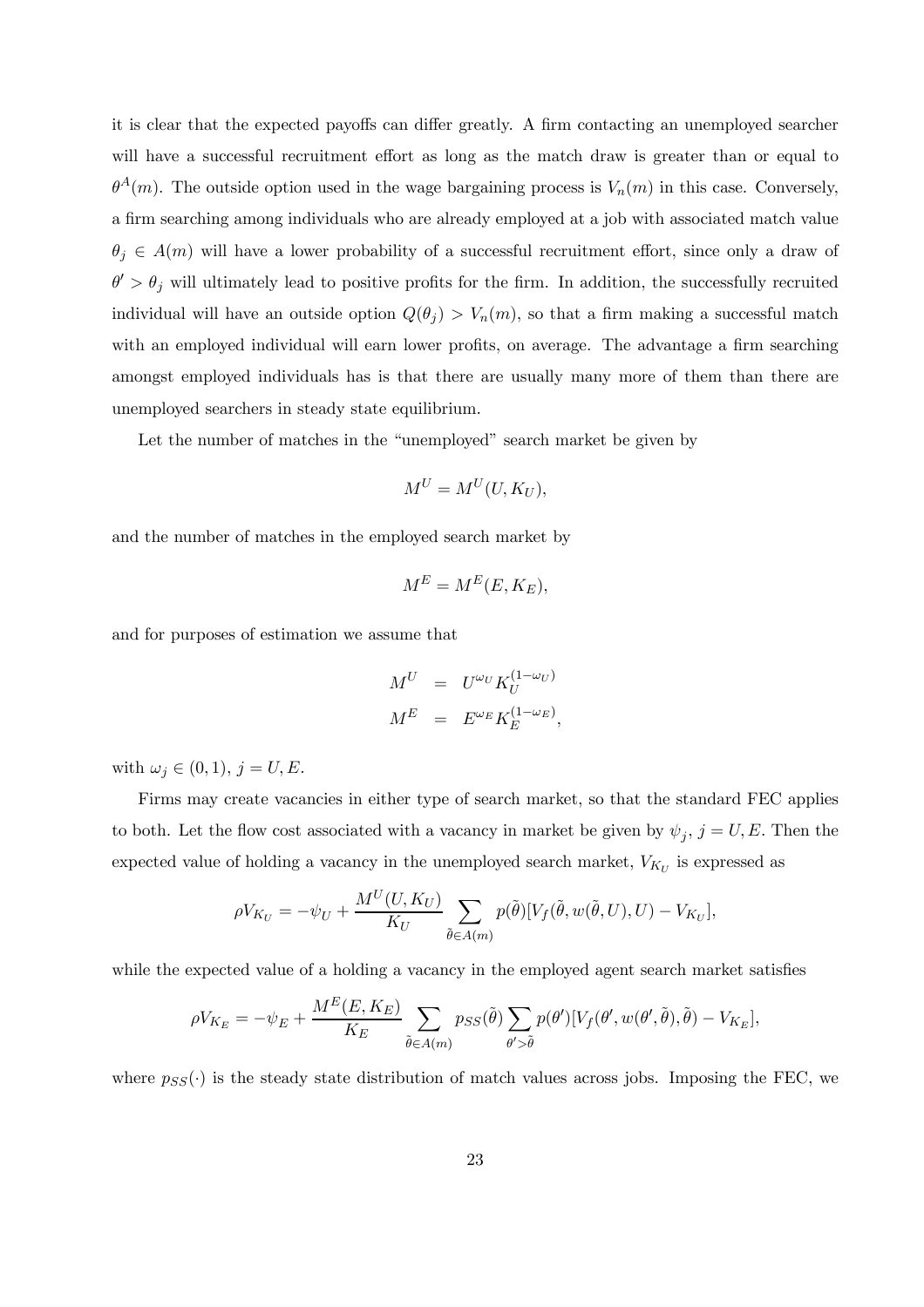it is clear that the expected payoffs can differ greatly. A firm contacting an unemployed searcher will have a successful recruitment effort as long as the match draw is greater than or equal to $\theta^A(m)$. The outside option used in the wage bargaining process is $V_n(m)$ in this case. Conversely, a firm searching among individuals who are already employed at a job with associated match value $\theta_j \in A(m)$ will have a lower probability of a successful recruitment effort, since only a draw of $\theta' > \theta_j$ will ultimately lead to positive profits for the firm. In addition, the successfully recruited individual will have an outside option $Q(\theta_j) > V_n(m)$, so that a firm making a successful match with an employed individual will earn lower profits, on average. The advantage a firm searching amongst employed individuals has is that there are usually many more of them than there are unemployed searchers in steady state equilibrium.

Let the number of matches in the "unemployed" search market be given by

$$M^U = M^U(U, K_U),$$

and the number of matches in the employed search market by

$$M^E = M^E(E, K_E),$$

and for purposes of estimation we assume that

$$\begin{aligned} M^U &= U^{\omega_U} K_U^{(1-\omega_U)} \\ M^E &= E^{\omega_E} K_E^{(1-\omega_E)}, \end{aligned}$$

with $\omega_j \in (0,1)$, $j = U, E$.

Firms may create vacancies in either type of search market, so that the standard FEC applies to both. Let the flow cost associated with a vacancy in market be given by $\psi_j$, $j = U, E$. Then the expected value of holding a vacancy in the unemployed search market, $V_{K_U}$ is expressed as

$$\rho V_{K_U} = -\psi_U + \frac{M^U(U, K_U)}{K_U} \sum_{\tilde{\theta} \in A(m)} p(\tilde{\theta})[V_f(\tilde{\theta}, w(\tilde{\theta}, U), U) - V_{K_U}],$$

while the expected value of a holding a vacancy in the employed agent search market satisfies

$$\rho V_{K_E} = -\psi_E + \frac{M^E(E, K_E)}{K_E} \sum_{\tilde{\theta} \in A(m)} p_{SS}(\tilde{\theta}) \sum_{\theta' > \tilde{\theta}} p(\theta')[V_f(\theta', w(\theta', \tilde{\theta}), \tilde{\theta}) - V_{K_E}],$$

where $p_{SS}(\cdot)$ is the steady state distribution of match values across jobs. Imposing the FEC, we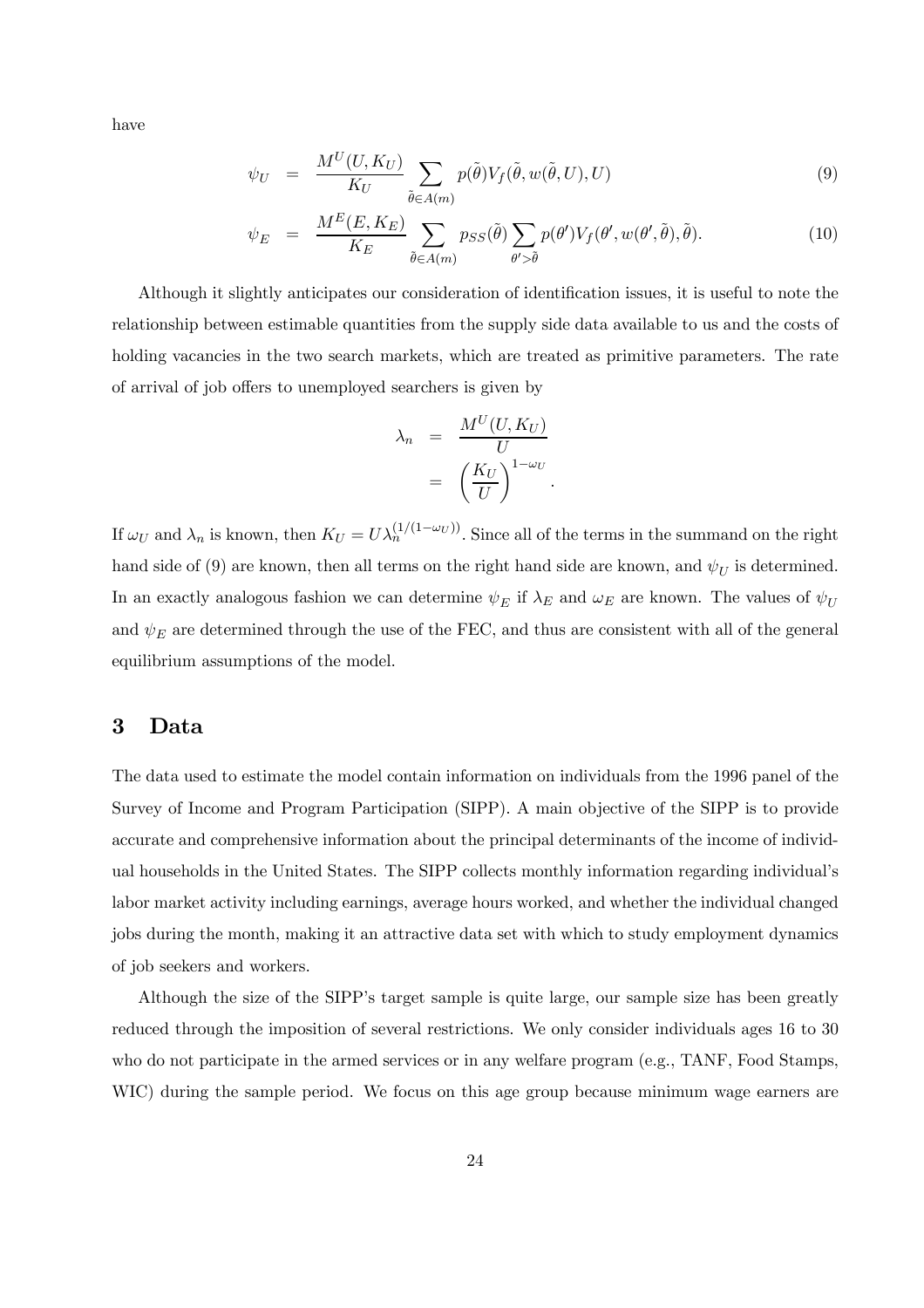have

$$\psi_U = \frac{M^U(U, K_U)}{K_U} \sum_{\tilde{\theta} \in A(m)} p(\tilde{\theta}) V_f(\tilde{\theta}, w(\tilde{\theta}, U), U) \tag{9}$$

$$\psi_E = \frac{M^E(E, K_E)}{K_E} \sum_{\tilde{\theta} \in A(m)} p_{SS}(\tilde{\theta}) \sum_{\theta' > \tilde{\theta}} p(\theta') V_f(\theta', w(\theta', \tilde{\theta}), \tilde{\theta}). \tag{10}$$

Although it slightly anticipates our consideration of identification issues, it is useful to note the relationship between estimable quantities from the supply side data available to us and the costs of holding vacancies in the two search markets, which are treated as primitive parameters. The rate of arrival of job offers to unemployed searchers is given by

$$\begin{aligned} \lambda_n &= \frac{M^U(U, K_U)}{U} \\ &= \left(\frac{K_U}{U}\right)^{1-\omega_U}. \end{aligned}$$

If $\omega_U$ and $\lambda_n$ is known, then $K_U = U\lambda_n^{(1/(1-\omega_U))}$. Since all of the terms in the summand on the right hand side of (9) are known, then all terms on the right hand side are known, and $\psi_U$ is determined. In an exactly analogous fashion we can determine $\psi_E$ if $\lambda_E$ and $\omega_E$ are known. The values of $\psi_U$ and $\psi_E$ are determined through the use of the FEC, and thus are consistent with all of the general equilibrium assumptions of the model.

## 3 Data

The data used to estimate the model contain information on individuals from the 1996 panel of the Survey of Income and Program Participation (SIPP). A main objective of the SIPP is to provide accurate and comprehensive information about the principal determinants of the income of individual households in the United States. The SIPP collects monthly information regarding individual's labor market activity including earnings, average hours worked, and whether the individual changed jobs during the month, making it an attractive data set with which to study employment dynamics of job seekers and workers.

Although the size of the SIPP's target sample is quite large, our sample size has been greatly reduced through the imposition of several restrictions. We only consider individuals ages 16 to 30 who do not participate in the armed services or in any welfare program (e.g., TANF, Food Stamps, WIC) during the sample period. We focus on this age group because minimum wage earners are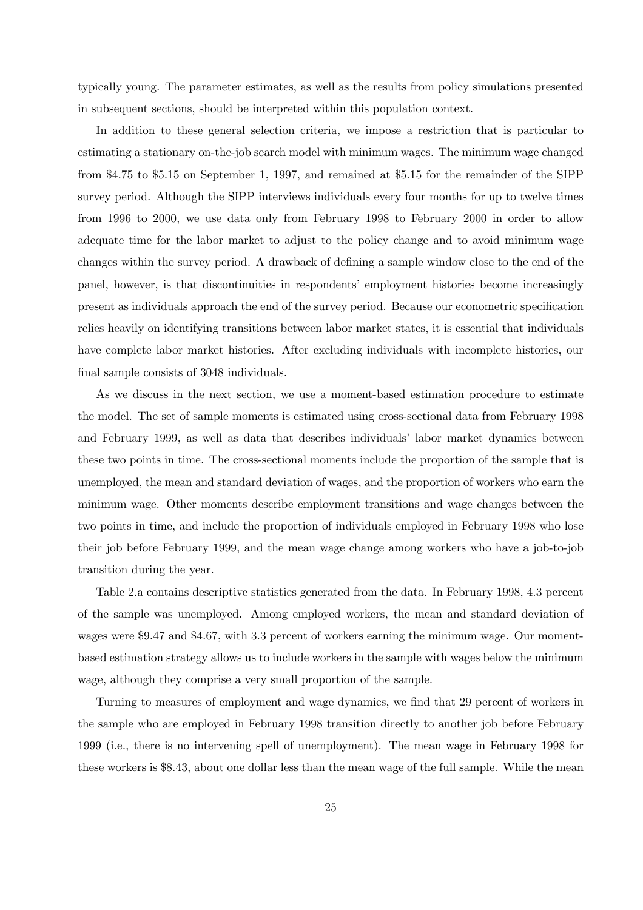typically young. The parameter estimates, as well as the results from policy simulations presented in subsequent sections, should be interpreted within this population context.

In addition to these general selection criteria, we impose a restriction that is particular to estimating a stationary on-the-job search model with minimum wages. The minimum wage changed from \$4.75 to \$5.15 on September 1, 1997, and remained at \$5.15 for the remainder of the SIPP survey period. Although the SIPP interviews individuals every four months for up to twelve times from 1996 to 2000, we use data only from February 1998 to February 2000 in order to allow adequate time for the labor market to adjust to the policy change and to avoid minimum wage changes within the survey period. A drawback of defining a sample window close to the end of the panel, however, is that discontinuities in respondents' employment histories become increasingly present as individuals approach the end of the survey period. Because our econometric specification relies heavily on identifying transitions between labor market states, it is essential that individuals have complete labor market histories. After excluding individuals with incomplete histories, our final sample consists of 3048 individuals.

As we discuss in the next section, we use a moment-based estimation procedure to estimate the model. The set of sample moments is estimated using cross-sectional data from February 1998 and February 1999, as well as data that describes individuals' labor market dynamics between these two points in time. The cross-sectional moments include the proportion of the sample that is unemployed, the mean and standard deviation of wages, and the proportion of workers who earn the minimum wage. Other moments describe employment transitions and wage changes between the two points in time, and include the proportion of individuals employed in February 1998 who lose their job before February 1999, and the mean wage change among workers who have a job-to-job transition during the year.

Table 2.a contains descriptive statistics generated from the data. In February 1998, 4.3 percent of the sample was unemployed. Among employed workers, the mean and standard deviation of wages were \$9.47 and \$4.67, with 3.3 percent of workers earning the minimum wage. Our moment-based estimation strategy allows us to include workers in the sample with wages below the minimum wage, although they comprise a very small proportion of the sample.

Turning to measures of employment and wage dynamics, we find that 29 percent of workers in the sample who are employed in February 1998 transition directly to another job before February 1999 (i.e., there is no intervening spell of unemployment). The mean wage in February 1998 for these workers is \$8.43, about one dollar less than the mean wage of the full sample. While the mean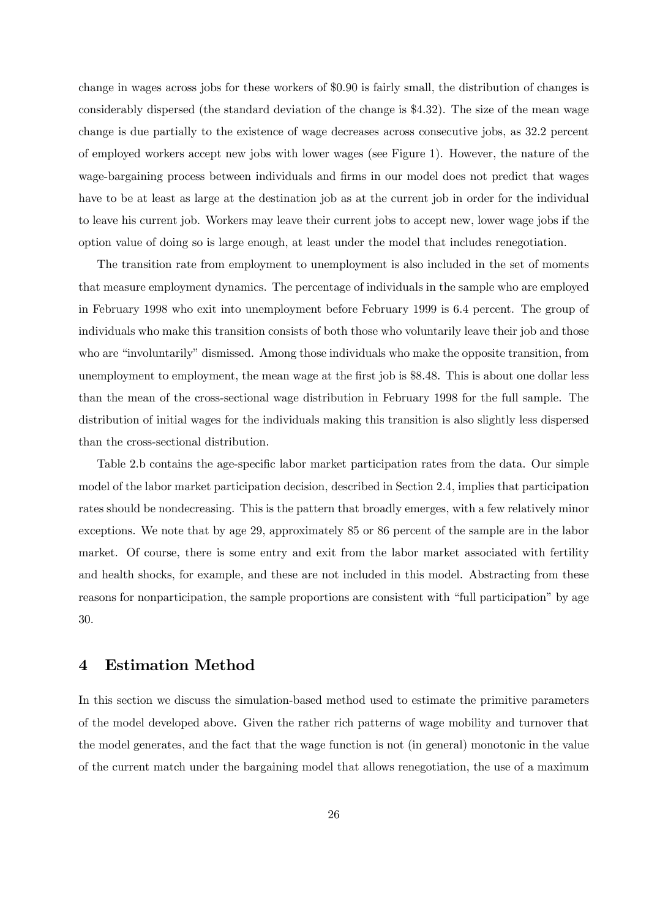change in wages across jobs for these workers of $0.90 is fairly small, the distribution of changes is considerably dispersed (the standard deviation of the change is $4.32). The size of the mean wage change is due partially to the existence of wage decreases across consecutive jobs, as 32.2 percent of employed workers accept new jobs with lower wages (see Figure 1). However, the nature of the wage-bargaining process between individuals and firms in our model does not predict that wages have to be at least as large at the destination job as at the current job in order for the individual to leave his current job. Workers may leave their current jobs to accept new, lower wage jobs if the option value of doing so is large enough, at least under the model that includes renegotiation.

The transition rate from employment to unemployment is also included in the set of moments that measure employment dynamics. The percentage of individuals in the sample who are employed in February 1998 who exit into unemployment before February 1999 is 6.4 percent. The group of individuals who make this transition consists of both those who voluntarily leave their job and those who are "involuntarily" dismissed. Among those individuals who make the opposite transition, from unemployment to employment, the mean wage at the first job is $8.48. This is about one dollar less than the mean of the cross-sectional wage distribution in February 1998 for the full sample. The distribution of initial wages for the individuals making this transition is also slightly less dispersed than the cross-sectional distribution.

Table 2.b contains the age-specific labor market participation rates from the data. Our simple model of the labor market participation decision, described in Section 2.4, implies that participation rates should be nondecreasing. This is the pattern that broadly emerges, with a few relatively minor exceptions. We note that by age 29, approximately 85 or 86 percent of the sample are in the labor market. Of course, there is some entry and exit from the labor market associated with fertility and health shocks, for example, and these are not included in this model. Abstracting from these reasons for nonparticipation, the sample proportions are consistent with "full participation" by age 30.

# 4 Estimation Method

In this section we discuss the simulation-based method used to estimate the primitive parameters of the model developed above. Given the rather rich patterns of wage mobility and turnover that the model generates, and the fact that the wage function is not (in general) monotonic in the value of the current match under the bargaining model that allows renegotiation, the use of a maximum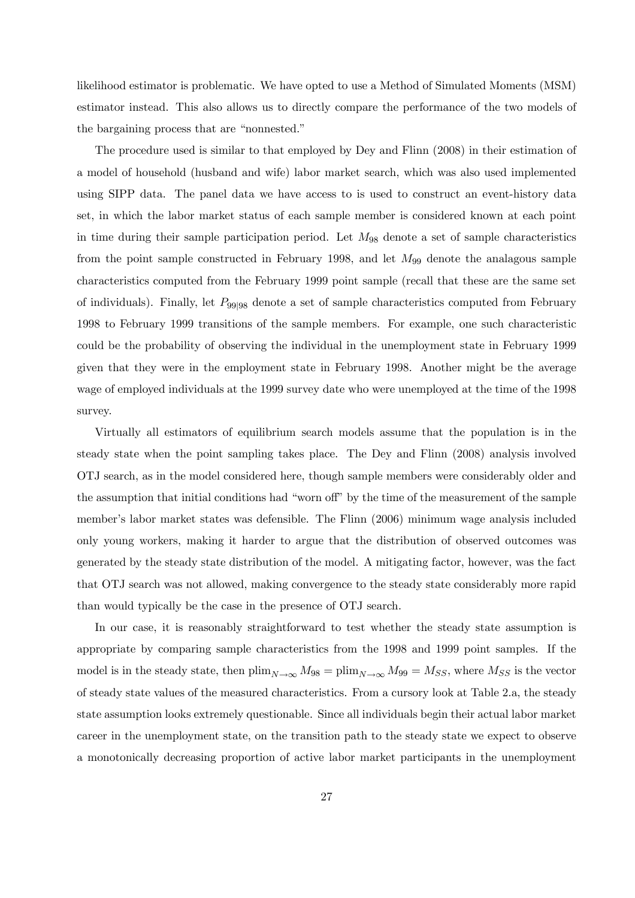likelihood estimator is problematic. We have opted to use a Method of Simulated Moments (MSM) estimator instead. This also allows us to directly compare the performance of the two models of the bargaining process that are "nonnested."

The procedure used is similar to that employed by Dey and Flinn (2008) in their estimation of a model of household (husband and wife) labor market search, which was also used implemented using SIPP data. The panel data we have access to is used to construct an event-history data set, in which the labor market status of each sample member is considered known at each point in time during their sample participation period. Let $M_{98}$ denote a set of sample characteristics from the point sample constructed in February 1998, and let $M_{99}$ denote the analagous sample characteristics computed from the February 1999 point sample (recall that these are the same set of individuals). Finally, let $P_{99|98}$ denote a set of sample characteristics computed from February 1998 to February 1999 transitions of the sample members. For example, one such characteristic could be the probability of observing the individual in the unemployment state in February 1999 given that they were in the employment state in February 1998. Another might be the average wage of employed individuals at the 1999 survey date who were unemployed at the time of the 1998 survey.

Virtually all estimators of equilibrium search models assume that the population is in the steady state when the point sampling takes place. The Dey and Flinn (2008) analysis involved OTJ search, as in the model considered here, though sample members were considerably older and the assumption that initial conditions had "worn off" by the time of the measurement of the sample member's labor market states was defensible. The Flinn (2006) minimum wage analysis included only young workers, making it harder to argue that the distribution of observed outcomes was generated by the steady state distribution of the model. A mitigating factor, however, was the fact that OTJ search was not allowed, making convergence to the steady state considerably more rapid than would typically be the case in the presence of OTJ search.

In our case, it is reasonably straightforward to test whether the steady state assumption is appropriate by comparing sample characteristics from the 1998 and 1999 point samples. If the model is in the steady state, then $\text{plim}_{N\rightarrow\infty} M_{98} = \text{plim}_{N\rightarrow\infty} M_{99} = M_{SS}$, where $M_{SS}$ is the vector of steady state values of the measured characteristics. From a cursory look at Table 2.a, the steady state assumption looks extremely questionable. Since all individuals begin their actual labor market career in the unemployment state, on the transition path to the steady state we expect to observe a monotonically decreasing proportion of active labor market participants in the unemployment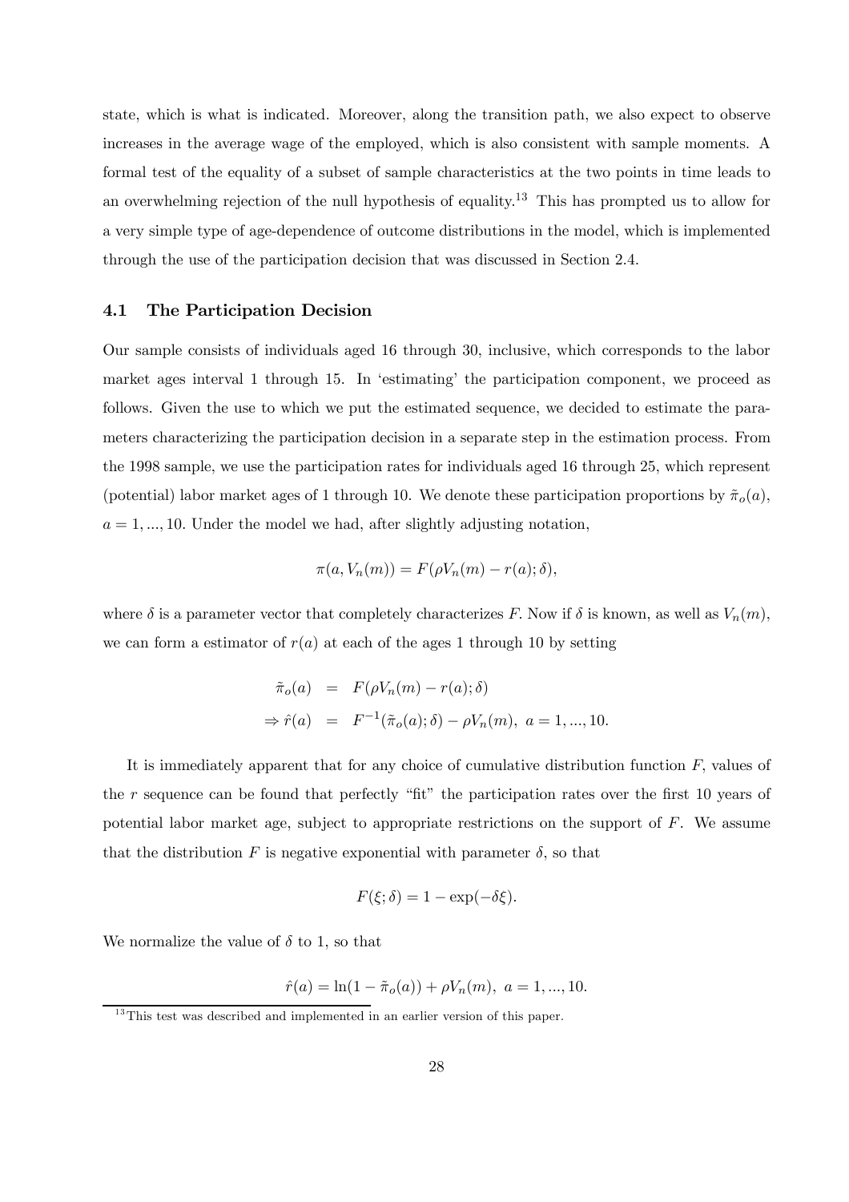state, which is what is indicated. Moreover, along the transition path, we also expect to observe increases in the average wage of the employed, which is also consistent with sample moments. A formal test of the equality of a subset of sample characteristics at the two points in time leads to an overwhelming rejection of the null hypothesis of equality.[13] This has prompted us to allow for a very simple type of age-dependence of outcome distributions in the model, which is implemented through the use of the participation decision that was discussed in Section 2.4.

### 4.1 The Participation Decision

Our sample consists of individuals aged 16 through 30, inclusive, which corresponds to the labor market ages interval 1 through 15. In 'estimating' the participation component, we proceed as follows. Given the use to which we put the estimated sequence, we decided to estimate the parameters characterizing the participation decision in a separate step in the estimation process. From the 1998 sample, we use the participation rates for individuals aged 16 through 25, which represent (potential) labor market ages of 1 through 10. We denote these participation proportions by $\tilde{\pi}_o(a)$, $a = 1, ..., 10$. Under the model we had, after slightly adjusting notation,

$$\pi(a, V_n(m)) = F(\rho V_n(m) - r(a); \delta),$$

where $\delta$ is a parameter vector that completely characterizes $F$. Now if $\delta$ is known, as well as $V_n(m)$, we can form a estimator of $r(a)$ at each of the ages 1 through 10 by setting

$$\begin{aligned}
\tilde{\pi}_o(a) &= F(\rho V_n(m) - r(a); \delta) \\
\Rightarrow \hat{r}(a) &= F^{-1}(\tilde{\pi}_o(a); \delta) - \rho V_n(m), \ a = 1, ..., 10.
\end{aligned}$$

It is immediately apparent that for any choice of cumulative distribution function $F$, values of the $r$ sequence can be found that perfectly "fit" the participation rates over the first 10 years of potential labor market age, subject to appropriate restrictions on the support of $F$. We assume that the distribution $F$ is negative exponential with parameter $\delta$, so that

$$F(\xi; \delta) = 1 - \exp(-\delta\xi).$$

We normalize the value of $\delta$ to 1, so that

$$\hat{r}(a) = \ln(1 - \tilde{\pi}_o(a)) + \rho V_n(m), \ a = 1, ..., 10.$$

[13] This test was described and implemented in an earlier version of this paper.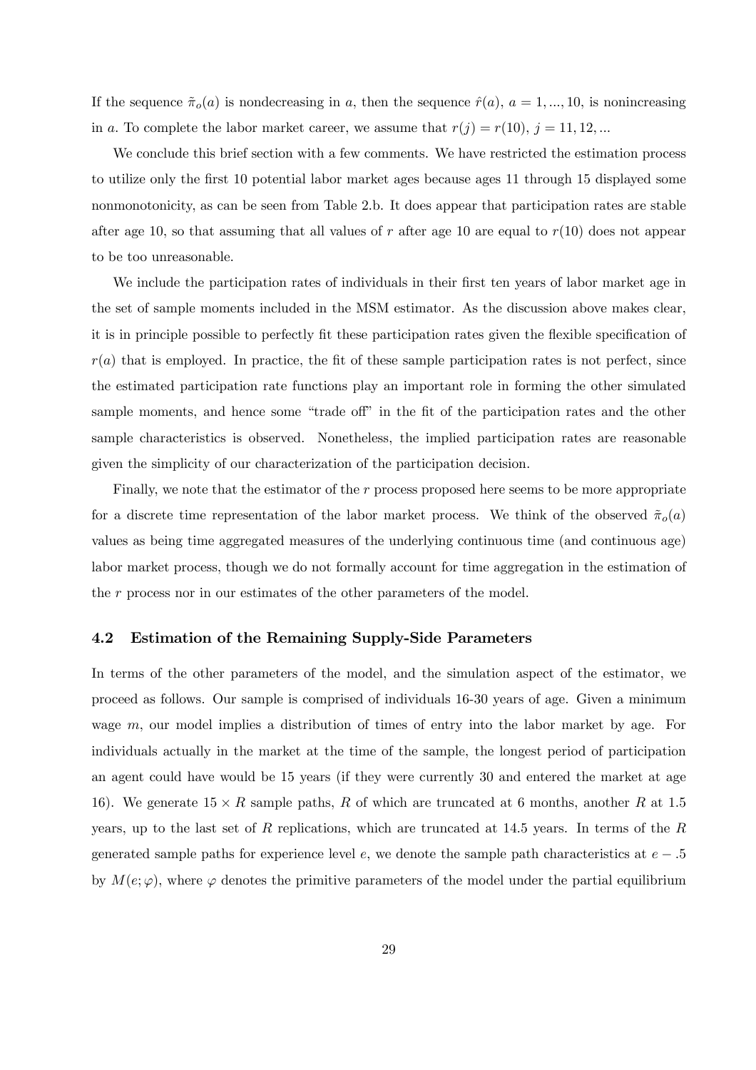If the sequence $\tilde{\pi}_o(a)$ is nondecreasing in $a$, then the sequence $\hat{r}(a)$, $a = 1, ..., 10$, is nonincreasing in $a$. To complete the labor market career, we assume that $r(j) = r(10)$, $j = 11, 12, ...$

We conclude this brief section with a few comments. We have restricted the estimation process to utilize only the first 10 potential labor market ages because ages 11 through 15 displayed some nonmonotonicity, as can be seen from Table 2.b. It does appear that participation rates are stable after age 10, so that assuming that all values of $r$ after age 10 are equal to $r(10)$ does not appear to be too unreasonable.

We include the participation rates of individuals in their first ten years of labor market age in the set of sample moments included in the MSM estimator. As the discussion above makes clear, it is in principle possible to perfectly fit these participation rates given the flexible specification of $r(a)$ that is employed. In practice, the fit of these sample participation rates is not perfect, since the estimated participation rate functions play an important role in forming the other simulated sample moments, and hence some "trade off" in the fit of the participation rates and the other sample characteristics is observed. Nonetheless, the implied participation rates are reasonable given the simplicity of our characterization of the participation decision.

Finally, we note that the estimator of the $r$ process proposed here seems to be more appropriate for a discrete time representation of the labor market process. We think of the observed $\tilde{\pi}_o(a)$ values as being time aggregated measures of the underlying continuous time (and continuous age) labor market process, though we do not formally account for time aggregation in the estimation of the $r$ process nor in our estimates of the other parameters of the model.

### 4.2 Estimation of the Remaining Supply-Side Parameters

In terms of the other parameters of the model, and the simulation aspect of the estimator, we proceed as follows. Our sample is comprised of individuals 16-30 years of age. Given a minimum wage $m$, our model implies a distribution of times of entry into the labor market by age. For individuals actually in the market at the time of the sample, the longest period of participation an agent could have would be 15 years (if they were currently 30 and entered the market at age 16). We generate $15 \times R$ sample paths, $R$ of which are truncated at 6 months, another $R$ at 1.5 years, up to the last set of $R$ replications, which are truncated at 14.5 years. In terms of the $R$ generated sample paths for experience level $e$, we denote the sample path characteristics at $e - .5$ by $M(e; \varphi)$, where $\varphi$ denotes the primitive parameters of the model under the partial equilibrium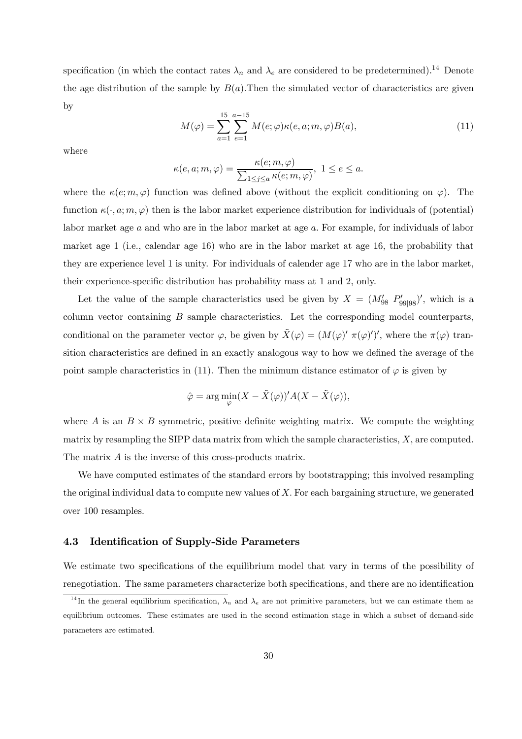specification (in which the contact rates $\lambda_n$ and $\lambda_e$ are considered to be predetermined).[14] Denote the age distribution of the sample by $B(a)$.Then the simulated vector of characteristics are given by

$$M(\varphi) = \sum_{a=1}^{15} \sum_{e=1}^{a-15} M(e;\varphi)\kappa(e,a;m,\varphi)B(a), \tag{11}$$

where

$$\kappa(e,a;m,\varphi) = \frac{\kappa(e;m,\varphi)}{\sum_{1 \leq j \leq a} \kappa(e;m,\varphi)},\ 1 \leq e \leq a.$$

where the $\kappa(e;m,\varphi)$ function was defined above (without the explicit conditioning on $\varphi$). The function $\kappa(\cdot,a;m,\varphi)$ then is the labor market experience distribution for individuals of (potential) labor market age $a$ and who are in the labor market at age $a$. For example, for individuals of labor market age 1 (i.e., calendar age 16) who are in the labor market at age 16, the probability that they are experience level 1 is unity. For individuals of calender age 17 who are in the labor market, their experience-specific distribution has probability mass at 1 and 2, only.

Let the value of the sample characteristics used be given by $X = (M_{98}'\ P_{99|98}')'$, which is a column vector containing $B$ sample characteristics. Let the corresponding model counterparts, conditional on the parameter vector $\varphi$, be given by $\tilde{X}(\varphi) = (M(\varphi)'\ \pi(\varphi)')'$, where the $\pi(\varphi)$ transition characteristics are defined in an exactly analogous way to how we defined the average of the point sample characteristics in (11). Then the minimum distance estimator of $\varphi$ is given by

$$\hat{\varphi} = \arg\min_{\varphi}(X - \tilde{X}(\varphi))'A(X - \tilde{X}(\varphi)),$$

where $A$ is an $B \times B$ symmetric, positive definite weighting matrix. We compute the weighting matrix by resampling the SIPP data matrix from which the sample characteristics, $X$, are computed. The matrix $A$ is the inverse of this cross-products matrix.

We have computed estimates of the standard errors by bootstrapping; this involved resampling the original individual data to compute new values of $X$. For each bargaining structure, we generated over 100 resamples.

### 4.3 Identification of Supply-Side Parameters

We estimate two specifications of the equilibrium model that vary in terms of the possibility of renegotiation. The same parameters characterize both specifications, and there are no identification

[14] In the general equilibrium specification, $\lambda_n$ and $\lambda_e$ are not primitive parameters, but we can estimate them as equilibrium outcomes. These estimates are used in the second estimation stage in which a subset of demand-side parameters are estimated.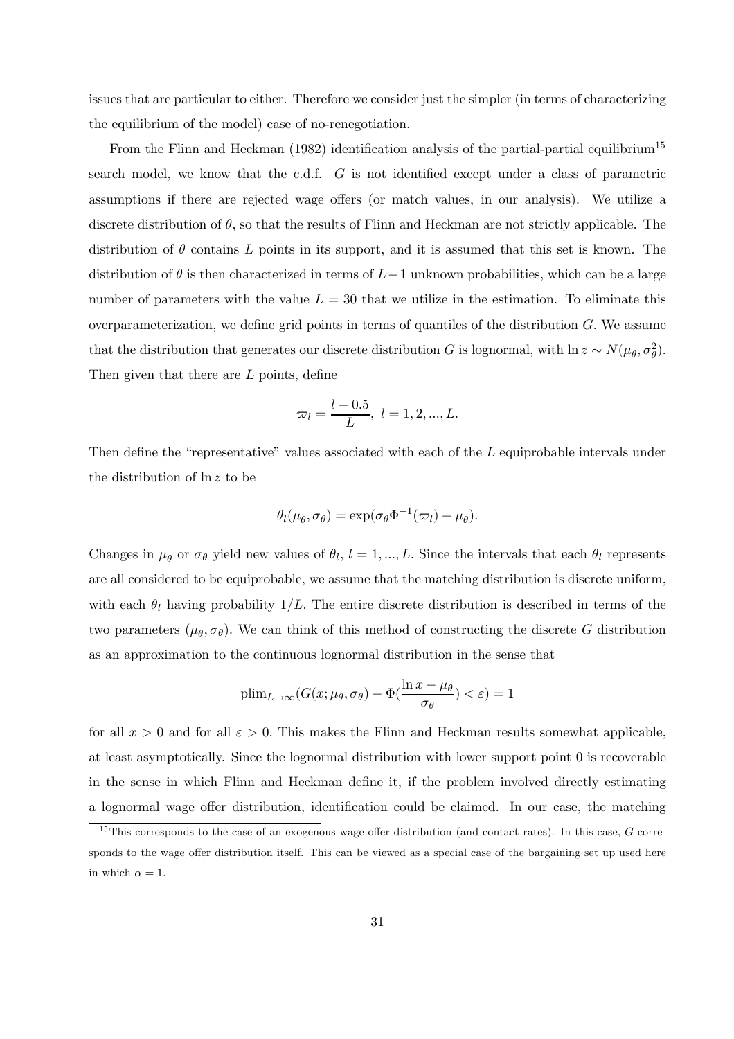issues that are particular to either. Therefore we consider just the simpler (in terms of characterizing the equilibrium of the model) case of no-renegotiation.

From the Flinn and Heckman (1982) identification analysis of the partial-partial equilibrium[15] search model, we know that the c.d.f. $G$ is not identified except under a class of parametric assumptions if there are rejected wage offers (or match values, in our analysis). We utilize a discrete distribution of $\theta$, so that the results of Flinn and Heckman are not strictly applicable. The distribution of $\theta$ contains $L$ points in its support, and it is assumed that this set is known. The distribution of $\theta$ is then characterized in terms of $L-1$ unknown probabilities, which can be a large number of parameters with the value $L = 30$ that we utilize in the estimation. To eliminate this overparameterization, we define grid points in terms of quantiles of the distribution $G$. We assume that the distribution that generates our discrete distribution $G$ is lognormal, with $\ln z \sim N(\mu_\theta, \sigma_\theta^2)$. Then given that there are $L$ points, define

$$\varpi_l = \frac{l - 0.5}{L},\ l = 1, 2, ..., L.$$

Then define the "representative" values associated with each of the $L$ equiprobable intervals under the distribution of $\ln z$ to be

$$\theta_l(\mu_\theta, \sigma_\theta) = \exp(\sigma_\theta \Phi^{-1}(\varpi_l) + \mu_\theta).$$

Changes in $\mu_\theta$ or $\sigma_\theta$ yield new values of $\theta_l$, $l = 1, ..., L$. Since the intervals that each $\theta_l$ represents are all considered to be equiprobable, we assume that the matching distribution is discrete uniform, with each $\theta_l$ having probability $1/L$. The entire discrete distribution is described in terms of the two parameters $(\mu_\theta, \sigma_\theta)$. We can think of this method of constructing the discrete $G$ distribution as an approximation to the continuous lognormal distribution in the sense that

$$\text{plim}_{L\to\infty}(G(x; \mu_\theta, \sigma_\theta) - \Phi(\frac{\ln x - \mu_\theta}{\sigma_\theta}) < \varepsilon) = 1$$

for all $x > 0$ and for all $\varepsilon > 0$. This makes the Flinn and Heckman results somewhat applicable, at least asymptotically. Since the lognormal distribution with lower support point 0 is recoverable in the sense in which Flinn and Heckman define it, if the problem involved directly estimating a lognormal wage offer distribution, identification could be claimed. In our case, the matching

[15] This corresponds to the case of an exogenous wage offer distribution (and contact rates). In this case, $G$ corresponds to the wage offer distribution itself. This can be viewed as a special case of the bargaining set up used here in which $\alpha = 1$.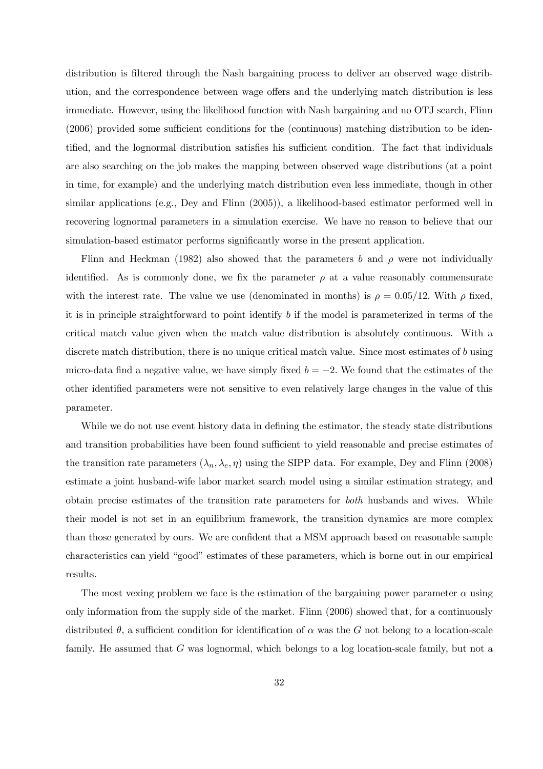distribution is filtered through the Nash bargaining process to deliver an observed wage distribution, and the correspondence between wage offers and the underlying match distribution is less immediate. However, using the likelihood function with Nash bargaining and no OTJ search, Flinn (2006) provided some sufficient conditions for the (continuous) matching distribution to be identified, and the lognormal distribution satisfies his sufficient condition. The fact that individuals are also searching on the job makes the mapping between observed wage distributions (at a point in time, for example) and the underlying match distribution even less immediate, though in other similar applications (e.g., Dey and Flinn (2005)), a likelihood-based estimator performed well in recovering lognormal parameters in a simulation exercise. We have no reason to believe that our simulation-based estimator performs significantly worse in the present application.

Flinn and Heckman (1982) also showed that the parameters $b$ and $\rho$ were not individually identified. As is commonly done, we fix the parameter $\rho$ at a value reasonably commensurate with the interest rate. The value we use (denominated in months) is $\rho = 0.05/12$. With $\rho$ fixed, it is in principle straightforward to point identify $b$ if the model is parameterized in terms of the critical match value given when the match value distribution is absolutely continuous. With a discrete match distribution, there is no unique critical match value. Since most estimates of $b$ using micro-data find a negative value, we have simply fixed $b = -2$. We found that the estimates of the other identified parameters were not sensitive to even relatively large changes in the value of this parameter.

While we do not use event history data in defining the estimator, the steady state distributions and transition probabilities have been found sufficient to yield reasonable and precise estimates of the transition rate parameters $(\lambda_n, \lambda_e, \eta)$ using the SIPP data. For example, Dey and Flinn (2008) estimate a joint husband-wife labor market search model using a similar estimation strategy, and obtain precise estimates of the transition rate parameters for *both* husbands and wives. While their model is not set in an equilibrium framework, the transition dynamics are more complex than those generated by ours. We are confident that a MSM approach based on reasonable sample characteristics can yield "good" estimates of these parameters, which is borne out in our empirical results.

The most vexing problem we face is the estimation of the bargaining power parameter $\alpha$ using only information from the supply side of the market. Flinn (2006) showed that, for a continuously distributed $\theta$, a sufficient condition for identification of $\alpha$ was the $G$ not belong to a location-scale family. He assumed that $G$ was lognormal, which belongs to a log location-scale family, but not a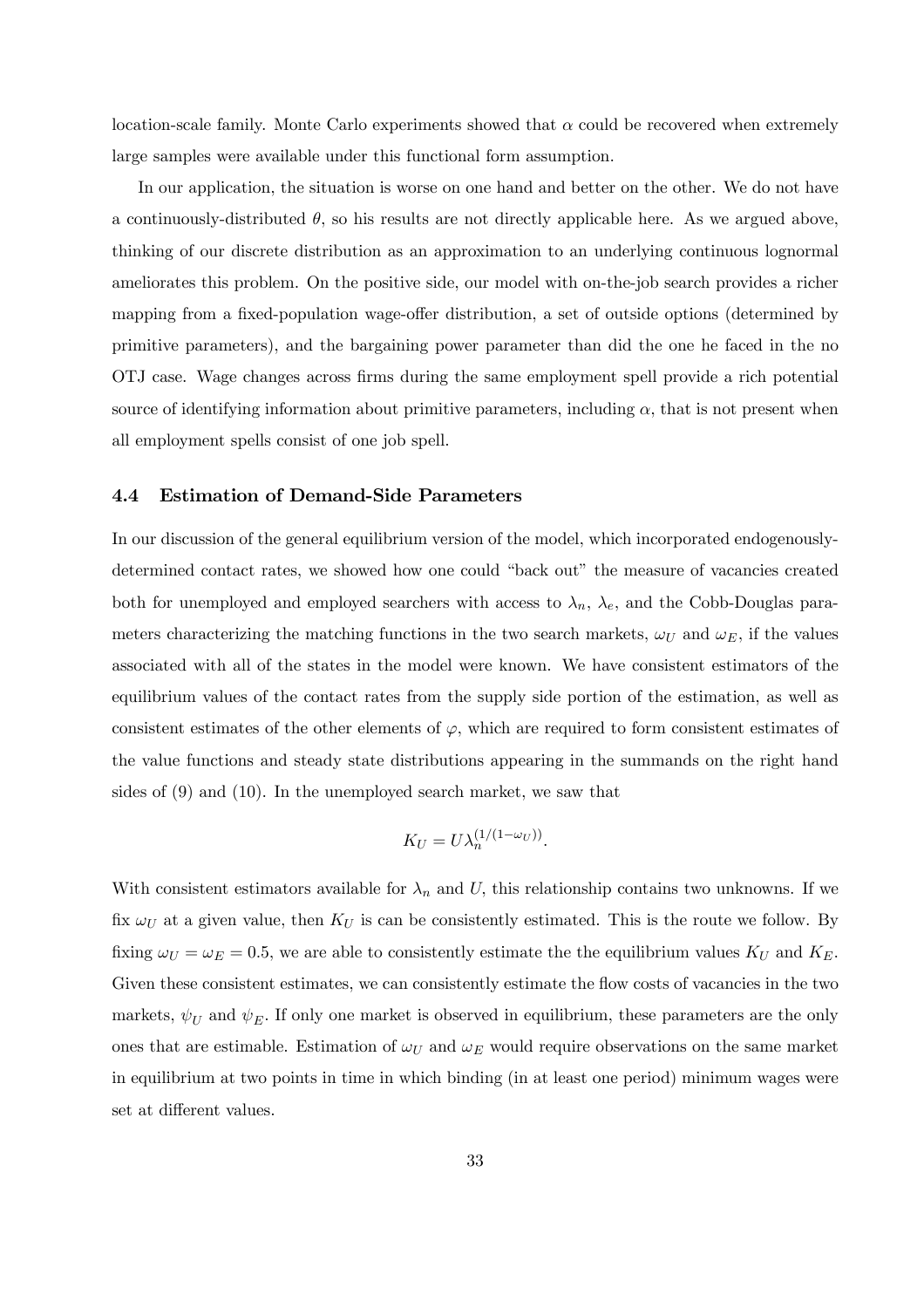location-scale family. Monte Carlo experiments showed that $\alpha$ could be recovered when extremely large samples were available under this functional form assumption.

In our application, the situation is worse on one hand and better on the other. We do not have a continuously-distributed $\theta$, so his results are not directly applicable here. As we argued above, thinking of our discrete distribution as an approximation to an underlying continuous lognormal ameliorates this problem. On the positive side, our model with on-the-job search provides a richer mapping from a fixed-population wage-offer distribution, a set of outside options (determined by primitive parameters), and the bargaining power parameter than did the one he faced in the no OTJ case. Wage changes across firms during the same employment spell provide a rich potential source of identifying information about primitive parameters, including $\alpha$, that is not present when all employment spells consist of one job spell.

### 4.4 Estimation of Demand-Side Parameters

In our discussion of the general equilibrium version of the model, which incorporated endogenously-determined contact rates, we showed how one could "back out" the measure of vacancies created both for unemployed and employed searchers with access to $\lambda_n$, $\lambda_e$, and the Cobb-Douglas parameters characterizing the matching functions in the two search markets, $\omega_U$ and $\omega_E$, if the values associated with all of the states in the model were known. We have consistent estimators of the equilibrium values of the contact rates from the supply side portion of the estimation, as well as consistent estimates of the other elements of $\varphi$, which are required to form consistent estimates of the value functions and steady state distributions appearing in the summands on the right hand sides of (9) and (10). In the unemployed search market, we saw that

$$K_U = U\lambda_n^{(1/(1-\omega_U))}.$$

With consistent estimators available for $\lambda_n$ and $U$, this relationship contains two unknowns. If we fix $\omega_U$ at a given value, then $K_U$ is can be consistently estimated. This is the route we follow. By fixing $\omega_U = \omega_E = 0.5$, we are able to consistently estimate the the equilibrium values $K_U$ and $K_E$. Given these consistent estimates, we can consistently estimate the flow costs of vacancies in the two markets, $\psi_U$ and $\psi_E$. If only one market is observed in equilibrium, these parameters are the only ones that are estimable. Estimation of $\omega_U$ and $\omega_E$ would require observations on the same market in equilibrium at two points in time in which binding (in at least one period) minimum wages were set at different values.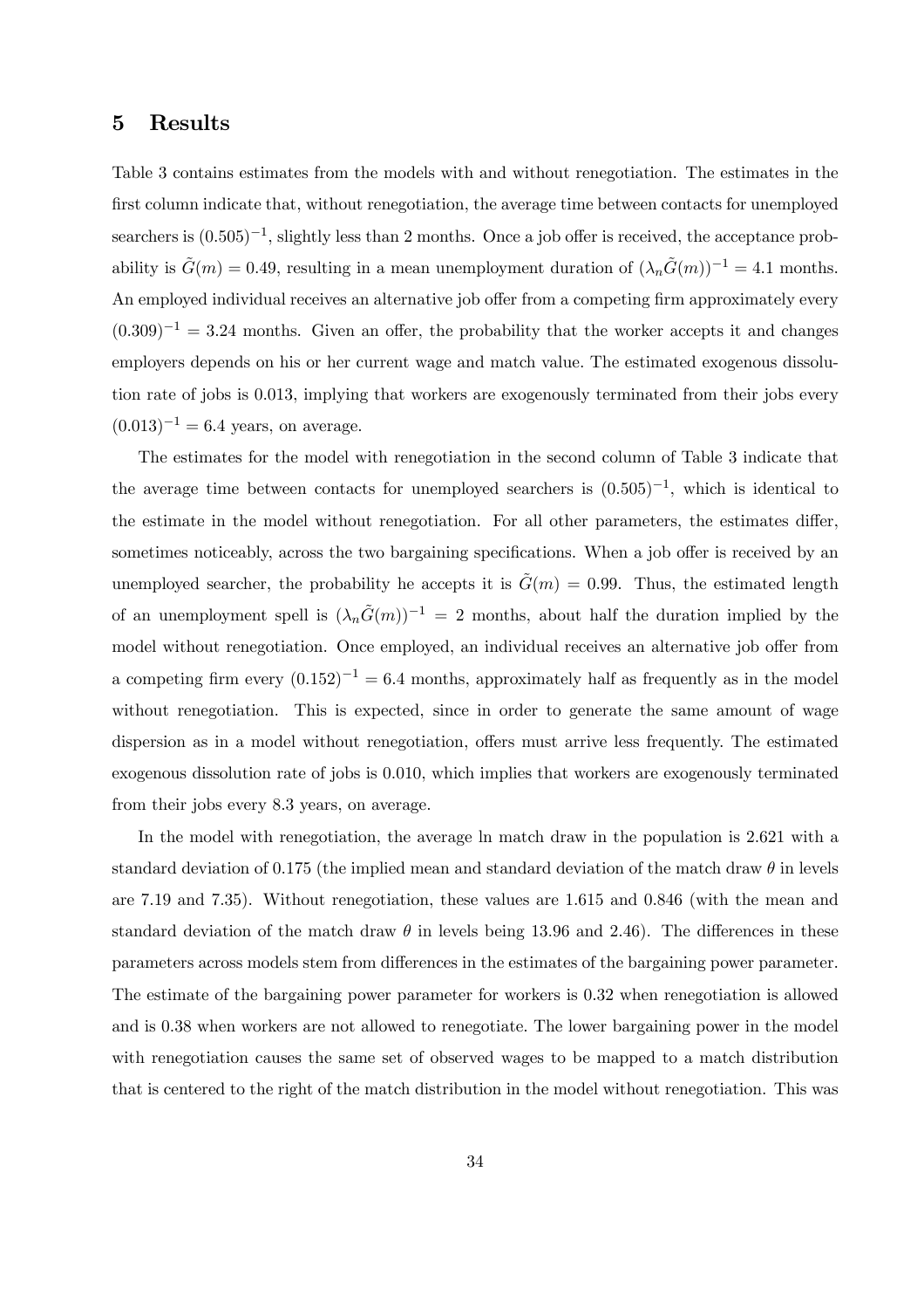## 5 Results

Table 3 contains estimates from the models with and without renegotiation. The estimates in the first column indicate that, without renegotiation, the average time between contacts for unemployed searchers is $(0.505)^{-1}$, slightly less than 2 months. Once a job offer is received, the acceptance probability is $\tilde{G}(m) = 0.49$, resulting in a mean unemployment duration of $(\lambda_n \tilde{G}(m))^{-1} = 4.1$ months. An employed individual receives an alternative job offer from a competing firm approximately every $(0.309)^{-1} = 3.24$ months. Given an offer, the probability that the worker accepts it and changes employers depends on his or her current wage and match value. The estimated exogenous dissolution rate of jobs is 0.013, implying that workers are exogenously terminated from their jobs every $(0.013)^{-1} = 6.4$ years, on average.

The estimates for the model with renegotiation in the second column of Table 3 indicate that the average time between contacts for unemployed searchers is $(0.505)^{-1}$, which is identical to the estimate in the model without renegotiation. For all other parameters, the estimates differ, sometimes noticeably, across the two bargaining specifications. When a job offer is received by an unemployed searcher, the probability he accepts it is $\tilde{G}(m) = 0.99$. Thus, the estimated length of an unemployment spell is $(\lambda_n \tilde{G}(m))^{-1} = 2$ months, about half the duration implied by the model without renegotiation. Once employed, an individual receives an alternative job offer from a competing firm every $(0.152)^{-1} = 6.4$ months, approximately half as frequently as in the model without renegotiation. This is expected, since in order to generate the same amount of wage dispersion as in a model without renegotiation, offers must arrive less frequently. The estimated exogenous dissolution rate of jobs is 0.010, which implies that workers are exogenously terminated from their jobs every 8.3 years, on average.

In the model with renegotiation, the average ln match draw in the population is 2.621 with a standard deviation of 0.175 (the implied mean and standard deviation of the match draw $\theta$ in levels are 7.19 and 7.35). Without renegotiation, these values are 1.615 and 0.846 (with the mean and standard deviation of the match draw $\theta$ in levels being 13.96 and 2.46). The differences in these parameters across models stem from differences in the estimates of the bargaining power parameter. The estimate of the bargaining power parameter for workers is 0.32 when renegotiation is allowed and is 0.38 when workers are not allowed to renegotiate. The lower bargaining power in the model with renegotiation causes the same set of observed wages to be mapped to a match distribution that is centered to the right of the match distribution in the model without renegotiation. This was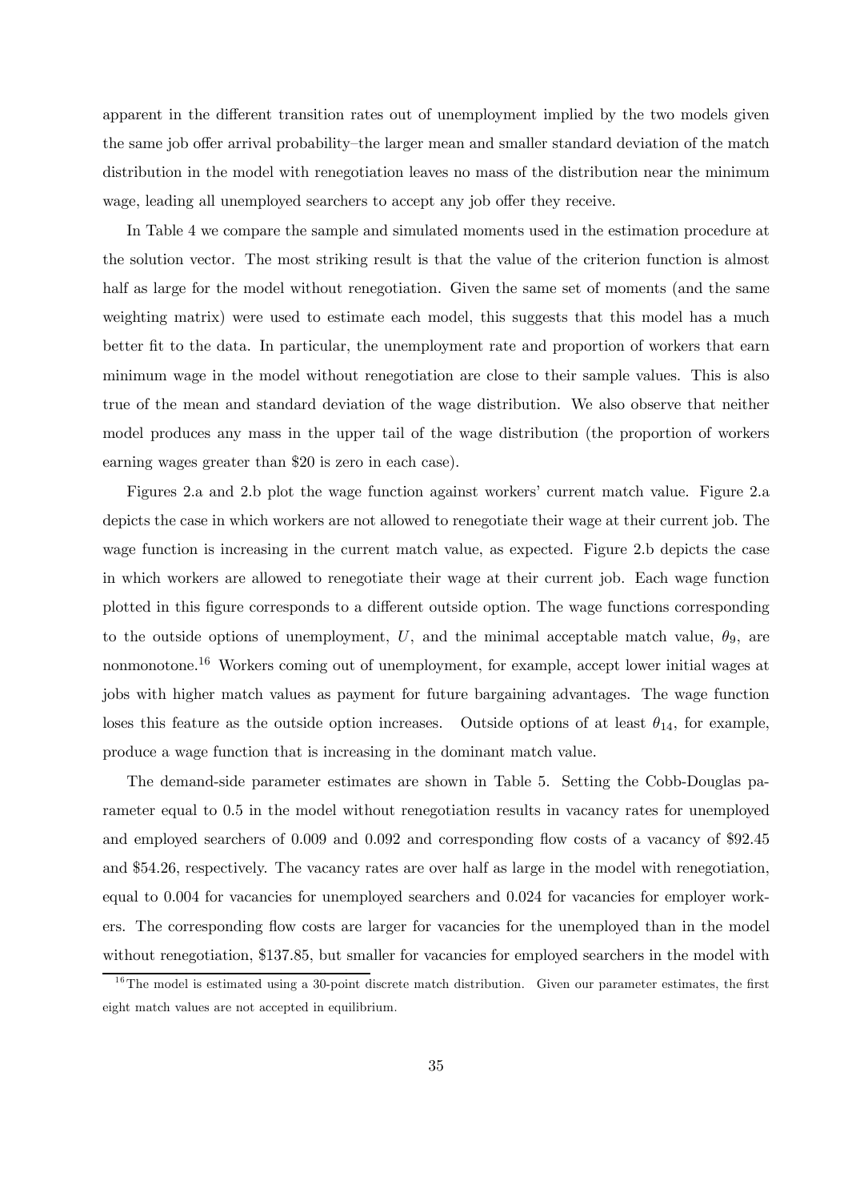apparent in the different transition rates out of unemployment implied by the two models given the same job offer arrival probability–the larger mean and smaller standard deviation of the match distribution in the model with renegotiation leaves no mass of the distribution near the minimum wage, leading all unemployed searchers to accept any job offer they receive.

In Table 4 we compare the sample and simulated moments used in the estimation procedure at the solution vector. The most striking result is that the value of the criterion function is almost half as large for the model without renegotiation. Given the same set of moments (and the same weighting matrix) were used to estimate each model, this suggests that this model has a much better fit to the data. In particular, the unemployment rate and proportion of workers that earn minimum wage in the model without renegotiation are close to their sample values. This is also true of the mean and standard deviation of the wage distribution. We also observe that neither model produces any mass in the upper tail of the wage distribution (the proportion of workers earning wages greater than \$20 is zero in each case).

Figures 2.a and 2.b plot the wage function against workers' current match value. Figure 2.a depicts the case in which workers are not allowed to renegotiate their wage at their current job. The wage function is increasing in the current match value, as expected. Figure 2.b depicts the case in which workers are allowed to renegotiate their wage at their current job. Each wage function plotted in this figure corresponds to a different outside option. The wage functions corresponding to the outside options of unemployment, $U$, and the minimal acceptable match value, $\theta_9$, are nonmonotone.[16] Workers coming out of unemployment, for example, accept lower initial wages at jobs with higher match values as payment for future bargaining advantages. The wage function loses this feature as the outside option increases. Outside options of at least $\theta_{14}$, for example, produce a wage function that is increasing in the dominant match value.

The demand-side parameter estimates are shown in Table 5. Setting the Cobb-Douglas parameter equal to 0.5 in the model without renegotiation results in vacancy rates for unemployed and employed searchers of 0.009 and 0.092 and corresponding flow costs of a vacancy of \$92.45 and \$54.26, respectively. The vacancy rates are over half as large in the model with renegotiation, equal to 0.004 for vacancies for unemployed searchers and 0.024 for vacancies for employer workers. The corresponding flow costs are larger for vacancies for the unemployed than in the model without renegotiation, \$137.85, but smaller for vacancies for employed searchers in the model with

[16] The model is estimated using a 30-point discrete match distribution. Given our parameter estimates, the first eight match values are not accepted in equilibrium.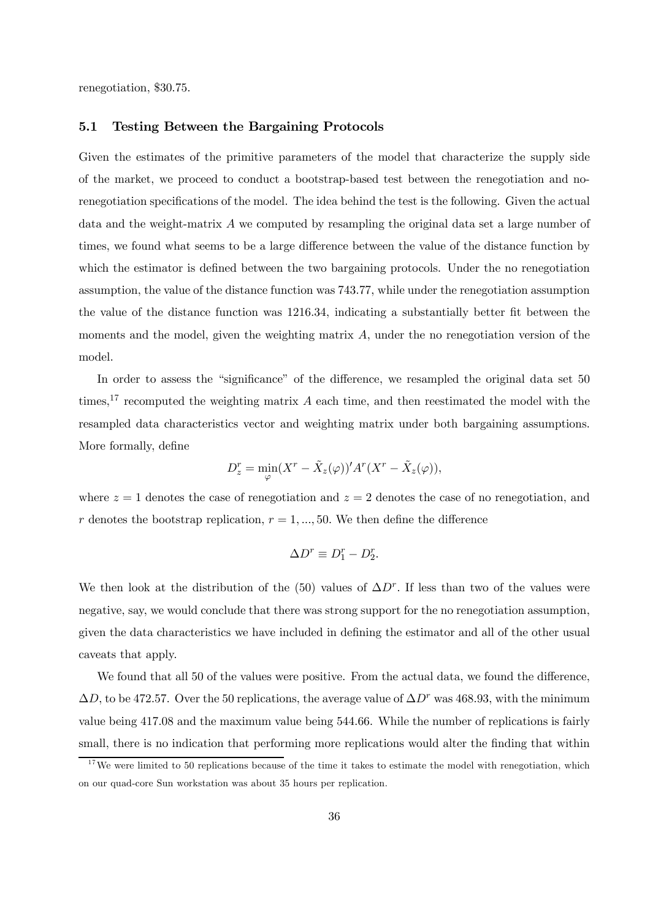renegotiation, \$30.75.

### 5.1 Testing Between the Bargaining Protocols

Given the estimates of the primitive parameters of the model that characterize the supply side of the market, we proceed to conduct a bootstrap-based test between the renegotiation and no-renegotiation specifications of the model. The idea behind the test is the following. Given the actual data and the weight-matrix $A$ we computed by resampling the original data set a large number of times, we found what seems to be a large difference between the value of the distance function by which the estimator is defined between the two bargaining protocols. Under the no renegotiation assumption, the value of the distance function was 743.77, while under the renegotiation assumption the value of the distance function was 1216.34, indicating a substantially better fit between the moments and the model, given the weighting matrix $A$, under the no renegotiation version of the model.

In order to assess the "significance" of the difference, we resampled the original data set 50 times,[17] recomputed the weighting matrix $A$ each time, and then reestimated the model with the resampled data characteristics vector and weighting matrix under both bargaining assumptions. More formally, define

$$D_z^r = \min_{\varphi}(X^r - \tilde{X}_z(\varphi))' A^r (X^r - \tilde{X}_z(\varphi)),$$

where $z = 1$ denotes the case of renegotiation and $z = 2$ denotes the case of no renegotiation, and $r$ denotes the bootstrap replication, $r = 1, ..., 50$. We then define the difference

$$\Delta D^r \equiv D_1^r - D_2^r.$$

We then look at the distribution of the (50) values of $\Delta D^r$. If less than two of the values were negative, say, we would conclude that there was strong support for the no renegotiation assumption, given the data characteristics we have included in defining the estimator and all of the other usual caveats that apply.

We found that all 50 of the values were positive. From the actual data, we found the difference, $\Delta D$, to be 472.57. Over the 50 replications, the average value of $\Delta D^r$ was 468.93, with the minimum value being 417.08 and the maximum value being 544.66. While the number of replications is fairly small, there is no indication that performing more replications would alter the finding that within

[17] We were limited to 50 replications because of the time it takes to estimate the model with renegotiation, which on our quad-core Sun workstation was about 35 hours per replication.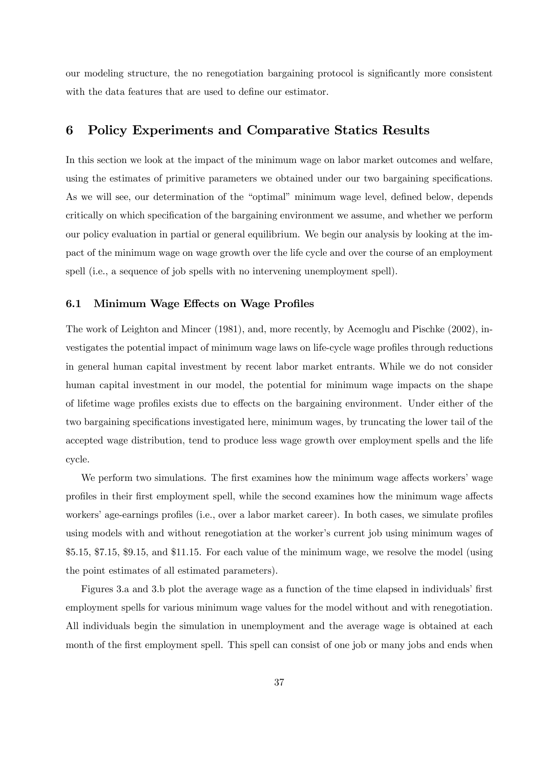our modeling structure, the no renegotiation bargaining protocol is significantly more consistent with the data features that are used to define our estimator.

## 6 Policy Experiments and Comparative Statics Results

In this section we look at the impact of the minimum wage on labor market outcomes and welfare, using the estimates of primitive parameters we obtained under our two bargaining specifications. As we will see, our determination of the "optimal" minimum wage level, defined below, depends critically on which specification of the bargaining environment we assume, and whether we perform our policy evaluation in partial or general equilibrium. We begin our analysis by looking at the impact of the minimum wage on wage growth over the life cycle and over the course of an employment spell (i.e., a sequence of job spells with no intervening unemployment spell).

### 6.1 Minimum Wage Effects on Wage Profiles

The work of Leighton and Mincer (1981), and, more recently, by Acemoglu and Pischke (2002), investigates the potential impact of minimum wage laws on life-cycle wage profiles through reductions in general human capital investment by recent labor market entrants. While we do not consider human capital investment in our model, the potential for minimum wage impacts on the shape of lifetime wage profiles exists due to effects on the bargaining environment. Under either of the two bargaining specifications investigated here, minimum wages, by truncating the lower tail of the accepted wage distribution, tend to produce less wage growth over employment spells and the life cycle.

We perform two simulations. The first examines how the minimum wage affects workers' wage profiles in their first employment spell, while the second examines how the minimum wage affects workers' age-earnings profiles (i.e., over a labor market career). In both cases, we simulate profiles using models with and without renegotiation at the worker's current job using minimum wages of \$5.15, \$7.15, \$9.15, and \$11.15. For each value of the minimum wage, we resolve the model (using the point estimates of all estimated parameters).

Figures 3.a and 3.b plot the average wage as a function of the time elapsed in individuals' first employment spells for various minimum wage values for the model without and with renegotiation. All individuals begin the simulation in unemployment and the average wage is obtained at each month of the first employment spell. This spell can consist of one job or many jobs and ends when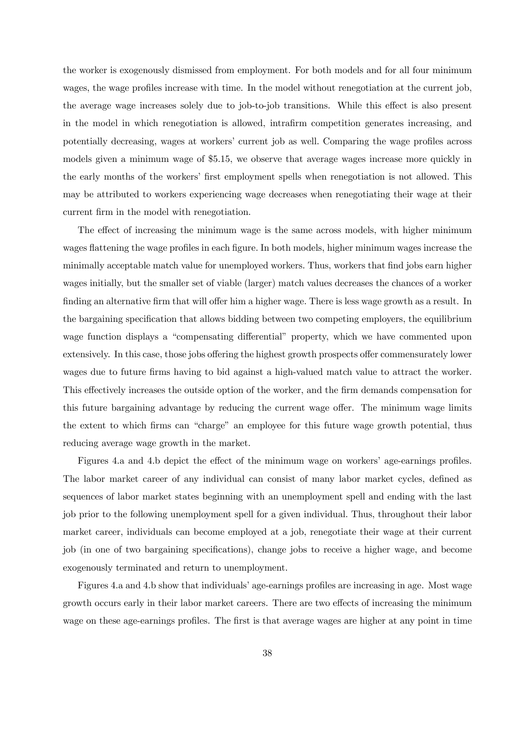the worker is exogenously dismissed from employment. For both models and for all four minimum wages, the wage profiles increase with time. In the model without renegotiation at the current job, the average wage increases solely due to job-to-job transitions. While this effect is also present in the model in which renegotiation is allowed, intrafirm competition generates increasing, and potentially decreasing, wages at workers' current job as well. Comparing the wage profiles across models given a minimum wage of \$5.15, we observe that average wages increase more quickly in the early months of the workers' first employment spells when renegotiation is not allowed. This may be attributed to workers experiencing wage decreases when renegotiating their wage at their current firm in the model with renegotiation.

The effect of increasing the minimum wage is the same across models, with higher minimum wages flattening the wage profiles in each figure. In both models, higher minimum wages increase the minimally acceptable match value for unemployed workers. Thus, workers that find jobs earn higher wages initially, but the smaller set of viable (larger) match values decreases the chances of a worker finding an alternative firm that will offer him a higher wage. There is less wage growth as a result. In the bargaining specification that allows bidding between two competing employers, the equilibrium wage function displays a "compensating differential" property, which we have commented upon extensively. In this case, those jobs offering the highest growth prospects offer commensurately lower wages due to future firms having to bid against a high-valued match value to attract the worker. This effectively increases the outside option of the worker, and the firm demands compensation for this future bargaining advantage by reducing the current wage offer. The minimum wage limits the extent to which firms can "charge" an employee for this future wage growth potential, thus reducing average wage growth in the market.

Figures 4.a and 4.b depict the effect of the minimum wage on workers' age-earnings profiles. The labor market career of any individual can consist of many labor market cycles, defined as sequences of labor market states beginning with an unemployment spell and ending with the last job prior to the following unemployment spell for a given individual. Thus, throughout their labor market career, individuals can become employed at a job, renegotiate their wage at their current job (in one of two bargaining specifications), change jobs to receive a higher wage, and become exogenously terminated and return to unemployment.

Figures 4.a and 4.b show that individuals' age-earnings profiles are increasing in age. Most wage growth occurs early in their labor market careers. There are two effects of increasing the minimum wage on these age-earnings profiles. The first is that average wages are higher at any point in time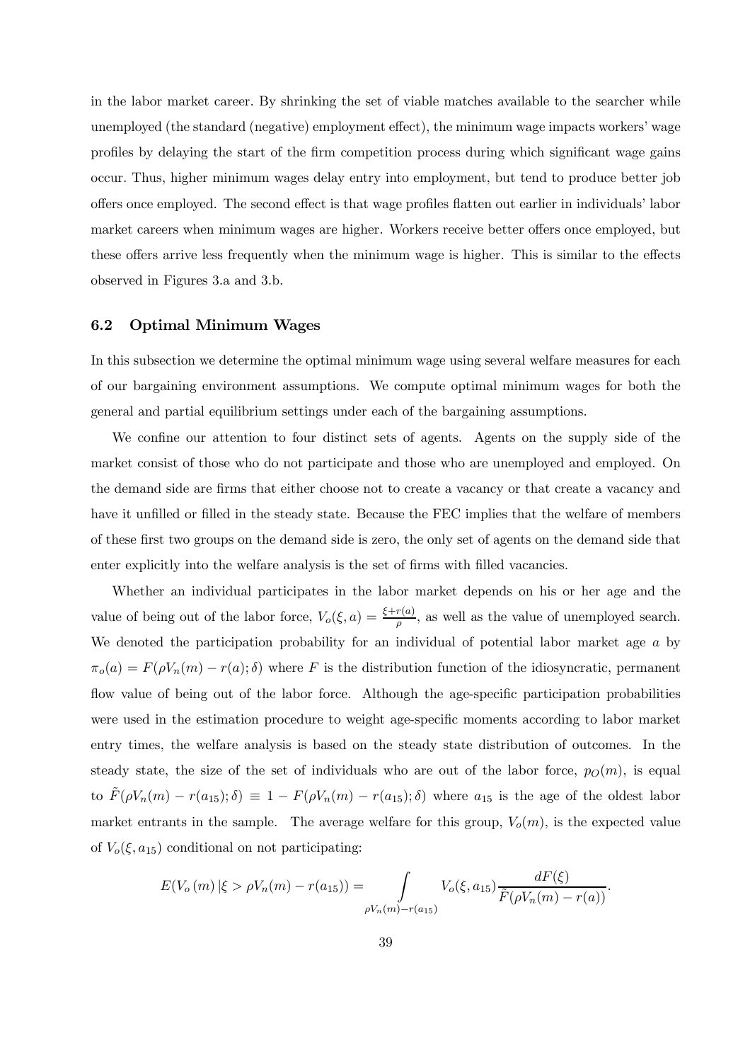in the labor market career. By shrinking the set of viable matches available to the searcher while unemployed (the standard (negative) employment effect), the minimum wage impacts workers' wage profiles by delaying the start of the firm competition process during which significant wage gains occur. Thus, higher minimum wages delay entry into employment, but tend to produce better job offers once employed. The second effect is that wage profiles flatten out earlier in individuals' labor market careers when minimum wages are higher. Workers receive better offers once employed, but these offers arrive less frequently when the minimum wage is higher. This is similar to the effects observed in Figures 3.a and 3.b.

## 6.2 Optimal Minimum Wages

In this subsection we determine the optimal minimum wage using several welfare measures for each of our bargaining environment assumptions. We compute optimal minimum wages for both the general and partial equilibrium settings under each of the bargaining assumptions.

We confine our attention to four distinct sets of agents. Agents on the supply side of the market consist of those who do not participate and those who are unemployed and employed. On the demand side are firms that either choose not to create a vacancy or that create a vacancy and have it unfilled or filled in the steady state. Because the FEC implies that the welfare of members of these first two groups on the demand side is zero, the only set of agents on the demand side that enter explicitly into the welfare analysis is the set of firms with filled vacancies.

Whether an individual participates in the labor market depends on his or her age and the value of being out of the labor force, $V_o(\xi, a) = \frac{\xi + r(a)}{\rho}$, as well as the value of unemployed search. We denoted the participation probability for an individual of potential labor market age $a$ by $\pi_o(a) = F(\rho V_n(m) - r(a); \delta)$ where $F$ is the distribution function of the idiosyncratic, permanent flow value of being out of the labor force. Although the age-specific participation probabilities were used in the estimation procedure to weight age-specific moments according to labor market entry times, the welfare analysis is based on the steady state distribution of outcomes. In the steady state, the size of the set of individuals who are out of the labor force, $p_O(m)$, is equal to $\tilde{F}(\rho V_n(m) - r(a_{15}); \delta) \equiv 1 - F(\rho V_n(m) - r(a_{15}); \delta)$ where $a_{15}$ is the age of the oldest labor market entrants in the sample. The average welfare for this group, $V_o(m)$, is the expected value of $V_o(\xi, a_{15})$ conditional on not participating:

$$E(V_o(m) \,|\, \xi > \rho V_n(m) - r(a_{15})) = \int\limits_{\rho V_n(m) - r(a_{15})} V_o(\xi, a_{15}) \frac{dF(\xi)}{\tilde{F}(\rho V_n(m) - r(a))}.$$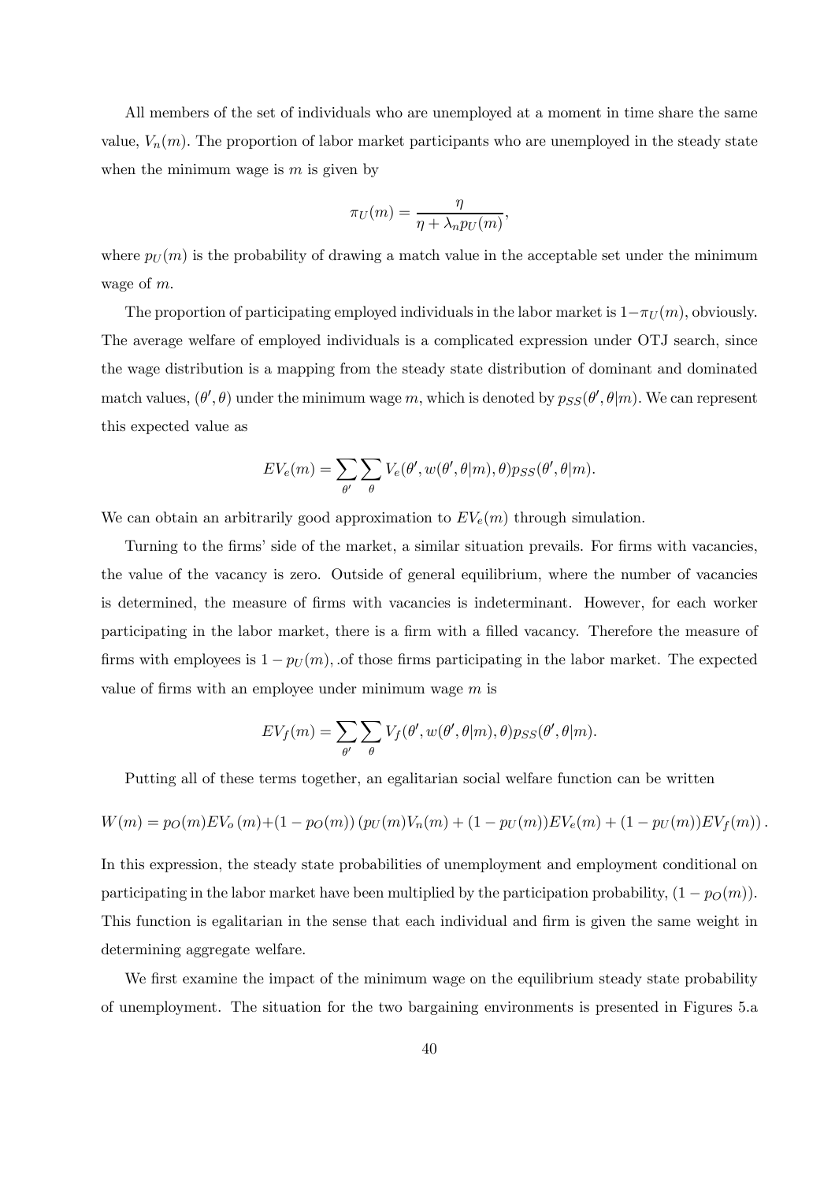All members of the set of individuals who are unemployed at a moment in time share the same value, $V_n(m)$. The proportion of labor market participants who are unemployed in the steady state when the minimum wage is $m$ is given by

$$\pi_U(m) = \frac{\eta}{\eta + \lambda_n p_U(m)},$$

where $p_U(m)$ is the probability of drawing a match value in the acceptable set under the minimum wage of $m$.

The proportion of participating employed individuals in the labor market is $1-\pi_U(m)$, obviously. The average welfare of employed individuals is a complicated expression under OTJ search, since the wage distribution is a mapping from the steady state distribution of dominant and dominated match values, $(\theta', \theta)$ under the minimum wage $m$, which is denoted by $p_{SS}(\theta', \theta|m)$. We can represent this expected value as

$$EV_e(m) = \sum_{\theta'} \sum_{\theta} V_e(\theta', w(\theta', \theta|m), \theta) p_{SS}(\theta', \theta|m).$$

We can obtain an arbitrarily good approximation to $EV_e(m)$ through simulation.

Turning to the firms' side of the market, a similar situation prevails. For firms with vacancies, the value of the vacancy is zero. Outside of general equilibrium, where the number of vacancies is determined, the measure of firms with vacancies is indeterminant. However, for each worker participating in the labor market, there is a firm with a filled vacancy. Therefore the measure of firms with employees is $1 - p_U(m)$, .of those firms participating in the labor market. The expected value of firms with an employee under minimum wage $m$ is

$$EV_f(m) = \sum_{\theta'} \sum_{\theta} V_f(\theta', w(\theta', \theta|m), \theta) p_{SS}(\theta', \theta|m).$$

Putting all of these terms together, an egalitarian social welfare function can be written

$$W(m) = p_O(m)EV_o(m) + (1 - p_O(m)) \left( p_U(m)V_n(m) + (1 - p_U(m))EV_e(m) + (1 - p_U(m))EV_f(m) \right).$$

In this expression, the steady state probabilities of unemployment and employment conditional on participating in the labor market have been multiplied by the participation probability, $(1 - p_O(m))$. This function is egalitarian in the sense that each individual and firm is given the same weight in determining aggregate welfare.

We first examine the impact of the minimum wage on the equilibrium steady state probability of unemployment. The situation for the two bargaining environments is presented in Figures 5.a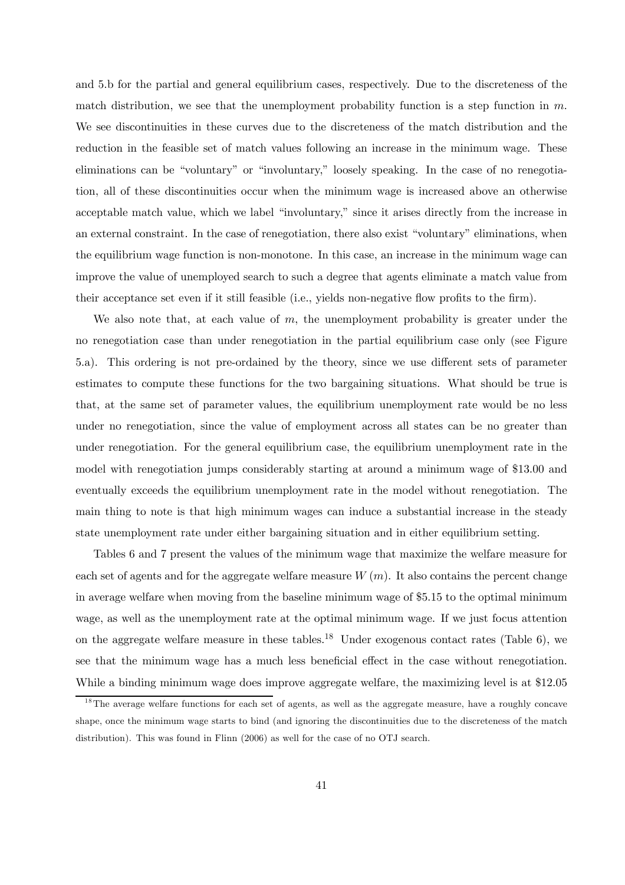and 5.b for the partial and general equilibrium cases, respectively. Due to the discreteness of the match distribution, we see that the unemployment probability function is a step function in $m$. We see discontinuities in these curves due to the discreteness of the match distribution and the reduction in the feasible set of match values following an increase in the minimum wage. These eliminations can be "voluntary" or "involuntary," loosely speaking. In the case of no renegotiation, all of these discontinuities occur when the minimum wage is increased above an otherwise acceptable match value, which we label "involuntary," since it arises directly from the increase in an external constraint. In the case of renegotiation, there also exist "voluntary" eliminations, when the equilibrium wage function is non-monotone. In this case, an increase in the minimum wage can improve the value of unemployed search to such a degree that agents eliminate a match value from their acceptance set even if it still feasible (i.e., yields non-negative flow profits to the firm).

We also note that, at each value of $m$, the unemployment probability is greater under the no renegotiation case than under renegotiation in the partial equilibrium case only (see Figure 5.a). This ordering is not pre-ordained by the theory, since we use different sets of parameter estimates to compute these functions for the two bargaining situations. What should be true is that, at the same set of parameter values, the equilibrium unemployment rate would be no less under no renegotiation, since the value of employment across all states can be no greater than under renegotiation. For the general equilibrium case, the equilibrium unemployment rate in the model with renegotiation jumps considerably starting at around a minimum wage of \$13.00 and eventually exceeds the equilibrium unemployment rate in the model without renegotiation. The main thing to note is that high minimum wages can induce a substantial increase in the steady state unemployment rate under either bargaining situation and in either equilibrium setting.

Tables 6 and 7 present the values of the minimum wage that maximize the welfare measure for each set of agents and for the aggregate welfare measure $W(m)$. It also contains the percent change in average welfare when moving from the baseline minimum wage of \$5.15 to the optimal minimum wage, as well as the unemployment rate at the optimal minimum wage. If we just focus attention on the aggregate welfare measure in these tables.[18] Under exogenous contact rates (Table 6), we see that the minimum wage has a much less beneficial effect in the case without renegotiation. While a binding minimum wage does improve aggregate welfare, the maximizing level is at \$12.05

[18] The average welfare functions for each set of agents, as well as the aggregate measure, have a roughly concave shape, once the minimum wage starts to bind (and ignoring the discontinuities due to the discreteness of the match distribution). This was found in Flinn (2006) as well for the case of no OTJ search.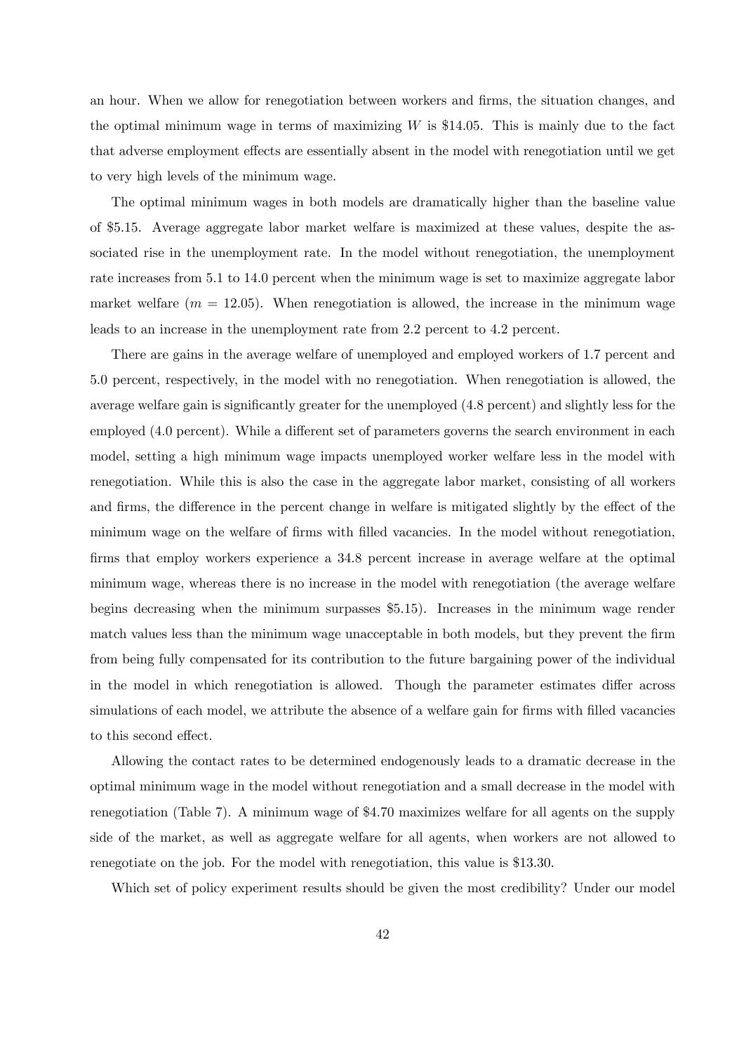an hour. When we allow for renegotiation between workers and firms, the situation changes, and the optimal minimum wage in terms of maximizing $W$ is \$14.05. This is mainly due to the fact that adverse employment effects are essentially absent in the model with renegotiation until we get to very high levels of the minimum wage.

The optimal minimum wages in both models are dramatically higher than the baseline value of \$5.15. Average aggregate labor market welfare is maximized at these values, despite the associated rise in the unemployment rate. In the model without renegotiation, the unemployment rate increases from 5.1 to 14.0 percent when the minimum wage is set to maximize aggregate labor market welfare ($m = 12.05$). When renegotiation is allowed, the increase in the minimum wage leads to an increase in the unemployment rate from 2.2 percent to 4.2 percent.

There are gains in the average welfare of unemployed and employed workers of 1.7 percent and 5.0 percent, respectively, in the model with no renegotiation. When renegotiation is allowed, the average welfare gain is significantly greater for the unemployed (4.8 percent) and slightly less for the employed (4.0 percent). While a different set of parameters governs the search environment in each model, setting a high minimum wage impacts unemployed worker welfare less in the model with renegotiation. While this is also the case in the aggregate labor market, consisting of all workers and firms, the difference in the percent change in welfare is mitigated slightly by the effect of the minimum wage on the welfare of firms with filled vacancies. In the model without renegotiation, firms that employ workers experience a 34.8 percent increase in average welfare at the optimal minimum wage, whereas there is no increase in the model with renegotiation (the average welfare begins decreasing when the minimum surpasses \$5.15). Increases in the minimum wage render match values less than the minimum wage unacceptable in both models, but they prevent the firm from being fully compensated for its contribution to the future bargaining power of the individual in the model in which renegotiation is allowed. Though the parameter estimates differ across simulations of each model, we attribute the absence of a welfare gain for firms with filled vacancies to this second effect.

Allowing the contact rates to be determined endogenously leads to a dramatic decrease in the optimal minimum wage in the model without renegotiation and a small decrease in the model with renegotiation (Table 7). A minimum wage of \$4.70 maximizes welfare for all agents on the supply side of the market, as well as aggregate welfare for all agents, when workers are not allowed to renegotiate on the job. For the model with renegotiation, this value is \$13.30.

Which set of policy experiment results should be given the most credibility? Under our model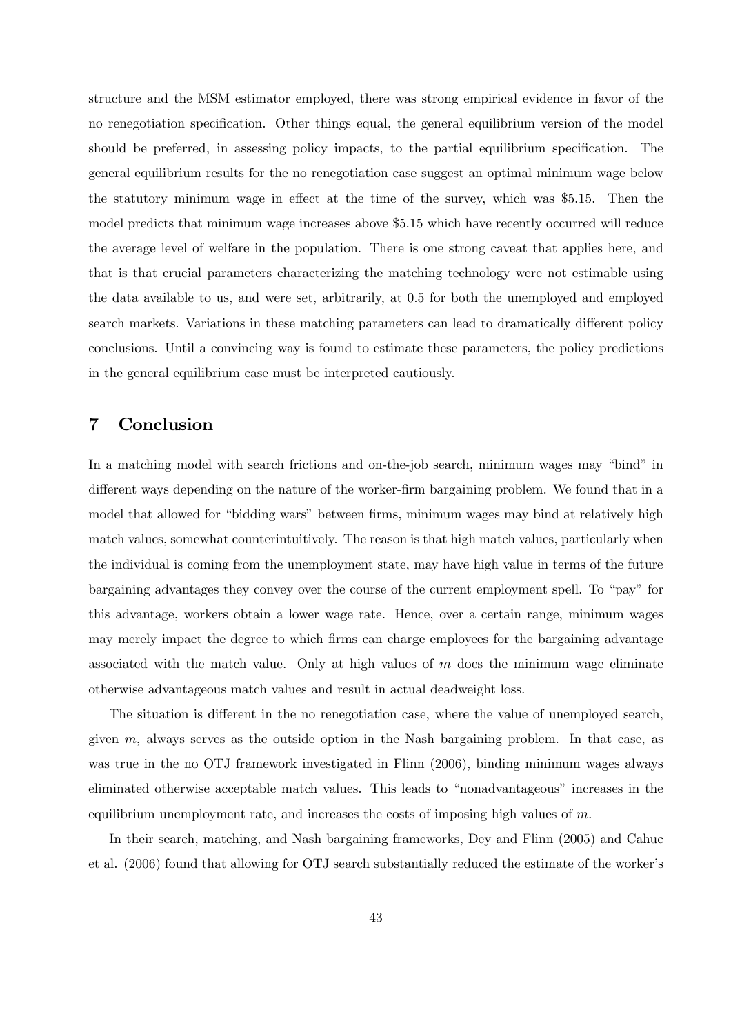structure and the MSM estimator employed, there was strong empirical evidence in favor of the no renegotiation specification. Other things equal, the general equilibrium version of the model should be preferred, in assessing policy impacts, to the partial equilibrium specification. The general equilibrium results for the no renegotiation case suggest an optimal minimum wage below the statutory minimum wage in effect at the time of the survey, which was \$5.15. Then the model predicts that minimum wage increases above \$5.15 which have recently occurred will reduce the average level of welfare in the population. There is one strong caveat that applies here, and that is that crucial parameters characterizing the matching technology were not estimable using the data available to us, and were set, arbitrarily, at 0.5 for both the unemployed and employed search markets. Variations in these matching parameters can lead to dramatically different policy conclusions. Until a convincing way is found to estimate these parameters, the policy predictions in the general equilibrium case must be interpreted cautiously.

## 7 Conclusion

In a matching model with search frictions and on-the-job search, minimum wages may "bind" in different ways depending on the nature of the worker-firm bargaining problem. We found that in a model that allowed for "bidding wars" between firms, minimum wages may bind at relatively high match values, somewhat counterintuitively. The reason is that high match values, particularly when the individual is coming from the unemployment state, may have high value in terms of the future bargaining advantages they convey over the course of the current employment spell. To "pay" for this advantage, workers obtain a lower wage rate. Hence, over a certain range, minimum wages may merely impact the degree to which firms can charge employees for the bargaining advantage associated with the match value. Only at high values of $m$ does the minimum wage eliminate otherwise advantageous match values and result in actual deadweight loss.

The situation is different in the no renegotiation case, where the value of unemployed search, given $m$, always serves as the outside option in the Nash bargaining problem. In that case, as was true in the no OTJ framework investigated in Flinn (2006), binding minimum wages always eliminated otherwise acceptable match values. This leads to "nonadvantageous" increases in the equilibrium unemployment rate, and increases the costs of imposing high values of $m$.

In their search, matching, and Nash bargaining frameworks, Dey and Flinn (2005) and Cahuc et al. (2006) found that allowing for OTJ search substantially reduced the estimate of the worker's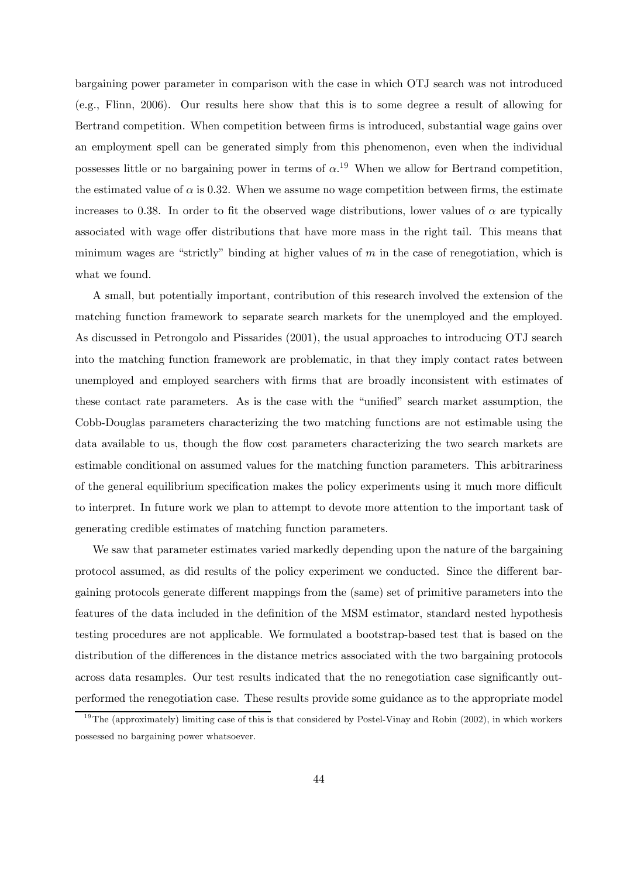bargaining power parameter in comparison with the case in which OTJ search was not introduced (e.g., Flinn, 2006). Our results here show that this is to some degree a result of allowing for Bertrand competition. When competition between firms is introduced, substantial wage gains over an employment spell can be generated simply from this phenomenon, even when the individual possesses little or no bargaining power in terms of $\alpha$.[19] When we allow for Bertrand competition, the estimated value of $\alpha$ is 0.32. When we assume no wage competition between firms, the estimate increases to 0.38. In order to fit the observed wage distributions, lower values of $\alpha$ are typically associated with wage offer distributions that have more mass in the right tail. This means that minimum wages are "strictly" binding at higher values of $m$ in the case of renegotiation, which is what we found.

A small, but potentially important, contribution of this research involved the extension of the matching function framework to separate search markets for the unemployed and the employed. As discussed in Petrongolo and Pissarides (2001), the usual approaches to introducing OTJ search into the matching function framework are problematic, in that they imply contact rates between unemployed and employed searchers with firms that are broadly inconsistent with estimates of these contact rate parameters. As is the case with the "unified" search market assumption, the Cobb-Douglas parameters characterizing the two matching functions are not estimable using the data available to us, though the flow cost parameters characterizing the two search markets are estimable conditional on assumed values for the matching function parameters. This arbitrariness of the general equilibrium specification makes the policy experiments using it much more difficult to interpret. In future work we plan to attempt to devote more attention to the important task of generating credible estimates of matching function parameters.

We saw that parameter estimates varied markedly depending upon the nature of the bargaining protocol assumed, as did results of the policy experiment we conducted. Since the different bargaining protocols generate different mappings from the (same) set of primitive parameters into the features of the data included in the definition of the MSM estimator, standard nested hypothesis testing procedures are not applicable. We formulated a bootstrap-based test that is based on the distribution of the differences in the distance metrics associated with the two bargaining protocols across data resamples. Our test results indicated that the no renegotiation case significantly outperformed the renegotiation case. These results provide some guidance as to the appropriate model

[19] The (approximately) limiting case of this is that considered by Postel-Vinay and Robin (2002), in which workers possessed no bargaining power whatsoever.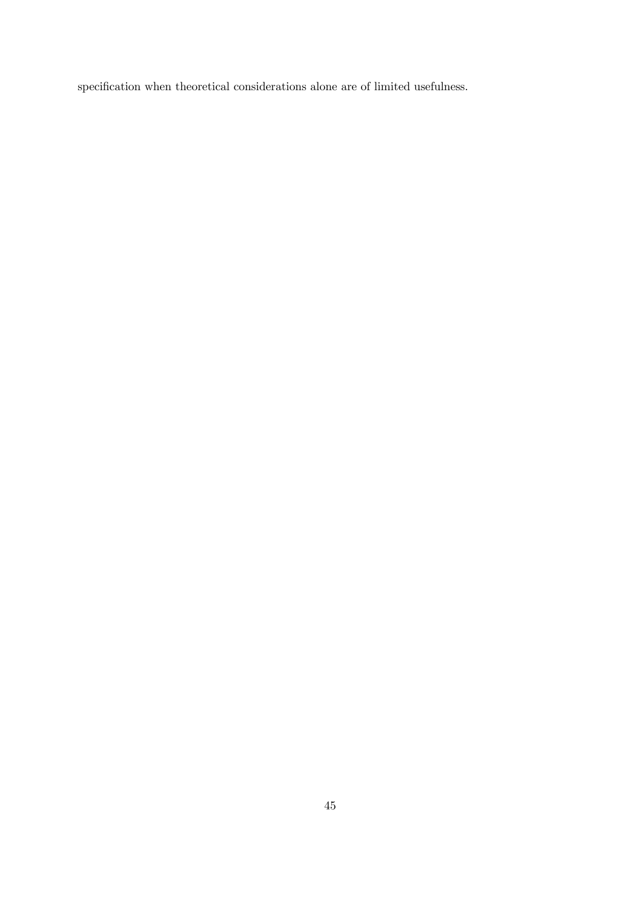specification when theoretical considerations alone are of limited usefulness.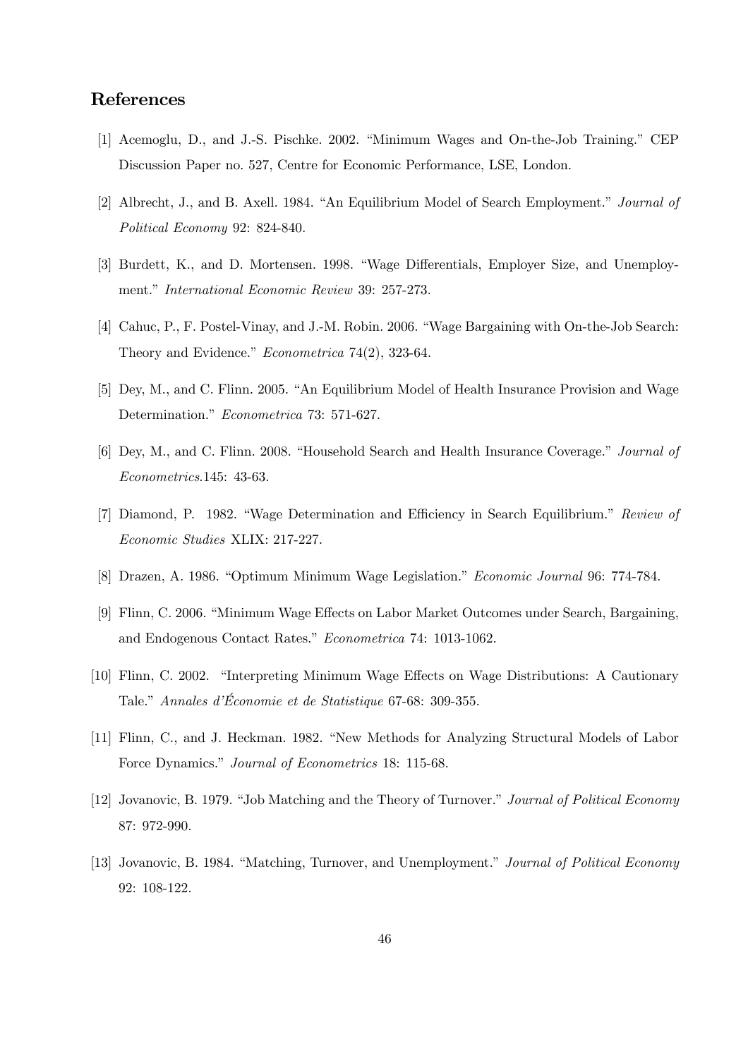## References

[1] Acemoglu, D., and J.-S. Pischke. 2002. "Minimum Wages and On-the-Job Training." CEP Discussion Paper no. 527, Centre for Economic Performance, LSE, London.

[2] Albrecht, J., and B. Axell. 1984. "An Equilibrium Model of Search Employment." *Journal of Political Economy* 92: 824-840.

[3] Burdett, K., and D. Mortensen. 1998. "Wage Differentials, Employer Size, and Unemployment." *International Economic Review* 39: 257-273.

[4] Cahuc, P., F. Postel-Vinay, and J.-M. Robin. 2006. "Wage Bargaining with On-the-Job Search: Theory and Evidence." *Econometrica* 74(2), 323-64.

[5] Dey, M., and C. Flinn. 2005. "An Equilibrium Model of Health Insurance Provision and Wage Determination." *Econometrica* 73: 571-627.

[6] Dey, M., and C. Flinn. 2008. "Household Search and Health Insurance Coverage." *Journal of Econometrics*.145: 43-63.

[7] Diamond, P. 1982. "Wage Determination and Efficiency in Search Equilibrium." *Review of Economic Studies* XLIX: 217-227.

[8] Drazen, A. 1986. "Optimum Minimum Wage Legislation." *Economic Journal* 96: 774-784.

[9] Flinn, C. 2006. "Minimum Wage Effects on Labor Market Outcomes under Search, Bargaining, and Endogenous Contact Rates." *Econometrica* 74: 1013-1062.

[10] Flinn, C. 2002. "Interpreting Minimum Wage Effects on Wage Distributions: A Cautionary Tale." *Annales d'Économie et de Statistique* 67-68: 309-355.

[11] Flinn, C., and J. Heckman. 1982. "New Methods for Analyzing Structural Models of Labor Force Dynamics." *Journal of Econometrics* 18: 115-68.

[12] Jovanovic, B. 1979. "Job Matching and the Theory of Turnover." *Journal of Political Economy* 87: 972-990.

[13] Jovanovic, B. 1984. "Matching, Turnover, and Unemployment." *Journal of Political Economy* 92: 108-122.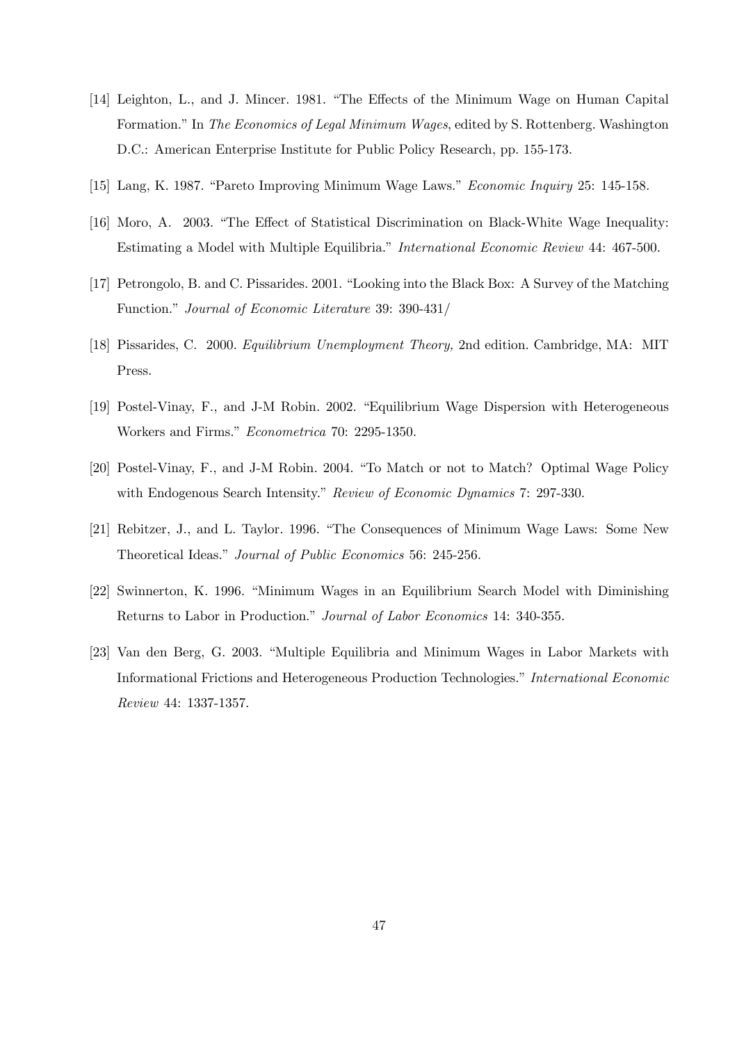[14] Leighton, L., and J. Mincer. 1981. "The Effects of the Minimum Wage on Human Capital Formation." In *The Economics of Legal Minimum Wages*, edited by S. Rottenberg. Washington D.C.: American Enterprise Institute for Public Policy Research, pp. 155-173.

[15] Lang, K. 1987. "Pareto Improving Minimum Wage Laws." *Economic Inquiry* 25: 145-158.

[16] Moro, A. 2003. "The Effect of Statistical Discrimination on Black-White Wage Inequality: Estimating a Model with Multiple Equilibria." *International Economic Review* 44: 467-500.

[17] Petrongolo, B. and C. Pissarides. 2001. "Looking into the Black Box: A Survey of the Matching Function." *Journal of Economic Literature* 39: 390-431/

[18] Pissarides, C. 2000. *Equilibrium Unemployment Theory,* 2nd edition. Cambridge, MA: MIT Press.

[19] Postel-Vinay, F., and J-M Robin. 2002. "Equilibrium Wage Dispersion with Heterogeneous Workers and Firms." *Econometrica* 70: 2295-1350.

[20] Postel-Vinay, F., and J-M Robin. 2004. "To Match or not to Match? Optimal Wage Policy with Endogenous Search Intensity." *Review of Economic Dynamics* 7: 297-330.

[21] Rebitzer, J., and L. Taylor. 1996. "The Consequences of Minimum Wage Laws: Some New Theoretical Ideas." *Journal of Public Economics* 56: 245-256.

[22] Swinnerton, K. 1996. "Minimum Wages in an Equilibrium Search Model with Diminishing Returns to Labor in Production." *Journal of Labor Economics* 14: 340-355.

[23] Van den Berg, G. 2003. "Multiple Equilibria and Minimum Wages in Labor Markets with Informational Frictions and Heterogeneous Production Technologies." *International Economic Review* 44: 1337-1357.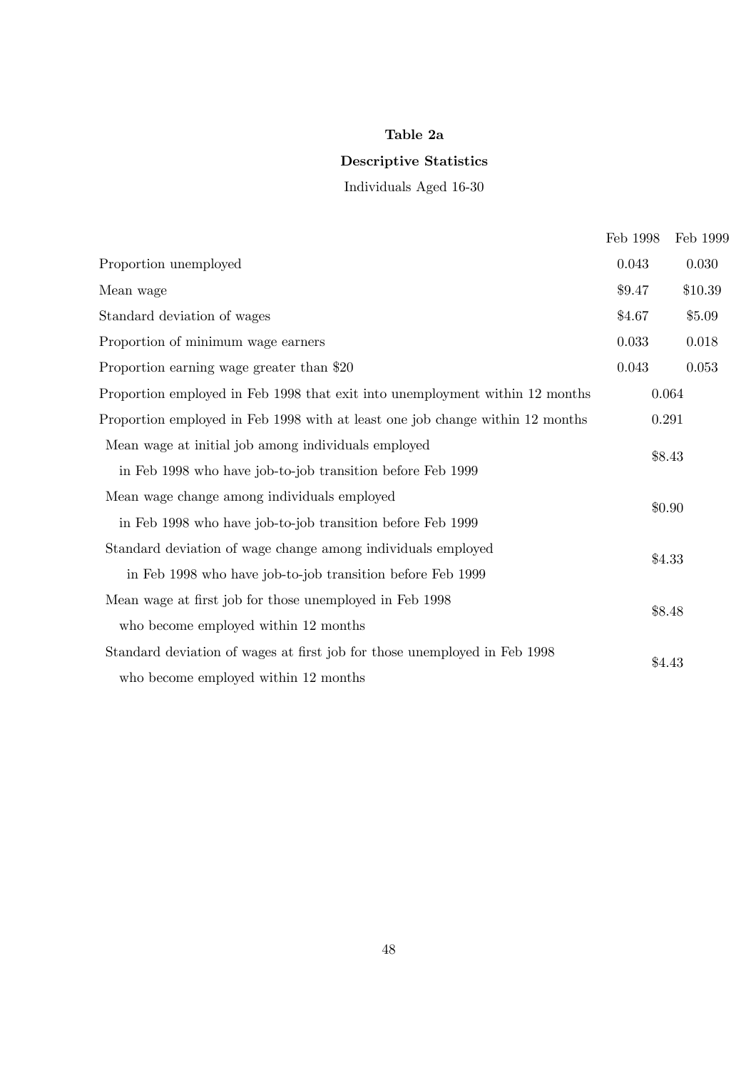**Table 2a**

**Descriptive Statistics**

Individuals Aged 16-30

| | Feb 1998 | Feb 1999 |
|---|---|---|
| Proportion unemployed | 0.043 | 0.030 |
| Mean wage | \$9.47 | \$10.39 |
| Standard deviation of wages | \$4.67 | \$5.09 |
| Proportion of minimum wage earners | 0.033 | 0.018 |
| Proportion earning wage greater than \$20 | 0.043 | 0.053 |
| Proportion employed in Feb 1998 that exit into unemployment within 12 months | 0.064 | |
| Proportion employed in Feb 1998 with at least one job change within 12 months | 0.291 | |
| Mean wage at initial job among individuals employed in Feb 1998 who have job-to-job transition before Feb 1999 | \$8.43 | |
| Mean wage change among individuals employed in Feb 1998 who have job-to-job transition before Feb 1999 | \$0.90 | |
| Standard deviation of wage change among individuals employed in Feb 1998 who have job-to-job transition before Feb 1999 | \$4.33 | |
| Mean wage at first job for those unemployed in Feb 1998 who become employed within 12 months | \$8.48 | |
| Standard deviation of wages at first job for those unemployed in Feb 1998 who become employed within 12 months | \$4.43 | |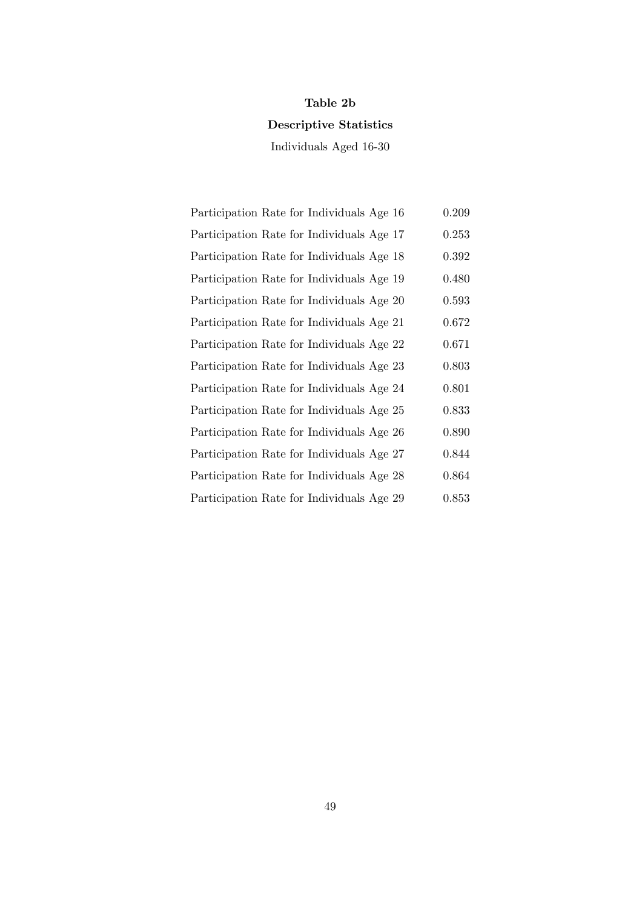**Table 2b**

**Descriptive Statistics**

Individuals Aged 16-30

| | |
|---|---|
| Participation Rate for Individuals Age 16 | 0.209 |
| Participation Rate for Individuals Age 17 | 0.253 |
| Participation Rate for Individuals Age 18 | 0.392 |
| Participation Rate for Individuals Age 19 | 0.480 |
| Participation Rate for Individuals Age 20 | 0.593 |
| Participation Rate for Individuals Age 21 | 0.672 |
| Participation Rate for Individuals Age 22 | 0.671 |
| Participation Rate for Individuals Age 23 | 0.803 |
| Participation Rate for Individuals Age 24 | 0.801 |
| Participation Rate for Individuals Age 25 | 0.833 |
| Participation Rate for Individuals Age 26 | 0.890 |
| Participation Rate for Individuals Age 27 | 0.844 |
| Participation Rate for Individuals Age 28 | 0.864 |
| Participation Rate for Individuals Age 29 | 0.853 |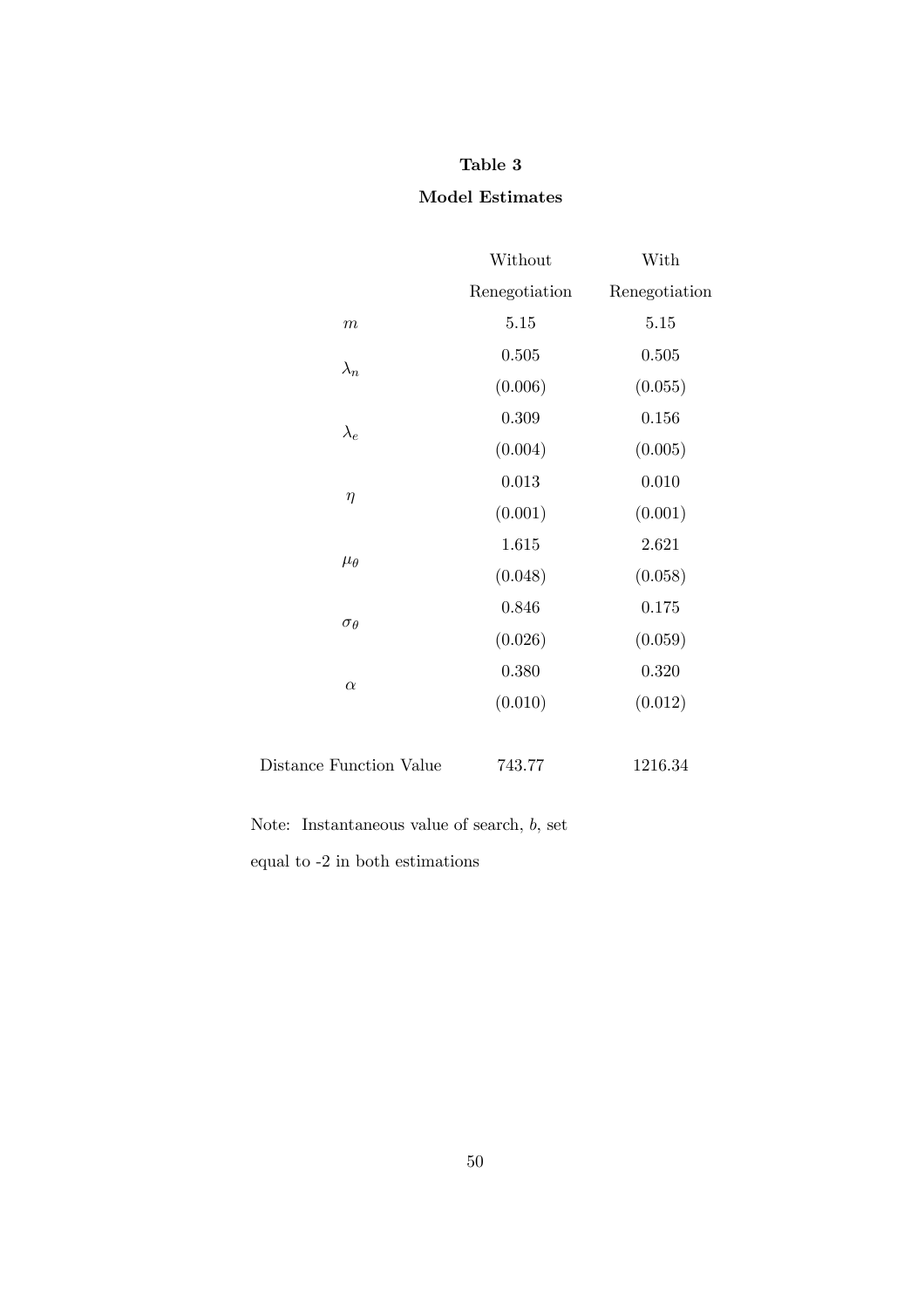**Table 3**

**Model Estimates**

| | Without Renegotiation | With Renegotiation |
|---|---|---|
| $m$ | 5.15 | 5.15 |
| $\lambda_n$ | 0.505 | 0.505 |
| | (0.006) | (0.055) |
| $\lambda_e$ | 0.309 | 0.156 |
| | (0.004) | (0.005) |
| $\eta$ | 0.013 | 0.010 |
| | (0.001) | (0.001) |
| $\mu_\theta$ | 1.615 | 2.621 |
| | (0.048) | (0.058) |
| $\sigma_\theta$ | 0.846 | 0.175 |
| | (0.026) | (0.059) |
| $\alpha$ | 0.380 | 0.320 |
| | (0.010) | (0.012) |
| Distance Function Value | 743.77 | 1216.34 |

Note: Instantaneous value of search, $b$, set equal to -2 in both estimations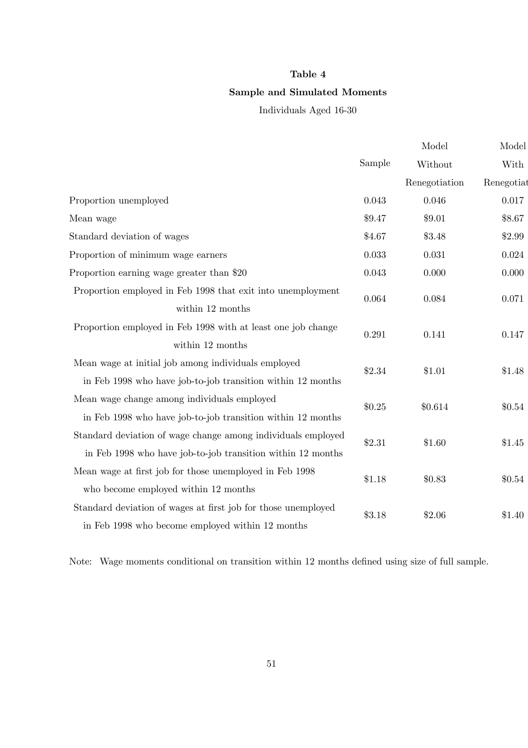**Table 4**

**Sample and Simulated Moments**

Individuals Aged 16-30

| | Sample | Model Without Renegotiation | Model With Renegotiat |
|---|---|---|---|
| Proportion unemployed | 0.043 | 0.046 | 0.017 |
| Mean wage | \$9.47 | \$9.01 | \$8.67 |
| Standard deviation of wages | \$4.67 | \$3.48 | \$2.99 |
| Proportion of minimum wage earners | 0.033 | 0.031 | 0.024 |
| Proportion earning wage greater than \$20 | 0.043 | 0.000 | 0.000 |
| Proportion employed in Feb 1998 that exit into unemployment within 12 months | 0.064 | 0.084 | 0.071 |
| Proportion employed in Feb 1998 with at least one job change within 12 months | 0.291 | 0.141 | 0.147 |
| Mean wage at initial job among individuals employed in Feb 1998 who have job-to-job transition within 12 months | \$2.34 | \$1.01 | \$1.48 |
| Mean wage change among individuals employed in Feb 1998 who have job-to-job transition within 12 months | \$0.25 | \$0.614 | \$0.54 |
| Standard deviation of wage change among individuals employed in Feb 1998 who have job-to-job transition within 12 months | \$2.31 | \$1.60 | \$1.45 |
| Mean wage at first job for those unemployed in Feb 1998 who become employed within 12 months | \$1.18 | \$0.83 | \$0.54 |
| Standard deviation of wages at first job for those unemployed in Feb 1998 who become employed within 12 months | \$3.18 | \$2.06 | \$1.40 |

Note: Wage moments conditional on transition within 12 months defined using size of full sample.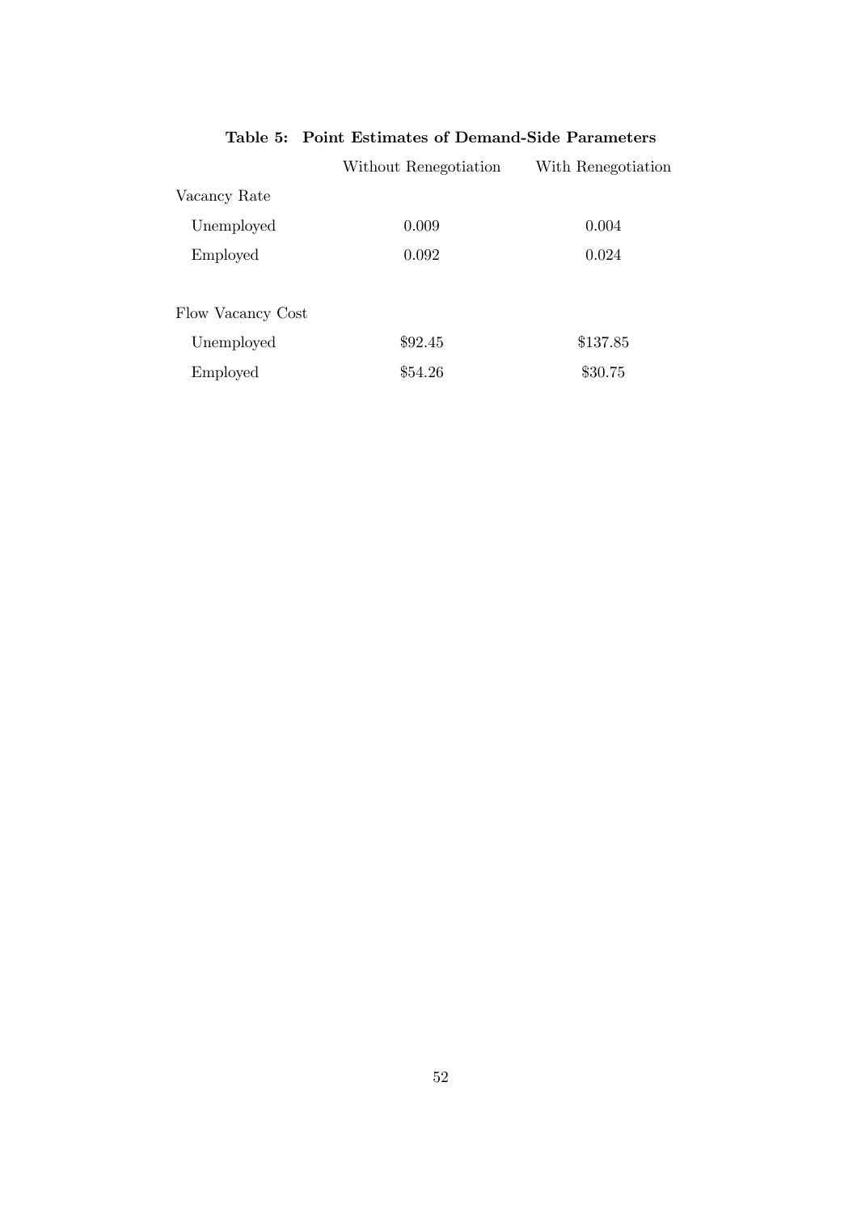**Table 5: Point Estimates of Demand-Side Parameters**

| | Without Renegotiation | With Renegotiation |
|---|---|---|
| Vacancy Rate | | |
| Unemployed | 0.009 | 0.004 |
| Employed | 0.092 | 0.024 |
| | | |
| Flow Vacancy Cost | | |
| Unemployed | $92.45 | $137.85 |
| Employed | $54.26 | $30.75 |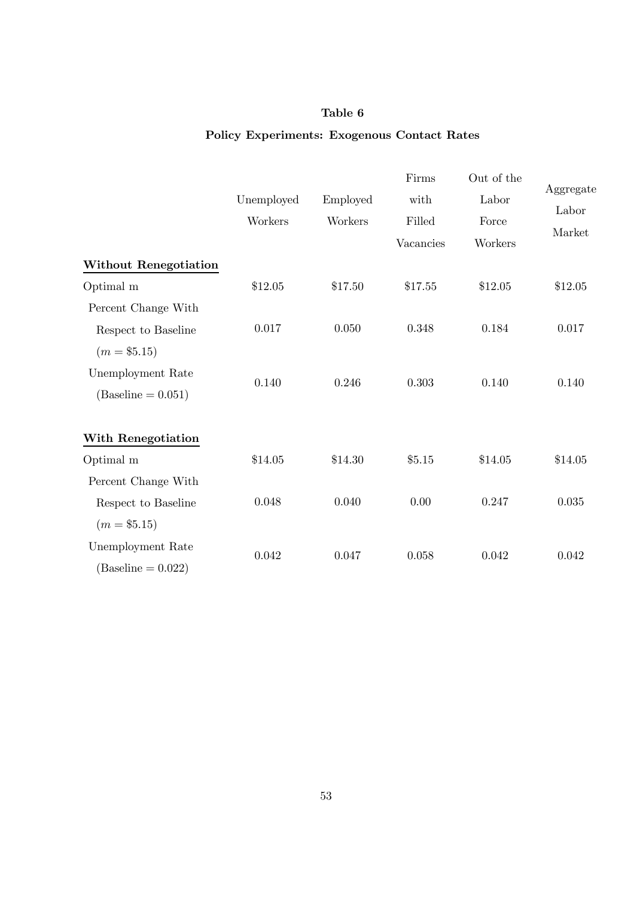**Table 6**

**Policy Experiments: Exogenous Contact Rates**

| | Unemployed Workers | Employed Workers | Firms with Filled Vacancies | Out of the Labor Force Workers | Aggregate Labor Market |
|---|---|---|---|---|---|
| **Without Renegotiation** | | | | | |
| Optimal m | \$12.05 | \$17.50 | \$17.55 | \$12.05 | \$12.05 |
| Percent Change With Respect to Baseline ($m = \$5.15$) | 0.017 | 0.050 | 0.348 | 0.184 | 0.017 |
| Unemployment Rate (Baseline = 0.051) | 0.140 | 0.246 | 0.303 | 0.140 | 0.140 |
| **With Renegotiation** | | | | | |
| Optimal m | \$14.05 | \$14.30 | \$5.15 | \$14.05 | \$14.05 |
| Percent Change With Respect to Baseline ($m = \$5.15$) | 0.048 | 0.040 | 0.00 | 0.247 | 0.035 |
| Unemployment Rate (Baseline = 0.022) | 0.042 | 0.047 | 0.058 | 0.042 | 0.042 |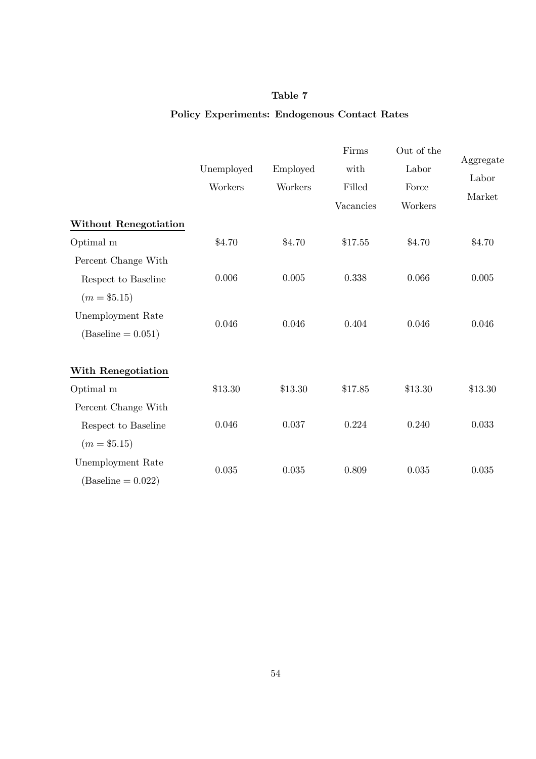**Table 7**

**Policy Experiments: Endogenous Contact Rates**

| | Unemployed Workers | Employed Workers | Firms with Filled Vacancies | Out of the Labor Force Workers | Aggregate Labor Market |
|---|---|---|---|---|---|
| **Without Renegotiation** | | | | | |
| Optimal m | \$4.70 | \$4.70 | \$17.55 | \$4.70 | \$4.70 |
| Percent Change With Respect to Baseline ($m = \$5.15$) | 0.006 | 0.005 | 0.338 | 0.066 | 0.005 |
| Unemployment Rate (Baseline = 0.051) | 0.046 | 0.046 | 0.404 | 0.046 | 0.046 |
| **With Renegotiation** | | | | | |
| Optimal m | \$13.30 | \$13.30 | \$17.85 | \$13.30 | \$13.30 |
| Percent Change With Respect to Baseline ($m = \$5.15$) | 0.046 | 0.037 | 0.224 | 0.240 | 0.033 |
| Unemployment Rate (Baseline = 0.022) | 0.035 | 0.035 | 0.809 | 0.035 | 0.035 |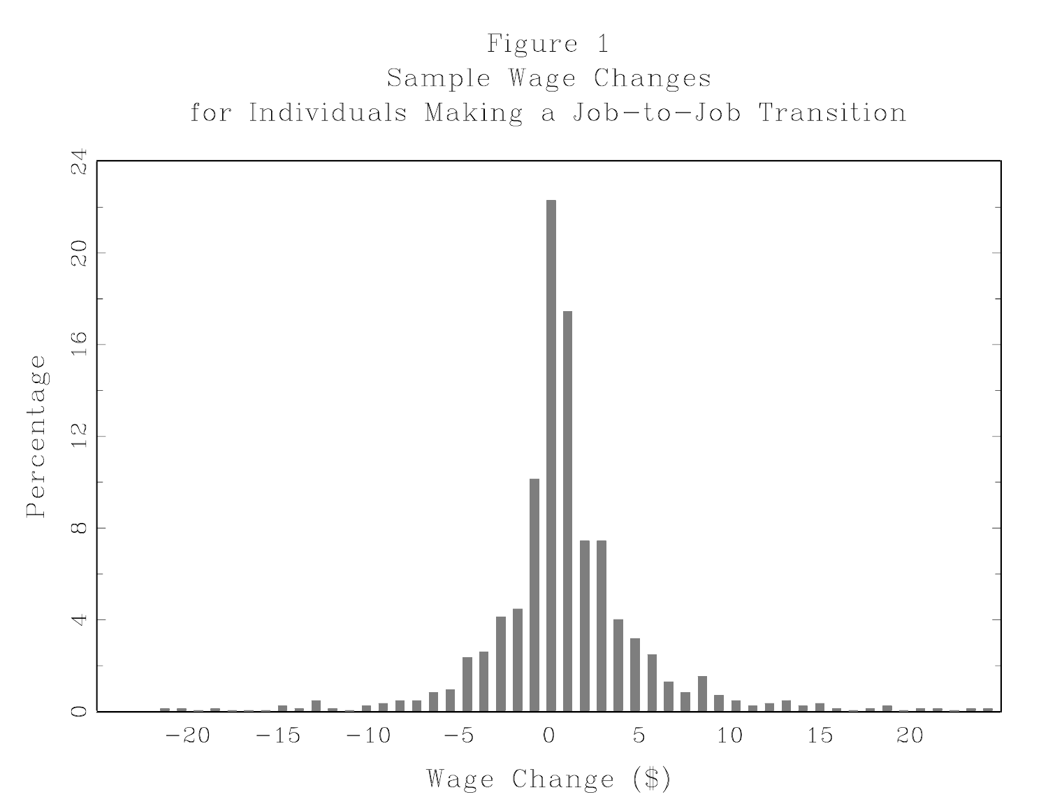Figure 1
Sample Wage Changes
for Individuals Making a Job-to-Job Transition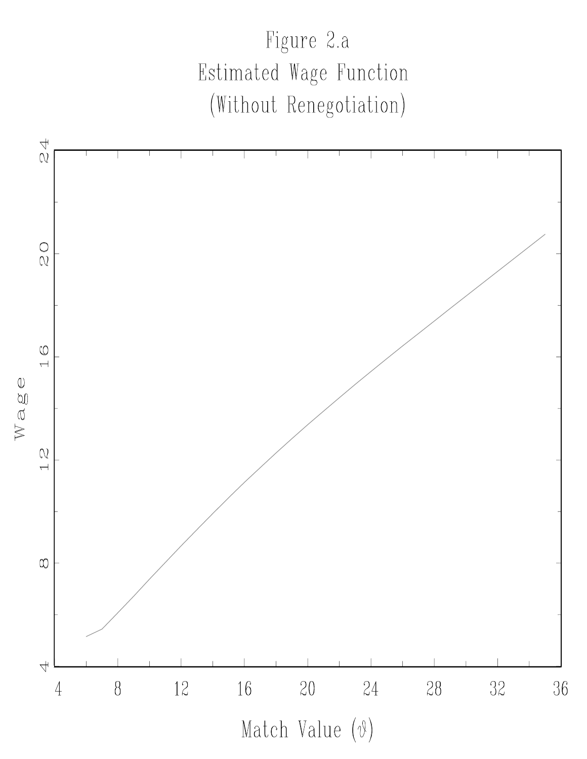Figure 2.a

Estimated Wage Function

(Without Renegotiation)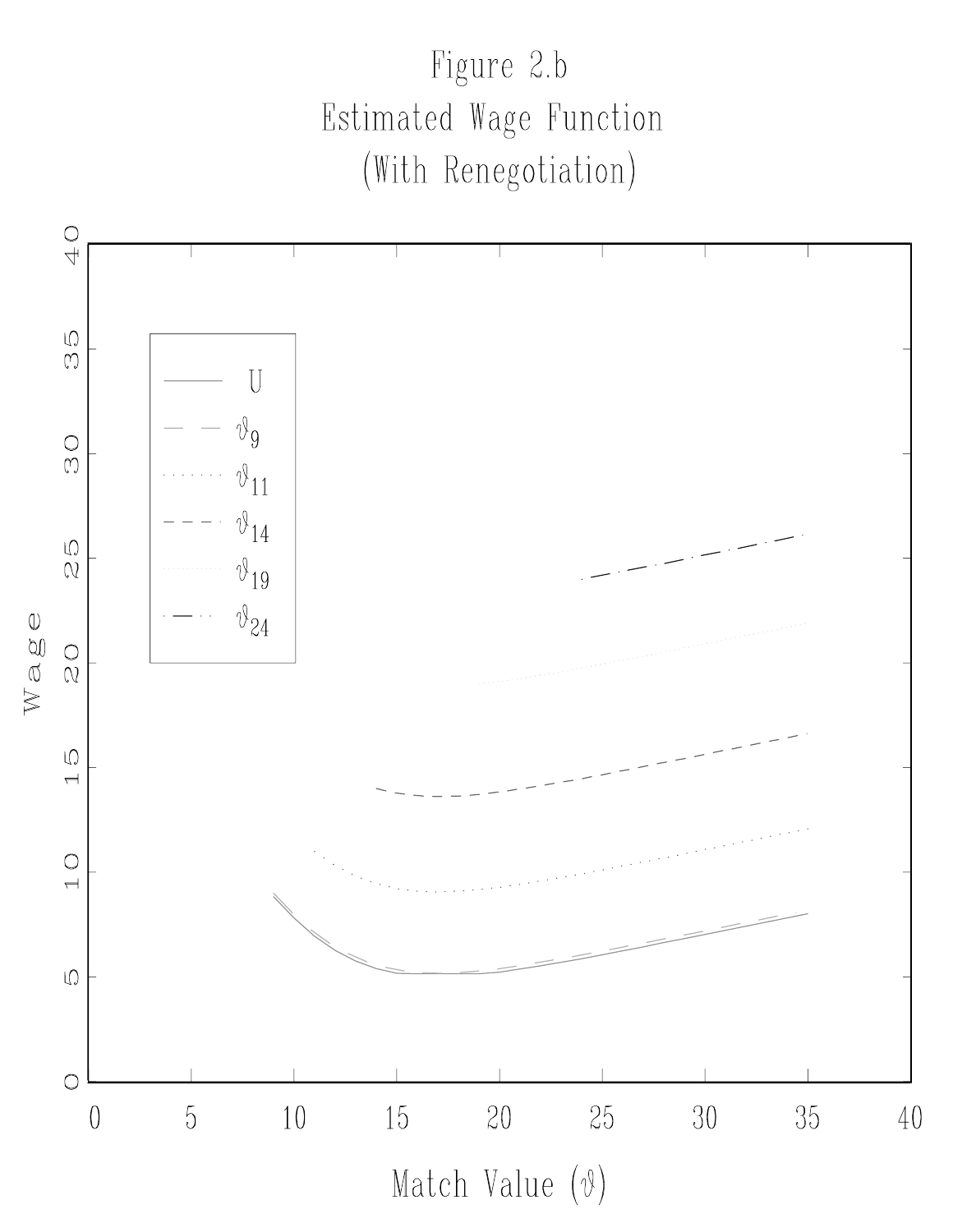# Figure 2.b

## Estimated Wage Function

## (With Renegotiation)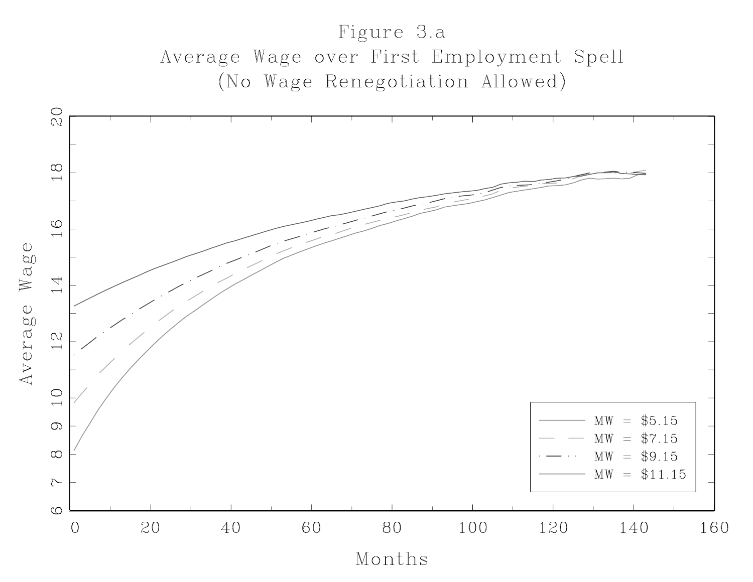Figure 3.a

Average Wage over First Employment Spell

(No Wage Renegotiation Allowed)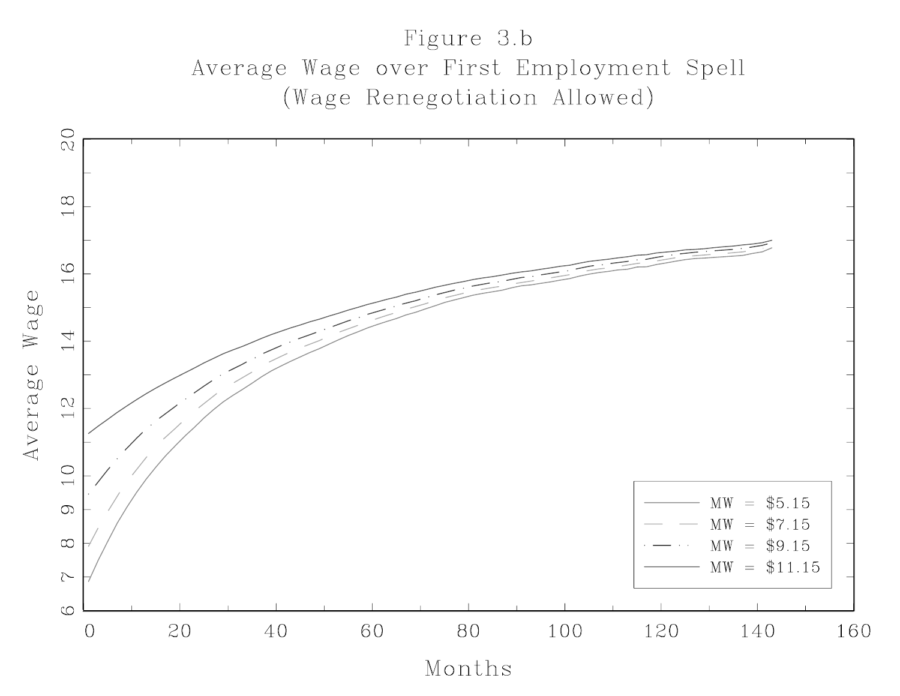Figure 3.b
Average Wage over First Employment Spell
(Wage Renegotiation Allowed)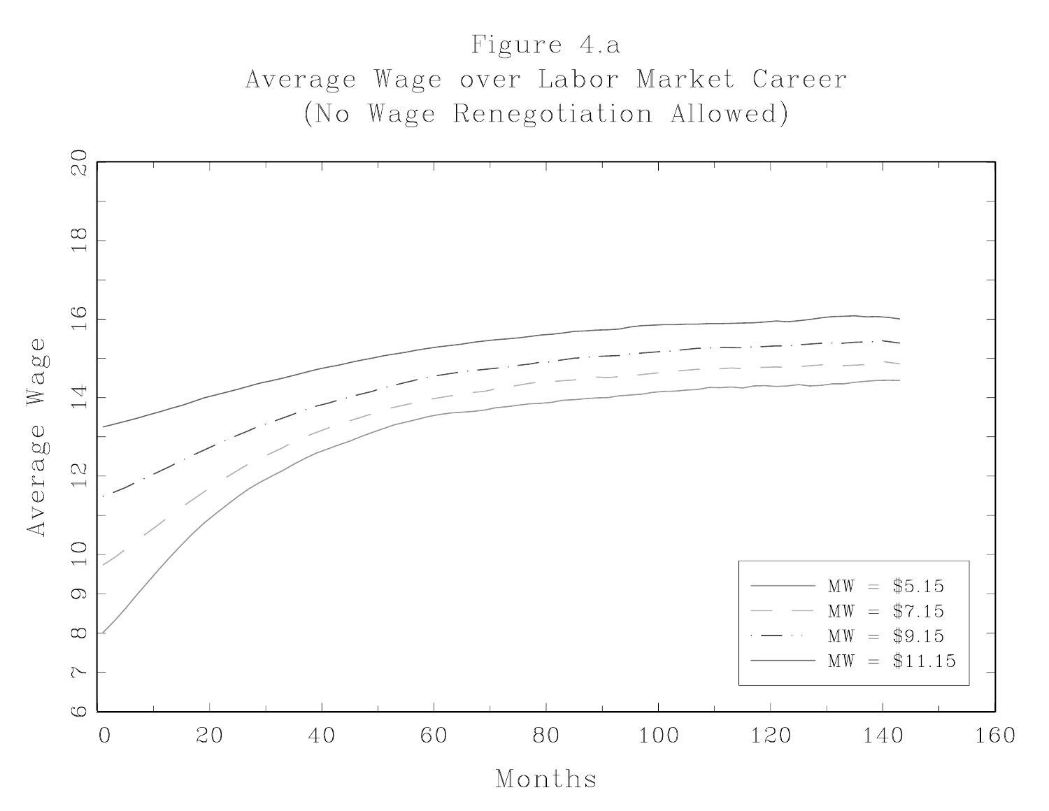Figure 4.a
Average Wage over Labor Market Career
(No Wage Renegotiation Allowed)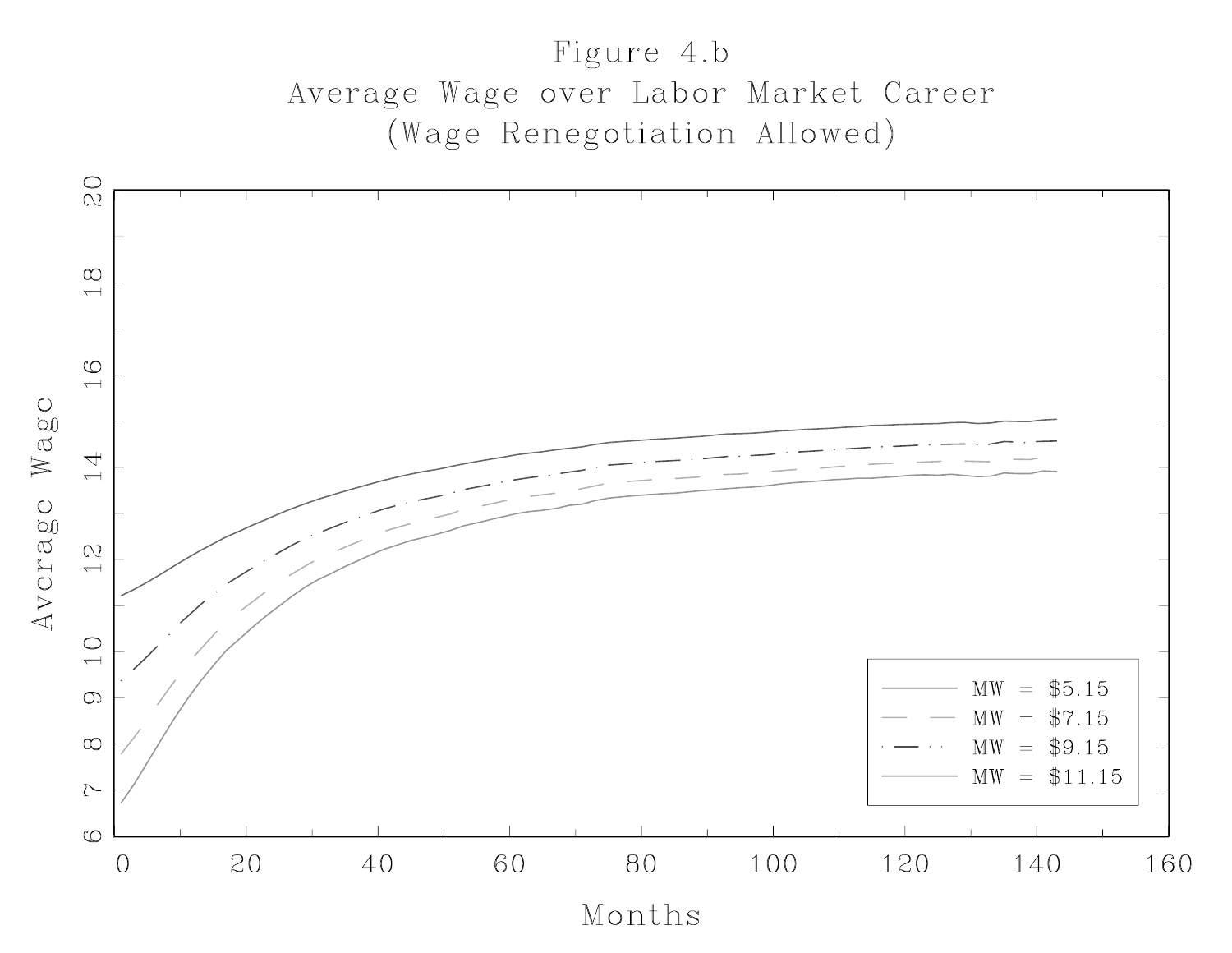# Figure 4.b

## Average Wage over Labor Market Career

### (Wage Renegotiation Allowed)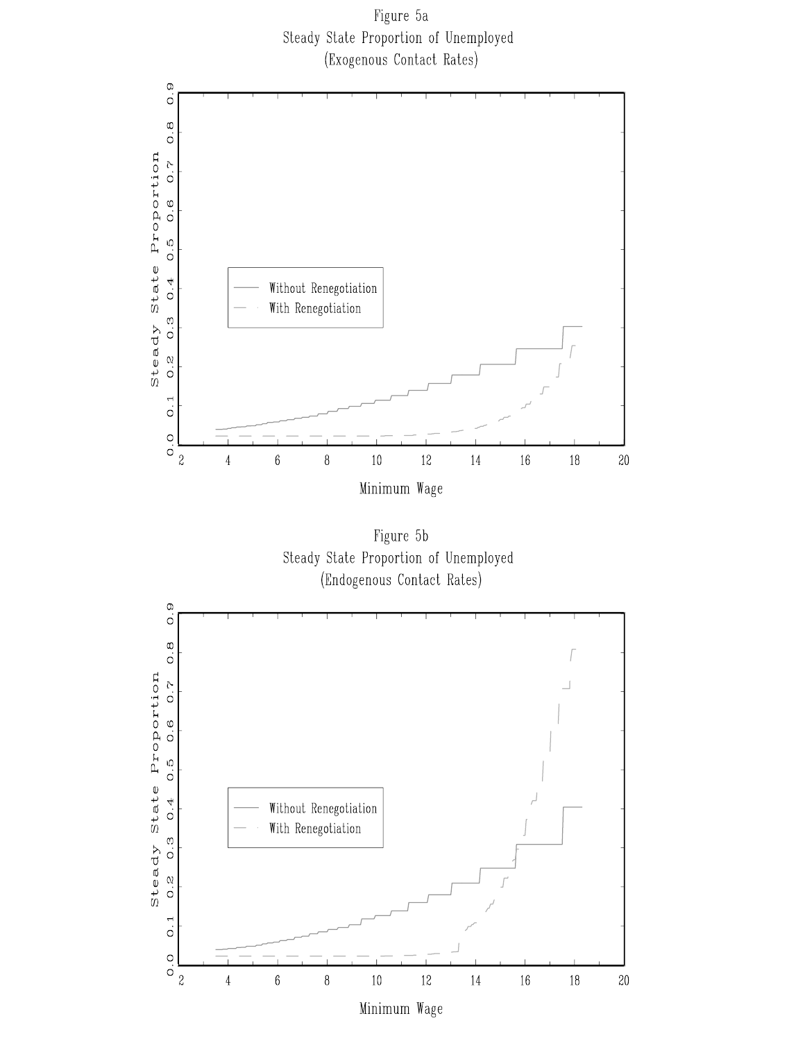Figure 5a
Steady State Proportion of Unemployed
(Exogenous Contact Rates)

Steady State Proportion

0.0
0.1
0.2
0.3
0.4
0.5
0.6
0.7
0.8
0.9

Without Renegotiation
With Renegotiation

2
4
6
8
10
12
14
16
18
20

Minimum Wage

Figure 5b
Steady State Proportion of Unemployed
(Endogenous Contact Rates)

Steady State Proportion

0.0
0.1
0.2
0.3
0.4
0.5
0.6
0.7
0.8
0.9

Without Renegotiation
With Renegotiation

2
4
6
8
10
12
14
16
18
20

Minimum Wage